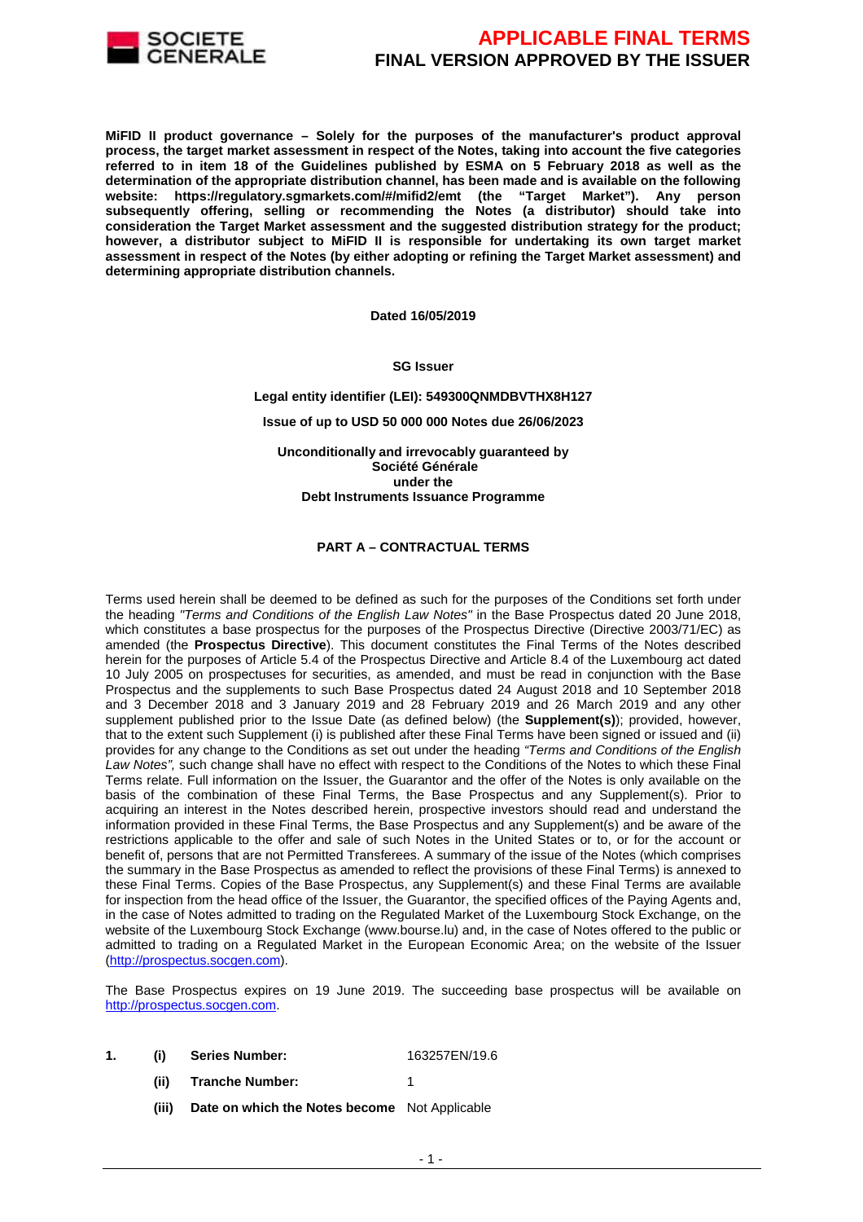# APPLICABLE FINAL TERMS

## FINAL VERSION APPROVED BY THE ISSUER

**MiFID II product governance – Solely for the purposes of the manufacturer's product approval process, the target market assessment in respect of the Notes, taking into account the five categories referred to in item 18 of the Guidelines published by ESMA on 5 February 2018 as well as the determination of the appropriate distribution channel, has been made and is available on the following website: https://regulatory.sgmarkets.com/#/mifid2/emt (the "Target Market"). Any person subsequently offering, selling or recommending the Notes (a distributor) should take into consideration the Target Market assessment and the suggested distribution strategy for the product; however, a distributor subject to MiFID II is responsible for undertaking its own target market assessment in respect of the Notes (by either adopting or refining the Target Market assessment) and determining appropriate distribution channels.**

**Dated 16/05/2019**

**SG Issuer**

**Legal entity identifier (LEI): 549300QNMDBVTHX8H127**

**Issue of up to USD 50 000 000 Notes due 26/06/2023**

**Unconditionally and irrevocably guaranteed by**
**Société Générale**
**under the**
**Debt Instruments Issuance Programme**

**PART A – CONTRACTUAL TERMS**

Terms used herein shall be deemed to be defined as such for the purposes of the Conditions set forth under the heading *"Terms and Conditions of the English Law Notes"* in the Base Prospectus dated 20 June 2018, which constitutes a base prospectus for the purposes of the Prospectus Directive (Directive 2003/71/EC) as amended (the **Prospectus Directive**). This document constitutes the Final Terms of the Notes described herein for the purposes of Article 5.4 of the Prospectus Directive and Article 8.4 of the Luxembourg act dated 10 July 2005 on prospectuses for securities, as amended, and must be read in conjunction with the Base Prospectus and the supplements to such Base Prospectus dated 24 August 2018 and 10 September 2018 and 3 December 2018 and 3 January 2019 and 28 February 2019 and 26 March 2019 and any other supplement published prior to the Issue Date (as defined below) (the **Supplement(s)**); provided, however, that to the extent such Supplement (i) is published after these Final Terms have been signed or issued and (ii) provides for any change to the Conditions as set out under the heading *"Terms and Conditions of the English Law Notes",* such change shall have no effect with respect to the Conditions of the Notes to which these Final Terms relate. Full information on the Issuer, the Guarantor and the offer of the Notes is only available on the basis of the combination of these Final Terms, the Base Prospectus and any Supplement(s). Prior to acquiring an interest in the Notes described herein, prospective investors should read and understand the information provided in these Final Terms, the Base Prospectus and any Supplement(s) and be aware of the restrictions applicable to the offer and sale of such Notes in the United States or to, or for the account or benefit of, persons that are not Permitted Transferees. A summary of the issue of the Notes (which comprises the summary in the Base Prospectus as amended to reflect the provisions of these Final Terms) is annexed to these Final Terms. Copies of the Base Prospectus, any Supplement(s) and these Final Terms are available for inspection from the head office of the Issuer, the Guarantor, the specified offices of the Paying Agents and, in the case of Notes admitted to trading on the Regulated Market of the Luxembourg Stock Exchange, on the website of the Luxembourg Stock Exchange (www.bourse.lu) and, in the case of Notes offered to the public or admitted to trading on a Regulated Market in the European Economic Area; on the website of the Issuer (http://prospectus.socgen.com).

The Base Prospectus expires on 19 June 2019. The succeeding base prospectus will be available on http://prospectus.socgen.com.

| | | | |
|---|---|---|---|
| **1.** | **(i)** | **Series Number:** | 163257EN/19.6 |
| | **(ii)** | **Tranche Number:** | 1 |
| | **(iii)** | **Date on which the Notes become** | Not Applicable |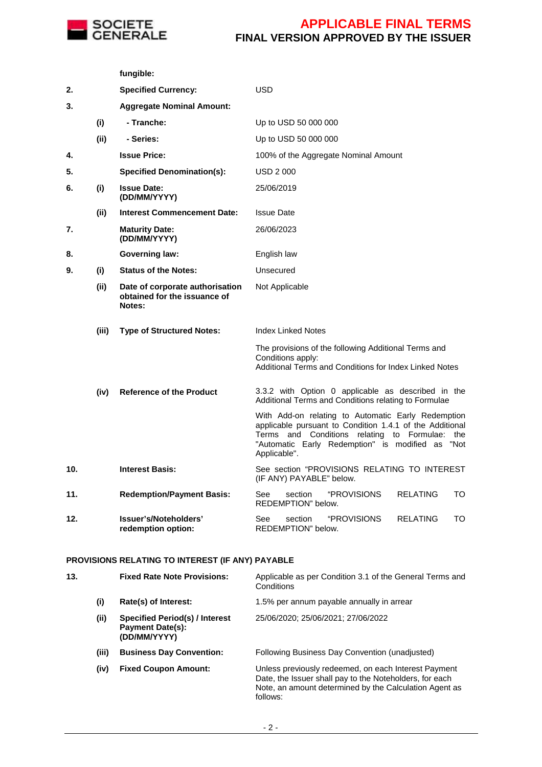| | | | |
|---|---|---|---|
| | | **fungible:** | |
| **2.** | | **Specified Currency:** | USD |
| **3.** | | **Aggregate Nominal Amount:** | |
| | **(i)** | **- Tranche:** | Up to USD 50 000 000 |
| | **(ii)** | **- Series:** | Up to USD 50 000 000 |
| **4.** | | **Issue Price:** | 100% of the Aggregate Nominal Amount |
| **5.** | | **Specified Denomination(s):** | USD 2 000 |
| **6.** | **(i)** | **Issue Date: (DD/MM/YYYY)** | 25/06/2019 |
| | **(ii)** | **Interest Commencement Date:** | Issue Date |
| **7.** | | **Maturity Date: (DD/MM/YYYY)** | 26/06/2023 |
| **8.** | | **Governing law:** | English law |
| **9.** | **(i)** | **Status of the Notes:** | Unsecured |
| | **(ii)** | **Date of corporate authorisation obtained for the issuance of Notes:** | Not Applicable |
| | **(iii)** | **Type of Structured Notes:** | Index Linked Notes<br><br>The provisions of the following Additional Terms and Conditions apply:<br>Additional Terms and Conditions for Index Linked Notes |
| | **(iv)** | **Reference of the Product** | 3.3.2 with Option 0 applicable as described in the Additional Terms and Conditions relating to Formulae<br><br>With Add-on relating to Automatic Early Redemption applicable pursuant to Condition 1.4.1 of the Additional Terms and Conditions relating to Formulae: the "Automatic Early Redemption" is modified as "Not Applicable". |
| **10.** | | **Interest Basis:** | See section "PROVISIONS RELATING TO INTEREST (IF ANY) PAYABLE" below. |
| **11.** | | **Redemption/Payment Basis:** | See section "PROVISIONS RELATING TO REDEMPTION" below. |
| **12.** | | **Issuer's/Noteholders' redemption option:** | See section "PROVISIONS RELATING TO REDEMPTION" below. |

**PROVISIONS RELATING TO INTEREST (IF ANY) PAYABLE**

| | | | |
|---|---|---|---|
| **13.** | | **Fixed Rate Note Provisions:** | Applicable as per Condition 3.1 of the General Terms and Conditions |
| | **(i)** | **Rate(s) of Interest:** | 1.5% per annum payable annually in arrear |
| | **(ii)** | **Specified Period(s) / Interest Payment Date(s): (DD/MM/YYYY)** | 25/06/2020; 25/06/2021; 27/06/2022 |
| | **(iii)** | **Business Day Convention:** | Following Business Day Convention (unadjusted) |
| | **(iv)** | **Fixed Coupon Amount:** | Unless previously redeemed, on each Interest Payment Date, the Issuer shall pay to the Noteholders, for each Note, an amount determined by the Calculation Agent as follows: |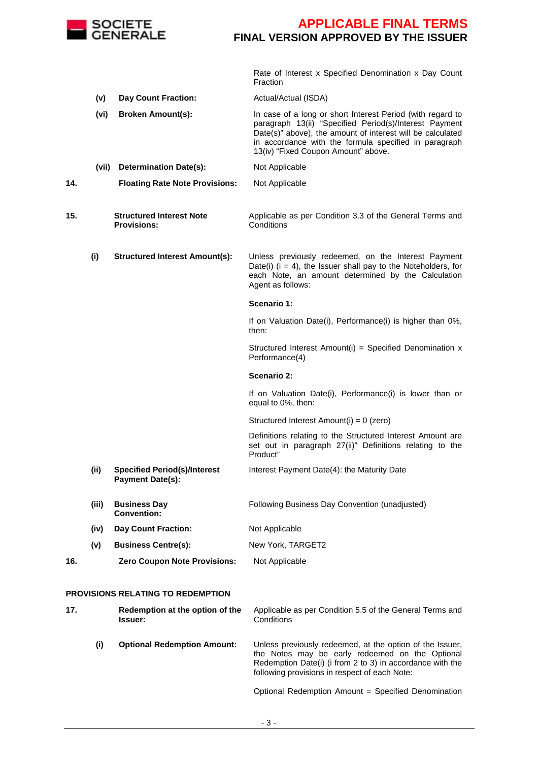| | | | |
|---|---|---|---|
| | | | Rate of Interest x Specified Denomination x Day Count Fraction |
| | (v) | **Day Count Fraction:** | Actual/Actual (ISDA) |
| | (vi) | **Broken Amount(s):** | In case of a long or short Interest Period (with regard to paragraph 13(ii) "Specified Period(s)/Interest Payment Date(s)" above), the amount of interest will be calculated in accordance with the formula specified in paragraph 13(iv) "Fixed Coupon Amount" above. |
| | (vii) | **Determination Date(s):** | Not Applicable |
| **14.** | | **Floating Rate Note Provisions:** | Not Applicable |
| **15.** | | **Structured Interest Note Provisions:** | Applicable as per Condition 3.3 of the General Terms and Conditions |
| | (i) | **Structured Interest Amount(s):** | Unless previously redeemed, on the Interest Payment Date(i) (i = 4), the Issuer shall pay to the Noteholders, for each Note, an amount determined by the Calculation Agent as follows:<br><br>**Scenario 1:**<br><br>If on Valuation Date(i), Performance(i) is higher than 0%, then:<br><br>Structured Interest Amount(i) = Specified Denomination x Performance(4)<br><br>**Scenario 2:**<br><br>If on Valuation Date(i), Performance(i) is lower than or equal to 0%, then:<br><br>Structured Interest Amount(i) = 0 (zero)<br><br>Definitions relating to the Structured Interest Amount are set out in paragraph 27(ii)" Definitions relating to the Product" |
| | (ii) | **Specified Period(s)/Interest Payment Date(s):** | Interest Payment Date(4): the Maturity Date |
| | (iii) | **Business Day Convention:** | Following Business Day Convention (unadjusted) |
| | (iv) | **Day Count Fraction:** | Not Applicable |
| | (v) | **Business Centre(s):** | New York, TARGET2 |
| **16.** | | **Zero Coupon Note Provisions:** | Not Applicable |

**PROVISIONS RELATING TO REDEMPTION**

| | | | |
|---|---|---|---|
| **17.** | | **Redemption at the option of the Issuer:** | Applicable as per Condition 5.5 of the General Terms and Conditions |
| | (i) | **Optional Redemption Amount:** | Unless previously redeemed, at the option of the Issuer, the Notes may be early redeemed on the Optional Redemption Date(i) (i from 2 to 3) in accordance with the following provisions in respect of each Note:<br><br>Optional Redemption Amount = Specified Denomination |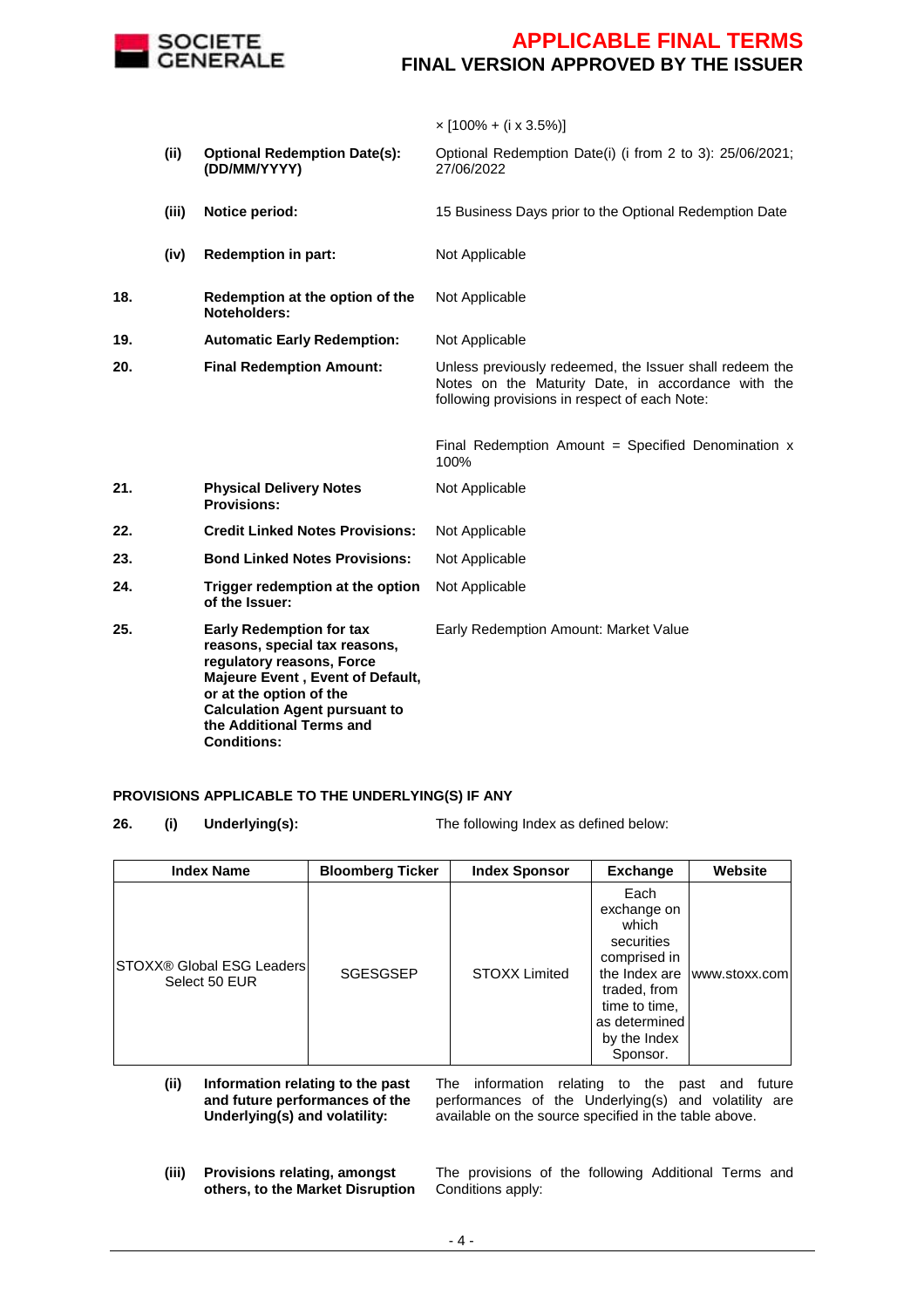× [100% + (i x 3.5%)]

| | | | |
|---|---|---|---|
| | **(ii)** | **Optional Redemption Date(s): (DD/MM/YYYY)** | Optional Redemption Date(i) (i from 2 to 3): 25/06/2021; 27/06/2022 |
| | **(iii)** | **Notice period:** | 15 Business Days prior to the Optional Redemption Date |
| | **(iv)** | **Redemption in part:** | Not Applicable |
| **18.** | | **Redemption at the option of the Noteholders:** | Not Applicable |
| **19.** | | **Automatic Early Redemption:** | Not Applicable |
| **20.** | | **Final Redemption Amount:** | Unless previously redeemed, the Issuer shall redeem the Notes on the Maturity Date, in accordance with the following provisions in respect of each Note:<br><br>Final Redemption Amount = Specified Denomination x 100% |
| **21.** | | **Physical Delivery Notes Provisions:** | Not Applicable |
| **22.** | | **Credit Linked Notes Provisions:** | Not Applicable |
| **23.** | | **Bond Linked Notes Provisions:** | Not Applicable |
| **24.** | | **Trigger redemption at the option of the Issuer:** | Not Applicable |
| **25.** | | **Early Redemption for tax reasons, special tax reasons, regulatory reasons, Force Majeure Event , Event of Default, or at the option of the Calculation Agent pursuant to the Additional Terms and Conditions:** | Early Redemption Amount: Market Value |

**PROVISIONS APPLICABLE TO THE UNDERLYING(S) IF ANY**

**26. (i) Underlying(s):** The following Index as defined below:

| Index Name | Bloomberg Ticker | Index Sponsor | Exchange | Website |
|---|---|---|---|---|
| STOXX® Global ESG Leaders Select 50 EUR | SGESGSEP | STOXX Limited | Each exchange on which securities comprised in the Index are traded, from time to time, as determined by the Index Sponsor. | www.stoxx.com |

| | | |
|---|---|---|
| **(ii)** | **Information relating to the past and future performances of the Underlying(s) and volatility:** | The information relating to the past and future performances of the Underlying(s) and volatility are available on the source specified in the table above. |
| **(iii)** | **Provisions relating, amongst others, to the Market Disruption** | The provisions of the following Additional Terms and Conditions apply: |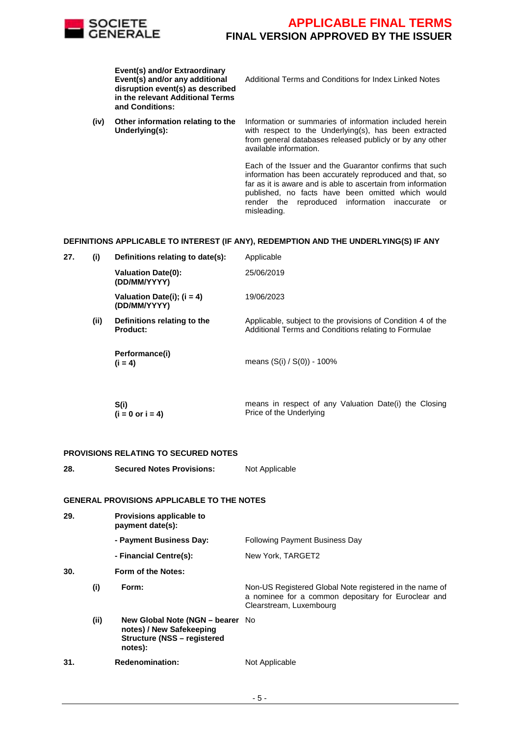| | | | |
|---|---|---|---|
| | | **Event(s) and/or Extraordinary Event(s) and/or any additional disruption event(s) as described in the relevant Additional Terms and Conditions:** | Additional Terms and Conditions for Index Linked Notes |
| | **(iv)** | **Other information relating to the Underlying(s):** | Information or summaries of information included herein with respect to the Underlying(s), has been extracted from general databases released publicly or by any other available information.<br><br>Each of the Issuer and the Guarantor confirms that such information has been accurately reproduced and that, so far as it is aware and is able to ascertain from information published, no facts have been omitted which would render the reproduced information inaccurate or misleading. |

**DEFINITIONS APPLICABLE TO INTEREST (IF ANY), REDEMPTION AND THE UNDERLYING(S) IF ANY**

| | | | |
|---|---|---|---|
| **27.** | **(i)** | **Definitions relating to date(s):** | Applicable |
| | | **Valuation Date(0): (DD/MM/YYYY)** | 25/06/2019 |
| | | **Valuation Date(i); (i = 4) (DD/MM/YYYY)** | 19/06/2023 |
| | **(ii)** | **Definitions relating to the Product:** | Applicable, subject to the provisions of Condition 4 of the Additional Terms and Conditions relating to Formulae |
| | | **Performance(i) (i = 4)** | means (S(i) / S(0)) - 100% |
| | | **S(i) (i = 0 or i = 4)** | means in respect of any Valuation Date(i) the Closing Price of the Underlying |

**PROVISIONS RELATING TO SECURED NOTES**

| | | |
|---|---|---|
| **28.** | **Secured Notes Provisions:** | Not Applicable |

**GENERAL PROVISIONS APPLICABLE TO THE NOTES**

| | | | |
|---|---|---|---|
| **29.** | | **Provisions applicable to payment date(s):** | |
| | | **- Payment Business Day:** | Following Payment Business Day |
| | | **- Financial Centre(s):** | New York, TARGET2 |
| **30.** | | **Form of the Notes:** | |
| | **(i)** | **Form:** | Non-US Registered Global Note registered in the name of a nominee for a common depositary for Euroclear and Clearstream, Luxembourg |
| | **(ii)** | **New Global Note (NGN – bearer notes) / New Safekeeping Structure (NSS – registered notes):** | No |
| **31.** | | **Redenomination:** | Not Applicable |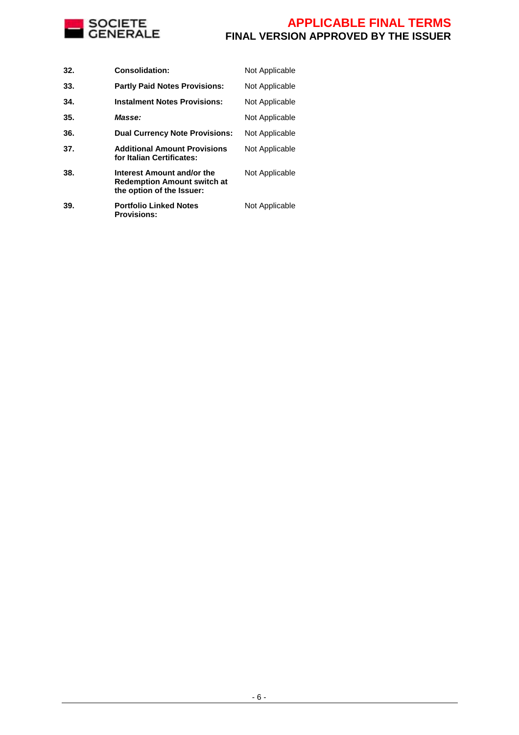| | | |
|---|---|---|
| **32.** | **Consolidation:** | Not Applicable |
| **33.** | **Partly Paid Notes Provisions:** | Not Applicable |
| **34.** | **Instalment Notes Provisions:** | Not Applicable |
| **35.** | ***Masse:*** | Not Applicable |
| **36.** | **Dual Currency Note Provisions:** | Not Applicable |
| **37.** | **Additional Amount Provisions for Italian Certificates:** | Not Applicable |
| **38.** | **Interest Amount and/or the Redemption Amount switch at the option of the Issuer:** | Not Applicable |
| **39.** | **Portfolio Linked Notes Provisions:** | Not Applicable |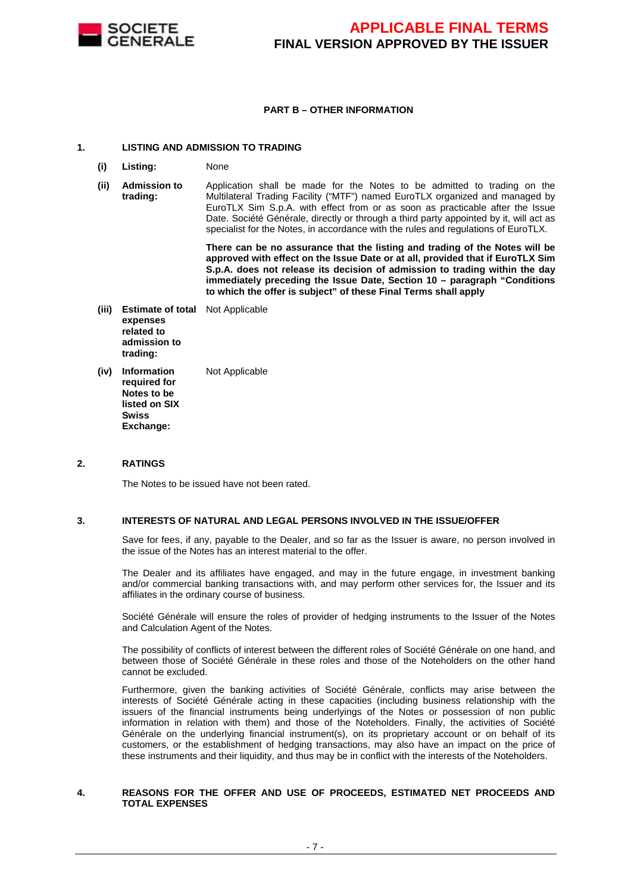**PART B – OTHER INFORMATION**

**1. LISTING AND ADMISSION TO TRADING**

**(i) Listing:** None

**(ii) Admission to trading:** Application shall be made for the Notes to be admitted to trading on the Multilateral Trading Facility ("MTF") named EuroTLX organized and managed by EuroTLX Sim S.p.A. with effect from or as soon as practicable after the Issue Date. Société Générale, directly or through a third party appointed by it, will act as specialist for the Notes, in accordance with the rules and regulations of EuroTLX.

**There can be no assurance that the listing and trading of the Notes will be approved with effect on the Issue Date or at all, provided that if EuroTLX Sim S.p.A. does not release its decision of admission to trading within the day immediately preceding the Issue Date, Section 10 – paragraph "Conditions to which the offer is subject" of these Final Terms shall apply**

**(iii) Estimate of total expenses related to admission to trading:** Not Applicable

**(iv) Information required for Notes to be listed on SIX Swiss Exchange:** Not Applicable

**2. RATINGS**

The Notes to be issued have not been rated.

**3. INTERESTS OF NATURAL AND LEGAL PERSONS INVOLVED IN THE ISSUE/OFFER**

Save for fees, if any, payable to the Dealer, and so far as the Issuer is aware, no person involved in the issue of the Notes has an interest material to the offer.

The Dealer and its affiliates have engaged, and may in the future engage, in investment banking and/or commercial banking transactions with, and may perform other services for, the Issuer and its affiliates in the ordinary course of business.

Société Générale will ensure the roles of provider of hedging instruments to the Issuer of the Notes and Calculation Agent of the Notes.

The possibility of conflicts of interest between the different roles of Société Générale on one hand, and between those of Société Générale in these roles and those of the Noteholders on the other hand cannot be excluded.

Furthermore, given the banking activities of Société Générale, conflicts may arise between the interests of Société Générale acting in these capacities (including business relationship with the issuers of the financial instruments being underlyings of the Notes or possession of non public information in relation with them) and those of the Noteholders. Finally, the activities of Société Générale on the underlying financial instrument(s), on its proprietary account or on behalf of its customers, or the establishment of hedging transactions, may also have an impact on the price of these instruments and their liquidity, and thus may be in conflict with the interests of the Noteholders.

**4. REASONS FOR THE OFFER AND USE OF PROCEEDS, ESTIMATED NET PROCEEDS AND TOTAL EXPENSES**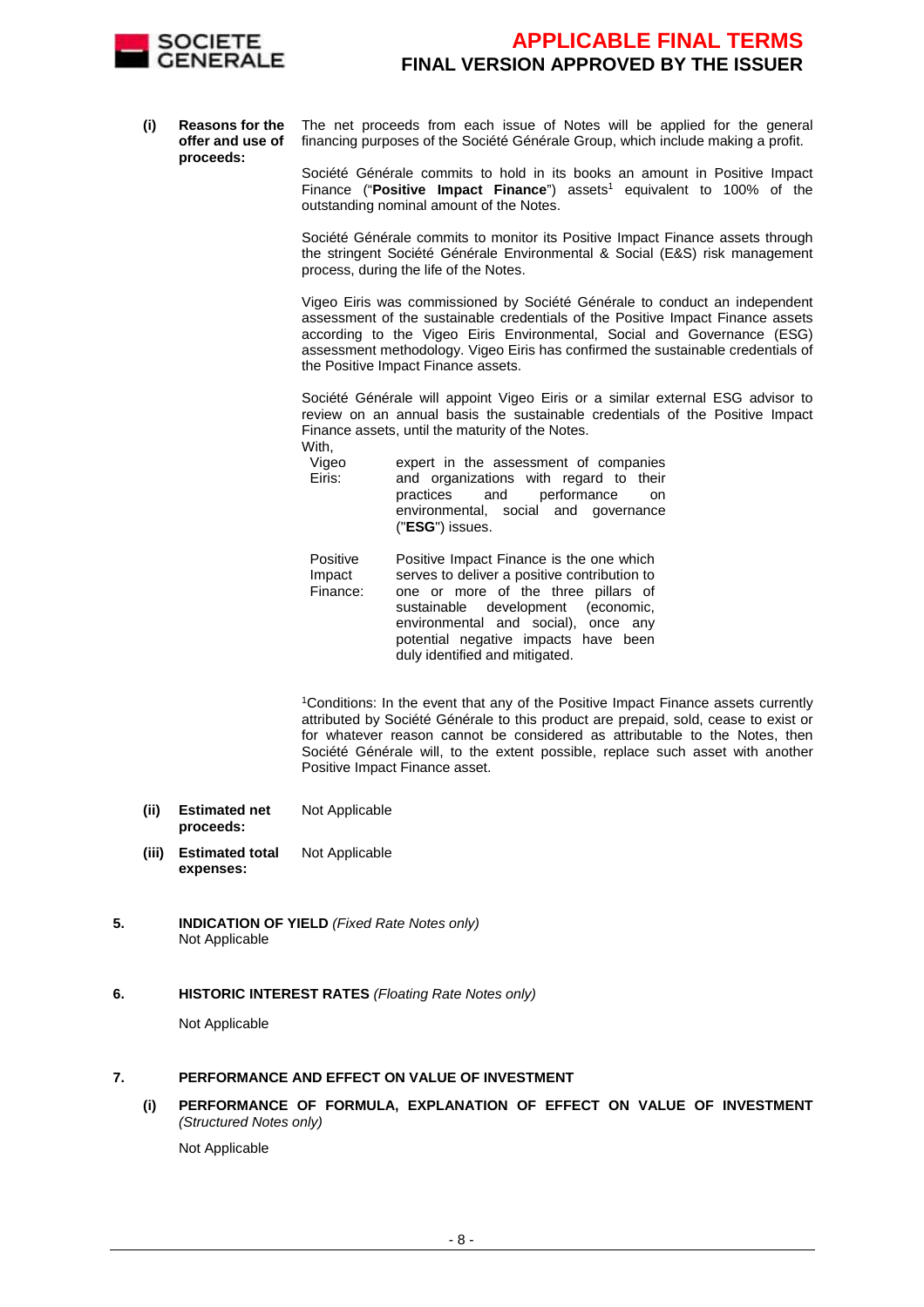**(i) Reasons for the offer and use of proceeds:**

The net proceeds from each issue of Notes will be applied for the general financing purposes of the Société Générale Group, which include making a profit.

Société Générale commits to hold in its books an amount in Positive Impact Finance ("**Positive Impact Finance**") assets[1] equivalent to 100% of the outstanding nominal amount of the Notes.

Société Générale commits to monitor its Positive Impact Finance assets through the stringent Société Générale Environmental & Social (E&S) risk management process, during the life of the Notes.

Vigeo Eiris was commissioned by Société Générale to conduct an independent assessment of the sustainable credentials of the Positive Impact Finance assets according to the Vigeo Eiris Environmental, Social and Governance (ESG) assessment methodology. Vigeo Eiris has confirmed the sustainable credentials of the Positive Impact Finance assets.

Société Générale will appoint Vigeo Eiris or a similar external ESG advisor to review on an annual basis the sustainable credentials of the Positive Impact Finance assets, until the maturity of the Notes.

With,

| | |
|---|---|
| Vigeo Eiris: | expert in the assessment of companies and organizations with regard to their practices and performance on environmental, social and governance ("**ESG**") issues. |
| Positive Impact Finance: | Positive Impact Finance is the one which serves to deliver a positive contribution to one or more of the three pillars of sustainable development (economic, environmental and social), once any potential negative impacts have been duly identified and mitigated. |

[1]Conditions: In the event that any of the Positive Impact Finance assets currently attributed by Société Générale to this product are prepaid, sold, cease to exist or for whatever reason cannot be considered as attributable to the Notes, then Société Générale will, to the extent possible, replace such asset with another Positive Impact Finance asset.

**(ii) Estimated net proceeds:** Not Applicable

**(iii) Estimated total expenses:** Not Applicable

## 5. INDICATION OF YIELD *(Fixed Rate Notes only)*

Not Applicable

## 6. HISTORIC INTEREST RATES *(Floating Rate Notes only)*

Not Applicable

## 7. PERFORMANCE AND EFFECT ON VALUE OF INVESTMENT

**(i) PERFORMANCE OF FORMULA, EXPLANATION OF EFFECT ON VALUE OF INVESTMENT** *(Structured Notes only)*

Not Applicable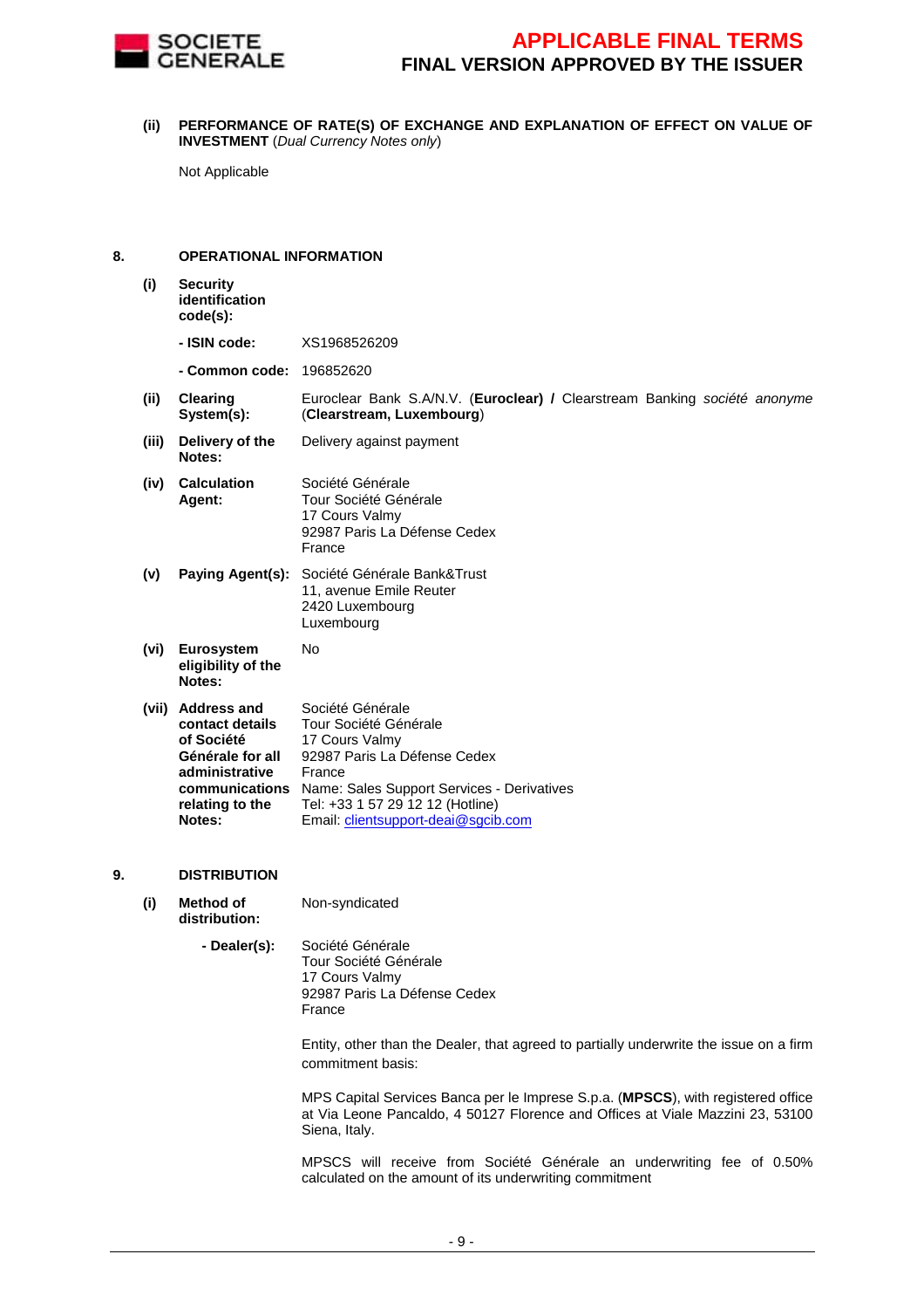**(ii) PERFORMANCE OF RATE(S) OF EXCHANGE AND EXPLANATION OF EFFECT ON VALUE OF INVESTMENT** (*Dual Currency Notes only*)

Not Applicable

## 8. OPERATIONAL INFORMATION

| | | |
|---|---|---|
| **(i)** | **Security identification code(s):** | |
| | **- ISIN code:** | XS1968526209 |
| | **- Common code:** | 196852620 |
| **(ii)** | **Clearing System(s):** | Euroclear Bank S.A/N.V. (**Euroclear) /** Clearstream Banking *société anonyme* (**Clearstream, Luxembourg**) |
| **(iii)** | **Delivery of the Notes:** | Delivery against payment |
| **(iv)** | **Calculation Agent:** | Société Générale<br>Tour Société Générale<br>17 Cours Valmy<br>92987 Paris La Défense Cedex<br>France |
| **(v)** | **Paying Agent(s):** | Société Générale Bank&Trust<br>11, avenue Emile Reuter<br>2420 Luxembourg<br>Luxembourg |
| **(vi)** | **Eurosystem eligibility of the Notes:** | No |
| **(vii)** | **Address and contact details of Société Générale for all administrative communications relating to the Notes:** | Société Générale<br>Tour Société Générale<br>17 Cours Valmy<br>92987 Paris La Défense Cedex<br>France<br>Name: Sales Support Services - Derivatives<br>Tel: +33 1 57 29 12 12 (Hotline)<br>Email: clientsupport-deai@sgcib.com |

## 9. DISTRIBUTION

| | | |
|---|---|---|
| **(i)** | **Method of distribution:** | Non-syndicated |
| | **- Dealer(s):** | Société Générale<br>Tour Société Générale<br>17 Cours Valmy<br>92987 Paris La Défense Cedex<br>France<br><br>Entity, other than the Dealer, that agreed to partially underwrite the issue on a firm commitment basis:<br><br>MPS Capital Services Banca per le Imprese S.p.a. (**MPSCS**), with registered office at Via Leone Pancaldo, 4 50127 Florence and Offices at Viale Mazzini 23, 53100 Siena, Italy.<br><br>MPSCS will receive from Société Générale an underwriting fee of 0.50% calculated on the amount of its underwriting commitment |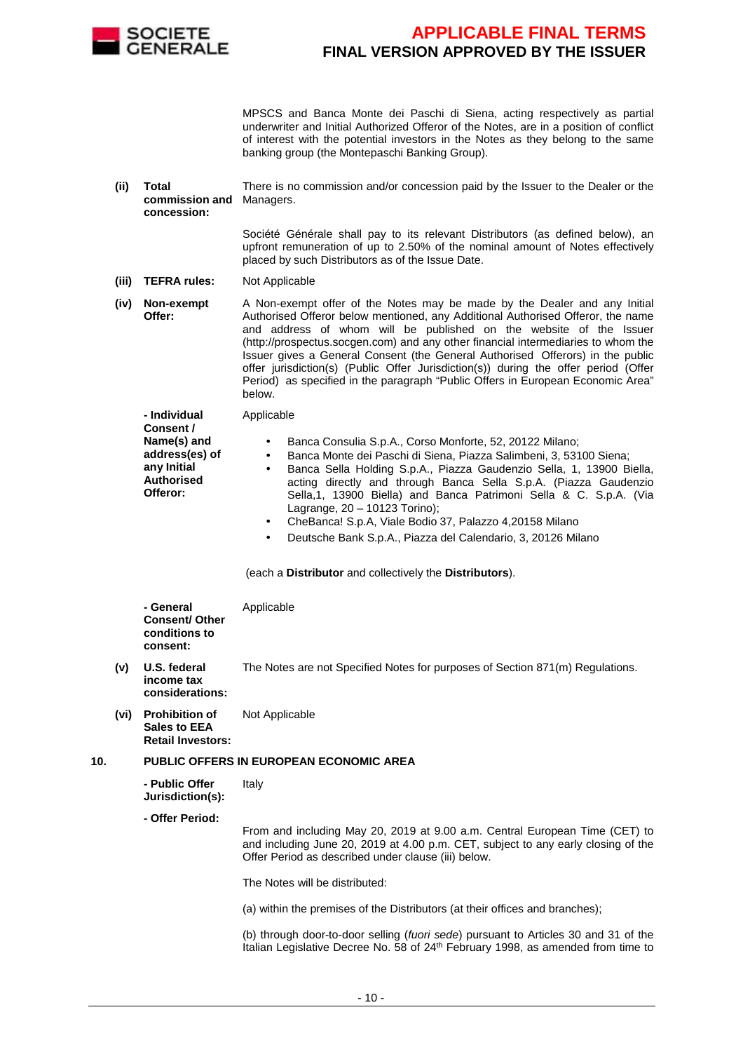MPSCS and Banca Monte dei Paschi di Siena, acting respectively as partial underwriter and Initial Authorized Offeror of the Notes, are in a position of conflict of interest with the potential investors in the Notes as they belong to the same banking group (the Montepaschi Banking Group).

**(ii) Total commission and concession:**

There is no commission and/or concession paid by the Issuer to the Dealer or the Managers.

Société Générale shall pay to its relevant Distributors (as defined below), an upfront remuneration of up to 2.50% of the nominal amount of Notes effectively placed by such Distributors as of the Issue Date.

**(iii) TEFRA rules:** Not Applicable

**(iv) Non-exempt Offer:**

A Non-exempt offer of the Notes may be made by the Dealer and any Initial Authorised Offeror below mentioned, any Additional Authorised Offeror, the name and address of whom will be published on the website of the Issuer (http://prospectus.socgen.com) and any other financial intermediaries to whom the Issuer gives a General Consent (the General Authorised Offerors) in the public offer jurisdiction(s) (Public Offer Jurisdiction(s)) during the offer period (Offer Period) as specified in the paragraph "Public Offers in European Economic Area" below.

**- Individual Consent / Name(s) and address(es) of any Initial Authorised Offeror:**

Applicable

- Banca Consulia S.p.A., Corso Monforte, 52, 20122 Milano;
- Banca Monte dei Paschi di Siena, Piazza Salimbeni, 3, 53100 Siena;
- Banca Sella Holding S.p.A., Piazza Gaudenzio Sella, 1, 13900 Biella, acting directly and through Banca Sella S.p.A. (Piazza Gaudenzio Sella,1, 13900 Biella) and Banca Patrimoni Sella & C. S.p.A. (Via Lagrange, 20 – 10123 Torino);
- CheBanca! S.p.A, Viale Bodio 37, Palazzo 4,20158 Milano
- Deutsche Bank S.p.A., Piazza del Calendario, 3, 20126 Milano

(each a **Distributor** and collectively the **Distributors**).

**- General Consent/ Other conditions to consent:** Applicable

**(v) U.S. federal income tax considerations:** The Notes are not Specified Notes for purposes of Section 871(m) Regulations.

**(vi) Prohibition of Sales to EEA Retail Investors:** Not Applicable

## 10. PUBLIC OFFERS IN EUROPEAN ECONOMIC AREA

**- Public Offer Jurisdiction(s):** Italy

**- Offer Period:**

From and including May 20, 2019 at 9.00 a.m. Central European Time (CET) to and including June 20, 2019 at 4.00 p.m. CET, subject to any early closing of the Offer Period as described under clause (iii) below.

The Notes will be distributed:

(a) within the premises of the Distributors (at their offices and branches);

(b) through door-to-door selling (*fuori sede*) pursuant to Articles 30 and 31 of the Italian Legislative Decree No. 58 of 24th February 1998, as amended from time to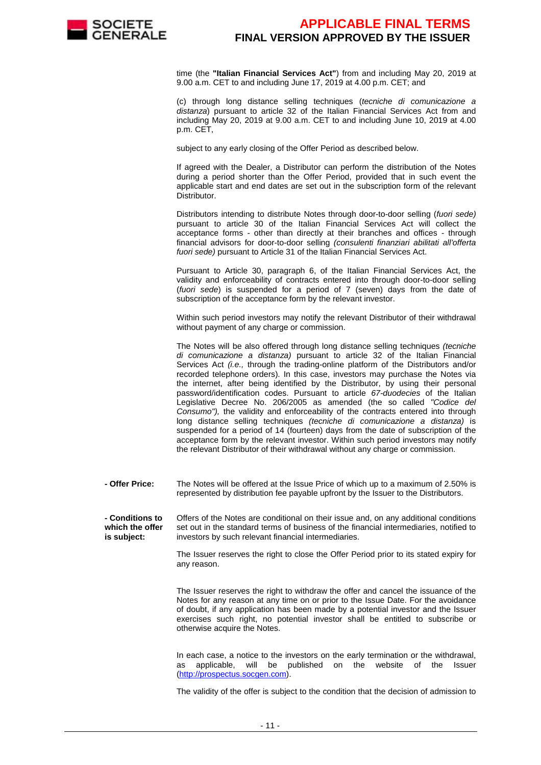time (the **"Italian Financial Services Act"**) from and including May 20, 2019 at 9.00 a.m. CET to and including June 17, 2019 at 4.00 p.m. CET; and

(c) through long distance selling techniques (*tecniche di comunicazione a distanza*) pursuant to article 32 of the Italian Financial Services Act from and including May 20, 2019 at 9.00 a.m. CET to and including June 10, 2019 at 4.00 p.m. CET,

subject to any early closing of the Offer Period as described below.

If agreed with the Dealer, a Distributor can perform the distribution of the Notes during a period shorter than the Offer Period, provided that in such event the applicable start and end dates are set out in the subscription form of the relevant Distributor.

Distributors intending to distribute Notes through door-to-door selling (*fuori sede)* pursuant to article 30 of the Italian Financial Services Act will collect the acceptance forms - other than directly at their branches and offices - through financial advisors for door-to-door selling *(consulenti finanziari abilitati all'offerta fuori sede)* pursuant to Article 31 of the Italian Financial Services Act.

Pursuant to Article 30, paragraph 6, of the Italian Financial Services Act, the validity and enforceability of contracts entered into through door-to-door selling (*fuori sede*) is suspended for a period of 7 (seven) days from the date of subscription of the acceptance form by the relevant investor.

Within such period investors may notify the relevant Distributor of their withdrawal without payment of any charge or commission.

The Notes will be also offered through long distance selling techniques *(tecniche di comunicazione a distanza)* pursuant to article 32 of the Italian Financial Services Act *(i.e.,* through the trading-online platform of the Distributors and/or recorded telephone orders). In this case, investors may purchase the Notes via the internet, after being identified by the Distributor, by using their personal password/identification codes. Pursuant to article *67-duodecies* of the Italian Legislative Decree No. 206/2005 as amended (the so called *"Codice del Consumo"),* the validity and enforceability of the contracts entered into through long distance selling techniques *(tecniche di comunicazione a distanza)* is suspended for a period of 14 (fourteen) days from the date of subscription of the acceptance form by the relevant investor. Within such period investors may notify the relevant Distributor of their withdrawal without any charge or commission.

**- Offer Price:** The Notes will be offered at the Issue Price of which up to a maximum of 2.50% is represented by distribution fee payable upfront by the Issuer to the Distributors.

**- Conditions to which the offer is subject:** Offers of the Notes are conditional on their issue and, on any additional conditions set out in the standard terms of business of the financial intermediaries, notified to investors by such relevant financial intermediaries.

The Issuer reserves the right to close the Offer Period prior to its stated expiry for any reason.

The Issuer reserves the right to withdraw the offer and cancel the issuance of the Notes for any reason at any time on or prior to the Issue Date. For the avoidance of doubt, if any application has been made by a potential investor and the Issuer exercises such right, no potential investor shall be entitled to subscribe or otherwise acquire the Notes.

In each case, a notice to the investors on the early termination or the withdrawal, as applicable, will be published on the website of the Issuer (http://prospectus.socgen.com).

The validity of the offer is subject to the condition that the decision of admission to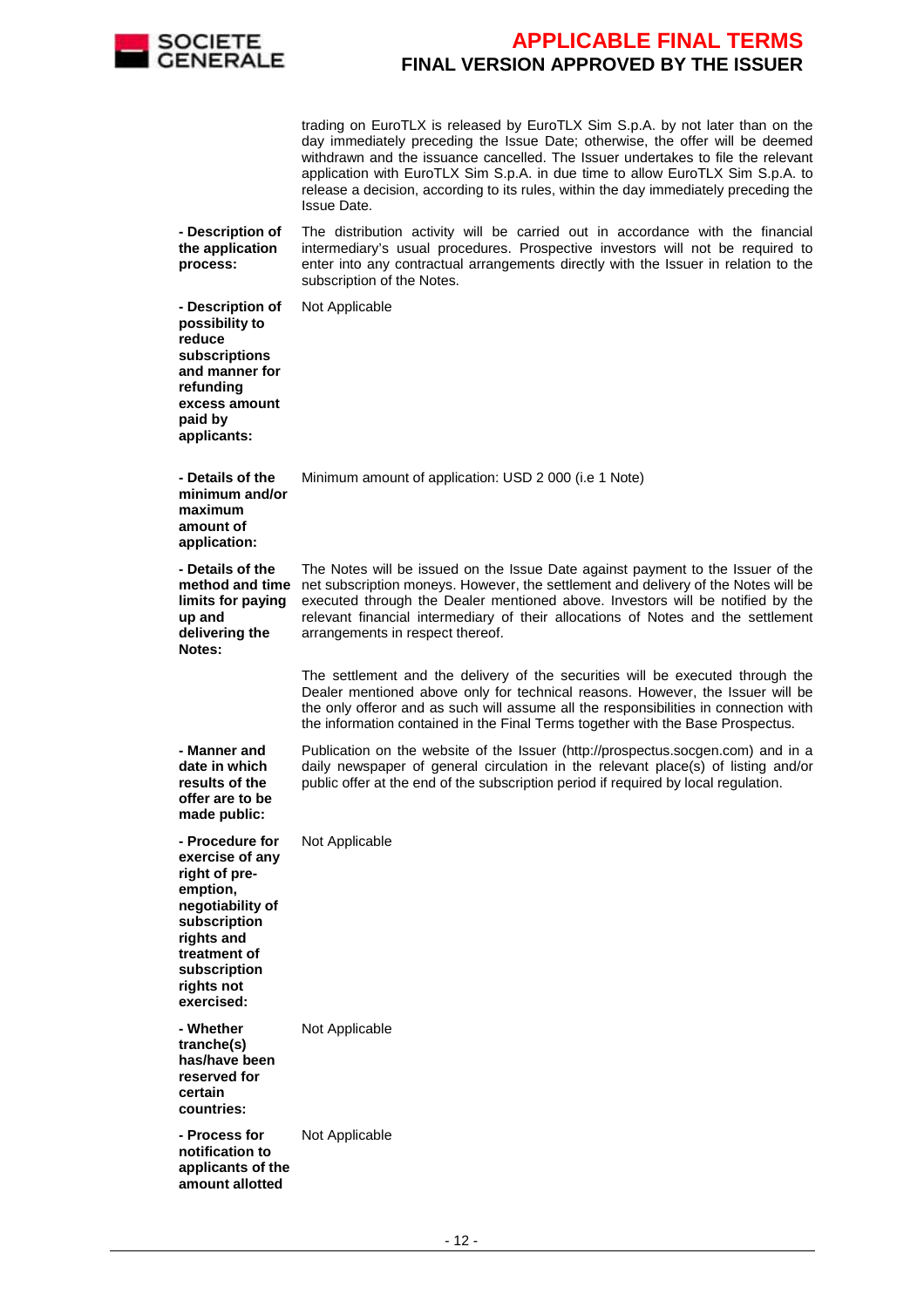| | |
|---|---|
| | trading on EuroTLX is released by EuroTLX Sim S.p.A. by not later than on the day immediately preceding the Issue Date; otherwise, the offer will be deemed withdrawn and the issuance cancelled. The Issuer undertakes to file the relevant application with EuroTLX Sim S.p.A. in due time to allow EuroTLX Sim S.p.A. to release a decision, according to its rules, within the day immediately preceding the Issue Date. |
| **- Description of the application process:** | The distribution activity will be carried out in accordance with the financial intermediary's usual procedures. Prospective investors will not be required to enter into any contractual arrangements directly with the Issuer in relation to the subscription of the Notes. |
| **- Description of possibility to reduce subscriptions and manner for refunding excess amount paid by applicants:** | Not Applicable |
| **- Details of the minimum and/or maximum amount of application:** | Minimum amount of application: USD 2 000 (i.e 1 Note) |
| **- Details of the method and time limits for paying up and delivering the Notes:** | The Notes will be issued on the Issue Date against payment to the Issuer of the net subscription moneys. However, the settlement and delivery of the Notes will be executed through the Dealer mentioned above. Investors will be notified by the relevant financial intermediary of their allocations of Notes and the settlement arrangements in respect thereof.<br><br>The settlement and the delivery of the securities will be executed through the Dealer mentioned above only for technical reasons. However, the Issuer will be the only offeror and as such will assume all the responsibilities in connection with the information contained in the Final Terms together with the Base Prospectus. |
| **- Manner and date in which results of the offer are to be made public:** | Publication on the website of the Issuer (http://prospectus.socgen.com) and in a daily newspaper of general circulation in the relevant place(s) of listing and/or public offer at the end of the subscription period if required by local regulation. |
| **- Procedure for exercise of any right of pre-emption, negotiability of subscription rights and treatment of subscription rights not exercised:** | Not Applicable |
| **- Whether tranche(s) has/have been reserved for certain countries:** | Not Applicable |
| **- Process for notification to applicants of the amount allotted** | Not Applicable |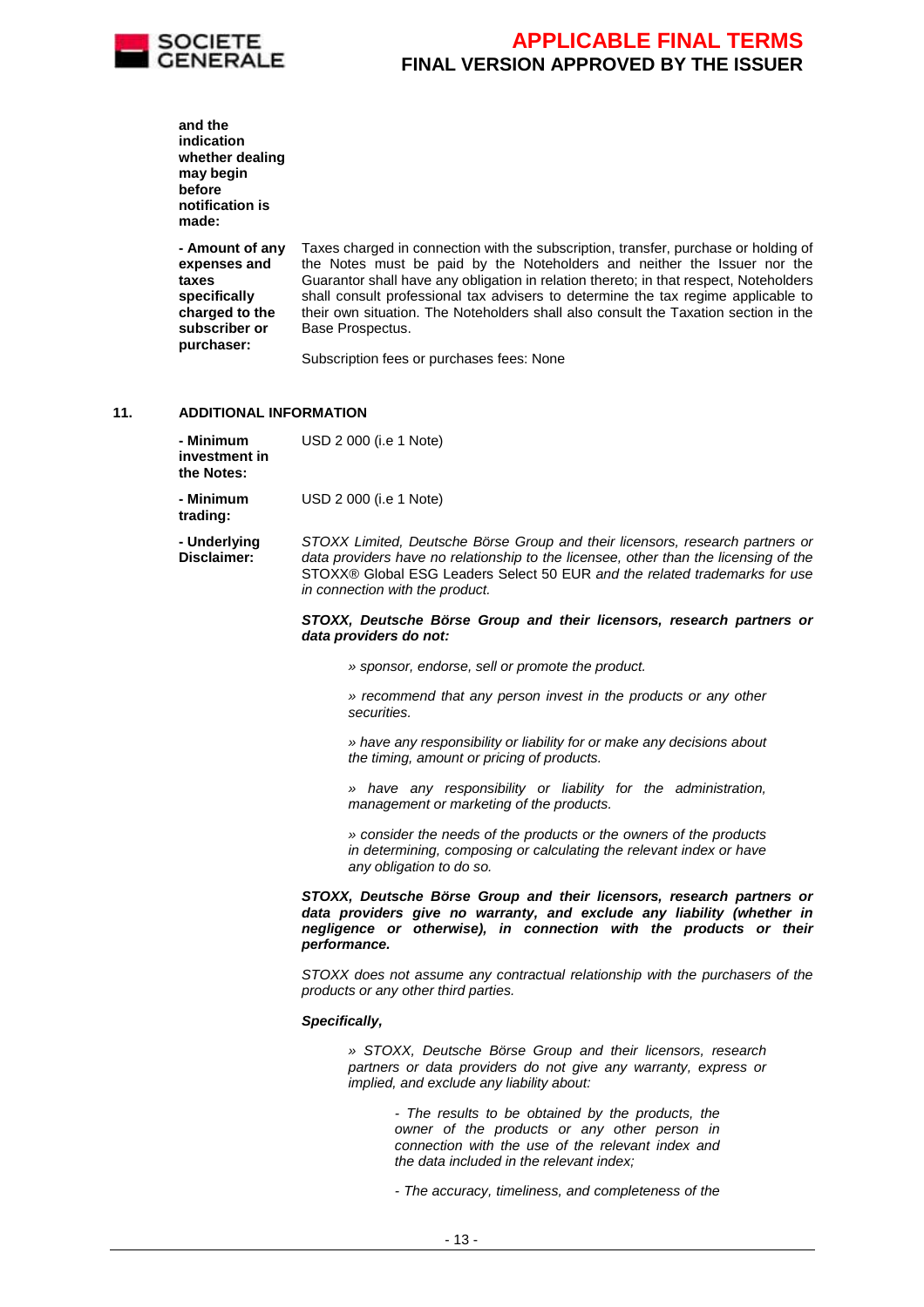| | |
|---|---|
| **and the indication whether dealing may begin before notification is made:** | |
| **- Amount of any expenses and taxes specifically charged to the subscriber or purchaser:** | Taxes charged in connection with the subscription, transfer, purchase or holding of the Notes must be paid by the Noteholders and neither the Issuer nor the Guarantor shall have any obligation in relation thereto; in that respect, Noteholders shall consult professional tax advisers to determine the tax regime applicable to their own situation. The Noteholders shall also consult the Taxation section in the Base Prospectus.<br><br>Subscription fees or purchases fees: None |

## 11. ADDITIONAL INFORMATION

| | |
|---|---|
| **- Minimum investment in the Notes:** | USD 2 000 (i.e 1 Note) |
| **- Minimum trading:** | USD 2 000 (i.e 1 Note) |
| **- Underlying Disclaimer:** | *STOXX Limited, Deutsche Börse Group and their licensors, research partners or data providers have no relationship to the licensee, other than the licensing of the* STOXX® Global ESG Leaders Select 50 EUR *and the related trademarks for use in connection with the product.* |

***STOXX, Deutsche Börse Group and their licensors, research partners or data providers do not:***

> *» sponsor, endorse, sell or promote the product.*
>
> *» recommend that any person invest in the products or any other securities.*
>
> *» have any responsibility or liability for or make any decisions about the timing, amount or pricing of products.*
>
> *» have any responsibility or liability for the administration, management or marketing of the products.*
>
> *» consider the needs of the products or the owners of the products in determining, composing or calculating the relevant index or have any obligation to do so.*

***STOXX, Deutsche Börse Group and their licensors, research partners or data providers give no warranty, and exclude any liability (whether in negligence or otherwise), in connection with the products or their performance.***

*STOXX does not assume any contractual relationship with the purchasers of the products or any other third parties.*

***Specifically,***

> *» STOXX, Deutsche Börse Group and their licensors, research partners or data providers do not give any warranty, express or implied, and exclude any liability about:*
>
> > *- The results to be obtained by the products, the owner of the products or any other person in connection with the use of the relevant index and the data included in the relevant index;*
> >
> > *- The accuracy, timeliness, and completeness of the*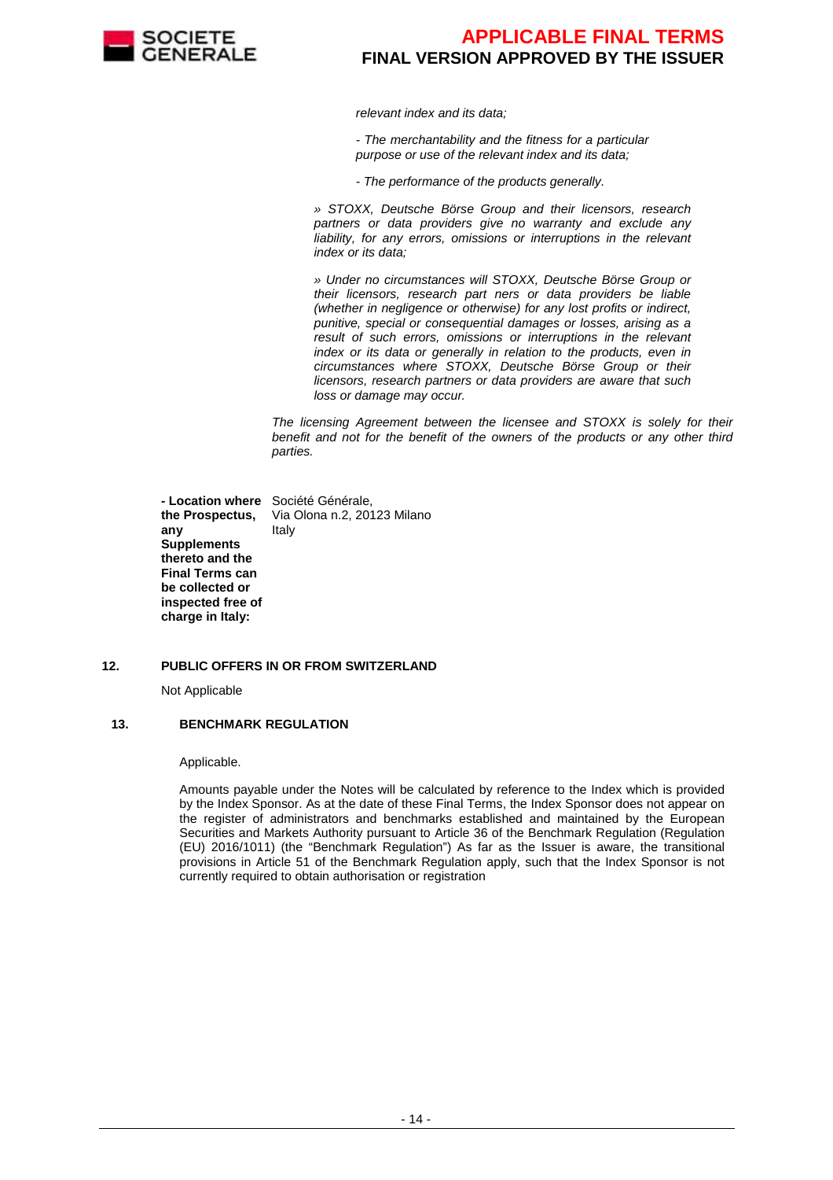*relevant index and its data;*

*- The merchantability and the fitness for a particular purpose or use of the relevant index and its data;*

*- The performance of the products generally.*

*» STOXX, Deutsche Börse Group and their licensors, research partners or data providers give no warranty and exclude any liability, for any errors, omissions or interruptions in the relevant index or its data;*

*» Under no circumstances will STOXX, Deutsche Börse Group or their licensors, research part ners or data providers be liable (whether in negligence or otherwise) for any lost profits or indirect, punitive, special or consequential damages or losses, arising as a result of such errors, omissions or interruptions in the relevant index or its data or generally in relation to the products, even in circumstances where STOXX, Deutsche Börse Group or their licensors, research partners or data providers are aware that such loss or damage may occur.*

*The licensing Agreement between the licensee and STOXX is solely for their benefit and not for the benefit of the owners of the products or any other third parties.*

**- Location where the Prospectus, any Supplements thereto and the Final Terms can be collected or inspected free of charge in Italy:** Société Générale, Via Olona n.2, 20123 Milano Italy

## 12. PUBLIC OFFERS IN OR FROM SWITZERLAND

Not Applicable

## 13. BENCHMARK REGULATION

Applicable.

Amounts payable under the Notes will be calculated by reference to the Index which is provided by the Index Sponsor. As at the date of these Final Terms, the Index Sponsor does not appear on the register of administrators and benchmarks established and maintained by the European Securities and Markets Authority pursuant to Article 36 of the Benchmark Regulation (Regulation (EU) 2016/1011) (the "Benchmark Regulation") As far as the Issuer is aware, the transitional provisions in Article 51 of the Benchmark Regulation apply, such that the Index Sponsor is not currently required to obtain authorisation or registration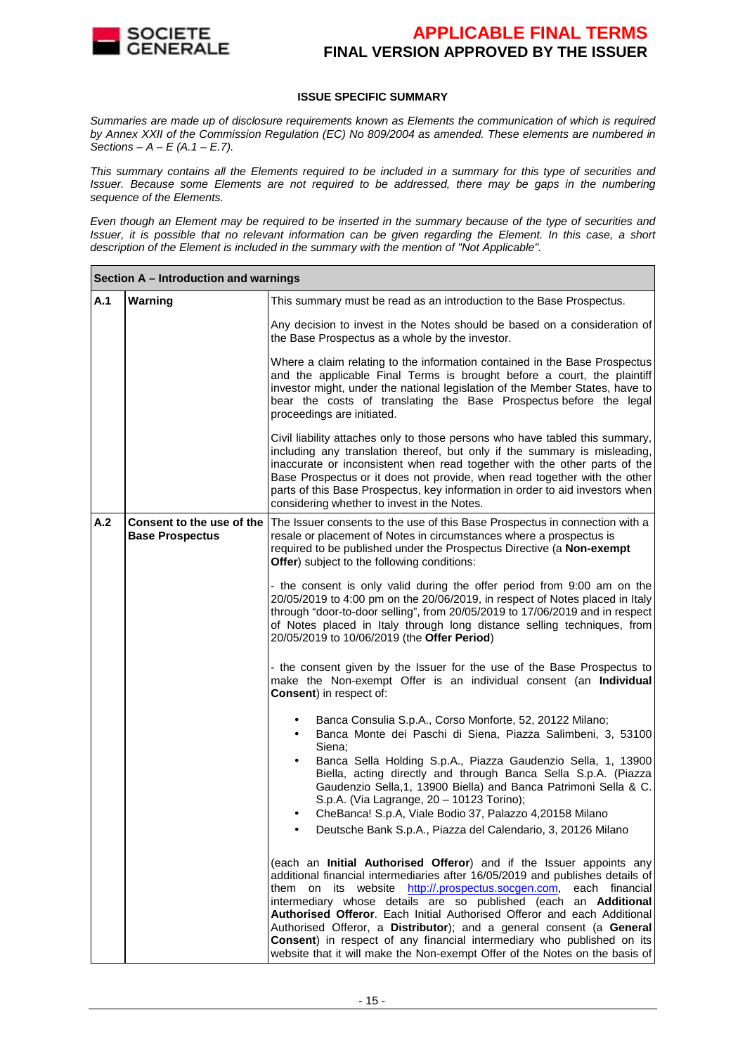**ISSUE SPECIFIC SUMMARY**

*Summaries are made up of disclosure requirements known as Elements the communication of which is required by Annex XXII of the Commission Regulation (EC) No 809/2004 as amended. These elements are numbered in Sections – A – E (A.1 – E.7).*

*This summary contains all the Elements required to be included in a summary for this type of securities and Issuer. Because some Elements are not required to be addressed, there may be gaps in the numbering sequence of the Elements.*

*Even though an Element may be required to be inserted in the summary because of the type of securities and Issuer, it is possible that no relevant information can be given regarding the Element. In this case, a short description of the Element is included in the summary with the mention of "Not Applicable".*

| **Section A – Introduction and warnings** | | |
|---|---|---|
| **A.1** | **Warning** | This summary must be read as an introduction to the Base Prospectus.<br><br>Any decision to invest in the Notes should be based on a consideration of the Base Prospectus as a whole by the investor.<br><br>Where a claim relating to the information contained in the Base Prospectus and the applicable Final Terms is brought before a court, the plaintiff investor might, under the national legislation of the Member States, have to bear the costs of translating the Base Prospectus before the legal proceedings are initiated.<br><br>Civil liability attaches only to those persons who have tabled this summary, including any translation thereof, but only if the summary is misleading, inaccurate or inconsistent when read together with the other parts of the Base Prospectus or it does not provide, when read together with the other parts of this Base Prospectus, key information in order to aid investors when considering whether to invest in the Notes. |
| **A.2** | **Consent to the use of the Base Prospectus** | The Issuer consents to the use of this Base Prospectus in connection with a resale or placement of Notes in circumstances where a prospectus is required to be published under the Prospectus Directive (a **Non-exempt Offer**) subject to the following conditions:<br><br>- the consent is only valid during the offer period from 9:00 am on the 20/05/2019 to 4:00 pm on the 20/06/2019, in respect of Notes placed in Italy through "door-to-door selling", from 20/05/2019 to 17/06/2019 and in respect of Notes placed in Italy through long distance selling techniques, from 20/05/2019 to 10/06/2019 (the **Offer Period**)<br><br>- the consent given by the Issuer for the use of the Base Prospectus to make the Non-exempt Offer is an individual consent (an **Individual Consent**) in respect of:<br><br>• Banca Consulia S.p.A., Corso Monforte, 52, 20122 Milano;<br>• Banca Monte dei Paschi di Siena, Piazza Salimbeni, 3, 53100 Siena;<br>• Banca Sella Holding S.p.A., Piazza Gaudenzio Sella, 1, 13900 Biella, acting directly and through Banca Sella S.p.A. (Piazza Gaudenzio Sella,1, 13900 Biella) and Banca Patrimoni Sella & C. S.p.A. (Via Lagrange, 20 – 10123 Torino);<br>• CheBanca! S.p.A, Viale Bodio 37, Palazzo 4,20158 Milano<br>• Deutsche Bank S.p.A., Piazza del Calendario, 3, 20126 Milano<br><br>(each an **Initial Authorised Offeror**) and if the Issuer appoints any additional financial intermediaries after 16/05/2019 and publishes details of them on its website http://.prospectus.socgen.com, each financial intermediary whose details are so published (each an **Additional Authorised Offeror**. Each Initial Authorised Offeror and each Additional Authorised Offeror, a **Distributor**); and a general consent (a **General Consent**) in respect of any financial intermediary who published on its website that it will make the Non-exempt Offer of the Notes on the basis of |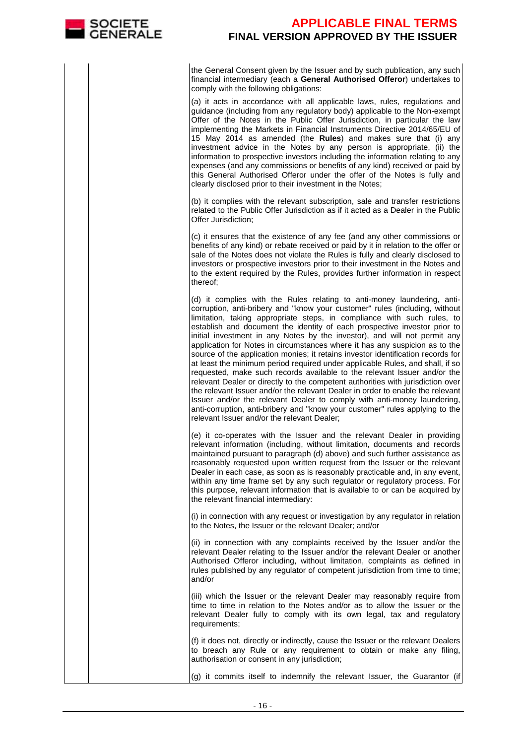| | | the General Consent given by the Issuer and by such publication, any such financial intermediary (each a **General Authorised Offeror**) undertakes to comply with the following obligations:<br><br>(a) it acts in accordance with all applicable laws, rules, regulations and guidance (including from any regulatory body) applicable to the Non-exempt Offer of the Notes in the Public Offer Jurisdiction, in particular the law implementing the Markets in Financial Instruments Directive 2014/65/EU of 15 May 2014 as amended (the **Rules**) and makes sure that (i) any investment advice in the Notes by any person is appropriate, (ii) the information to prospective investors including the information relating to any expenses (and any commissions or benefits of any kind) received or paid by this General Authorised Offeror under the offer of the Notes is fully and clearly disclosed prior to their investment in the Notes;<br><br>(b) it complies with the relevant subscription, sale and transfer restrictions related to the Public Offer Jurisdiction as if it acted as a Dealer in the Public Offer Jurisdiction;<br><br>(c) it ensures that the existence of any fee (and any other commissions or benefits of any kind) or rebate received or paid by it in relation to the offer or sale of the Notes does not violate the Rules is fully and clearly disclosed to investors or prospective investors prior to their investment in the Notes and to the extent required by the Rules, provides further information in respect thereof;<br><br>(d) it complies with the Rules relating to anti-money laundering, anti-corruption, anti-bribery and "know your customer" rules (including, without limitation, taking appropriate steps, in compliance with such rules, to establish and document the identity of each prospective investor prior to initial investment in any Notes by the investor), and will not permit any application for Notes in circumstances where it has any suspicion as to the source of the application monies; it retains investor identification records for at least the minimum period required under applicable Rules, and shall, if so requested, make such records available to the relevant Issuer and/or the relevant Dealer or directly to the competent authorities with jurisdiction over the relevant Issuer and/or the relevant Dealer in order to enable the relevant Issuer and/or the relevant Dealer to comply with anti-money laundering, anti-corruption, anti-bribery and "know your customer" rules applying to the relevant Issuer and/or the relevant Dealer;<br><br>(e) it co-operates with the Issuer and the relevant Dealer in providing relevant information (including, without limitation, documents and records maintained pursuant to paragraph (d) above) and such further assistance as reasonably requested upon written request from the Issuer or the relevant Dealer in each case, as soon as is reasonably practicable and, in any event, within any time frame set by any such regulator or regulatory process. For this purpose, relevant information that is available to or can be acquired by the relevant financial intermediary:<br><br>(i) in connection with any request or investigation by any regulator in relation to the Notes, the Issuer or the relevant Dealer; and/or<br><br>(ii) in connection with any complaints received by the Issuer and/or the relevant Dealer relating to the Issuer and/or the relevant Dealer or another Authorised Offeror including, without limitation, complaints as defined in rules published by any regulator of competent jurisdiction from time to time; and/or<br><br>(iii) which the Issuer or the relevant Dealer may reasonably require from time to time in relation to the Notes and/or as to allow the Issuer or the relevant Dealer fully to comply with its own legal, tax and regulatory requirements;<br><br>(f) it does not, directly or indirectly, cause the Issuer or the relevant Dealers to breach any Rule or any requirement to obtain or make any filing, authorisation or consent in any jurisdiction;<br><br>(g) it commits itself to indemnify the relevant Issuer, the Guarantor (if |
|---|---|---|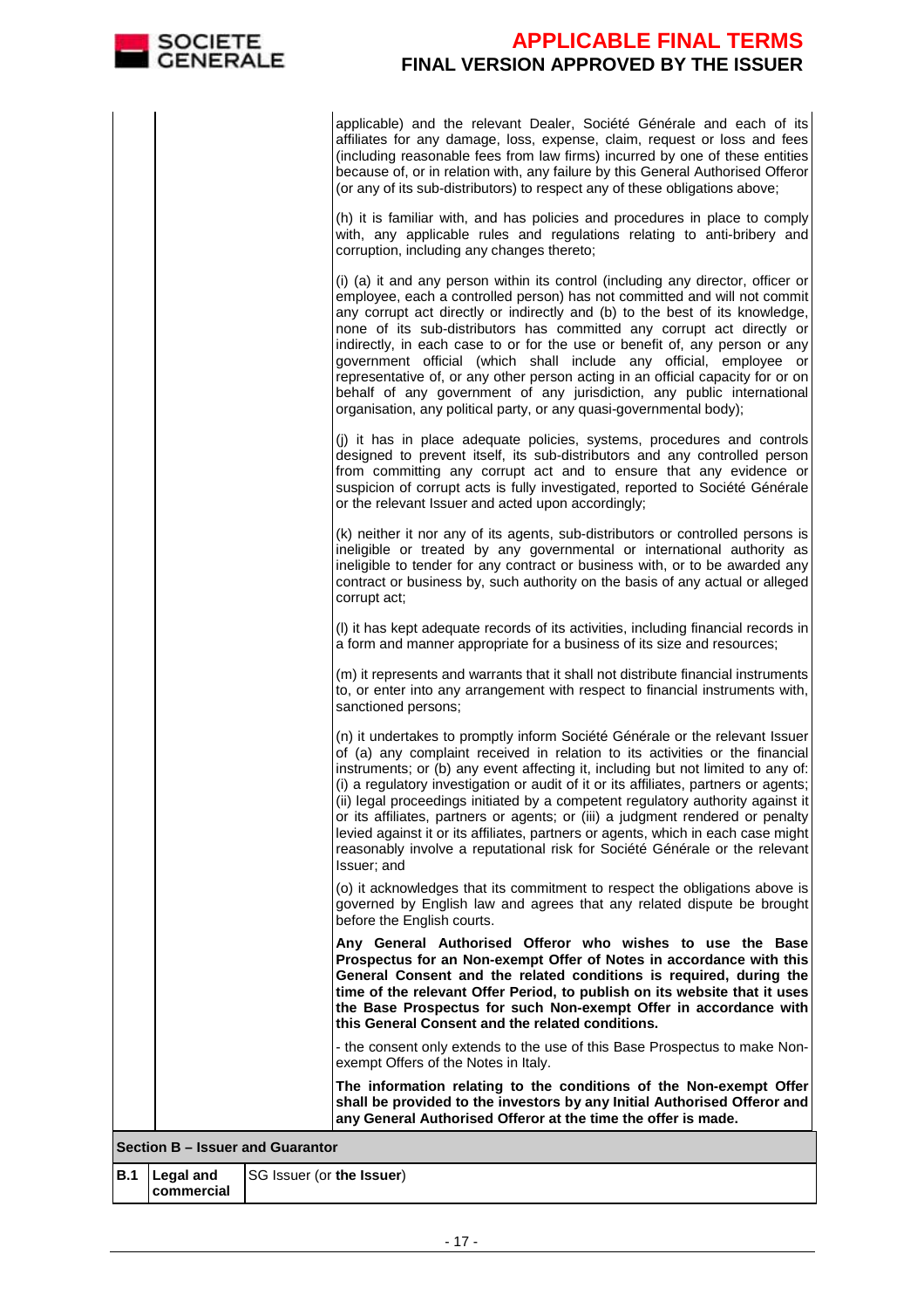| | | |
|---|---|---|
| | | applicable) and the relevant Dealer, Société Générale and each of its affiliates for any damage, loss, expense, claim, request or loss and fees (including reasonable fees from law firms) incurred by one of these entities because of, or in relation with, any failure by this General Authorised Offeror (or any of its sub-distributors) to respect any of these obligations above;<br><br>(h) it is familiar with, and has policies and procedures in place to comply with, any applicable rules and regulations relating to anti-bribery and corruption, including any changes thereto;<br><br>(i) (a) it and any person within its control (including any director, officer or employee, each a controlled person) has not committed and will not commit any corrupt act directly or indirectly and (b) to the best of its knowledge, none of its sub-distributors has committed any corrupt act directly or indirectly, in each case to or for the use or benefit of, any person or any government official (which shall include any official, employee or representative of, or any other person acting in an official capacity for or on behalf of any government of any jurisdiction, any public international organisation, any political party, or any quasi-governmental body);<br><br>(j) it has in place adequate policies, systems, procedures and controls designed to prevent itself, its sub-distributors and any controlled person from committing any corrupt act and to ensure that any evidence or suspicion of corrupt acts is fully investigated, reported to Société Générale or the relevant Issuer and acted upon accordingly;<br><br>(k) neither it nor any of its agents, sub-distributors or controlled persons is ineligible or treated by any governmental or international authority as ineligible to tender for any contract or business with, or to be awarded any contract or business by, such authority on the basis of any actual or alleged corrupt act;<br><br>(l) it has kept adequate records of its activities, including financial records in a form and manner appropriate for a business of its size and resources;<br><br>(m) it represents and warrants that it shall not distribute financial instruments to, or enter into any arrangement with respect to financial instruments with, sanctioned persons;<br><br>(n) it undertakes to promptly inform Société Générale or the relevant Issuer of (a) any complaint received in relation to its activities or the financial instruments; or (b) any event affecting it, including but not limited to any of: (i) a regulatory investigation or audit of it or its affiliates, partners or agents; (ii) legal proceedings initiated by a competent regulatory authority against it or its affiliates, partners or agents; or (iii) a judgment rendered or penalty levied against it or its affiliates, partners or agents, which in each case might reasonably involve a reputational risk for Société Générale or the relevant Issuer; and<br><br>(o) it acknowledges that its commitment to respect the obligations above is governed by English law and agrees that any related dispute be brought before the English courts.<br><br>**Any General Authorised Offeror who wishes to use the Base Prospectus for an Non-exempt Offer of Notes in accordance with this General Consent and the related conditions is required, during the time of the relevant Offer Period, to publish on its website that it uses the Base Prospectus for such Non-exempt Offer in accordance with this General Consent and the related conditions.**<br><br>- the consent only extends to the use of this Base Prospectus to make Non-exempt Offers of the Notes in Italy.<br><br>**The information relating to the conditions of the Non-exempt Offer shall be provided to the investors by any Initial Authorised Offeror and any General Authorised Offeror at the time the offer is made.** |
| **Section B – Issuer and Guarantor** | | |
| **B.1** | **Legal and commercial** | SG Issuer (or **the Issuer**) |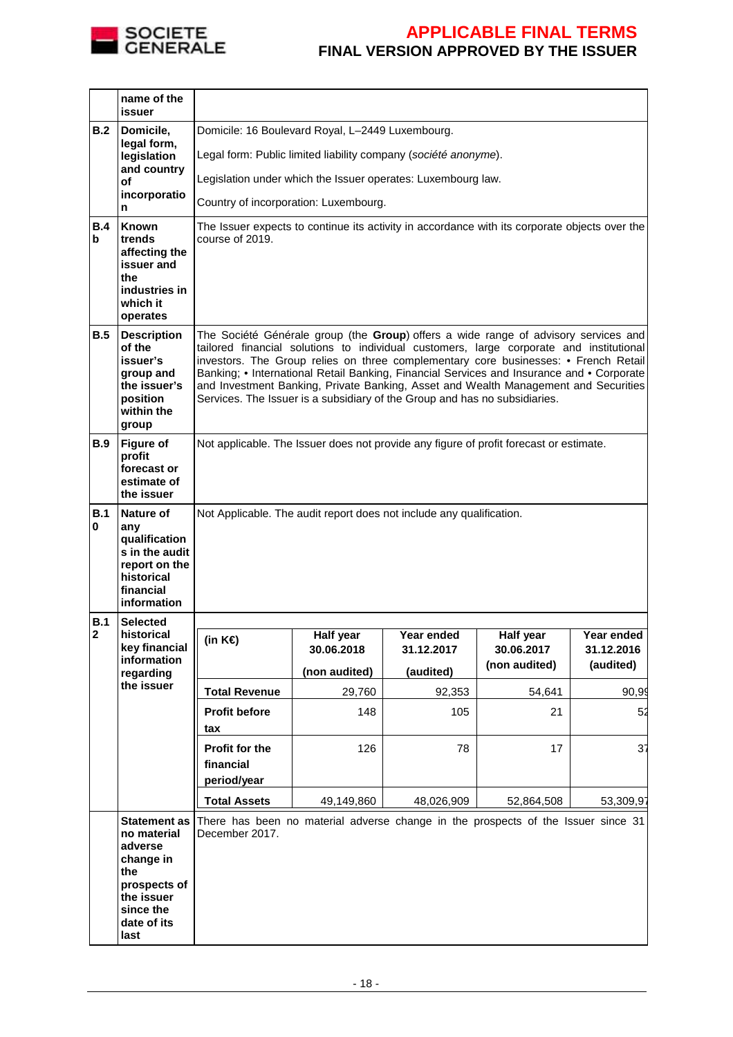| | name of the issuer | |
|---|---|---|
| **B.2** | **Domicile, legal form, legislation and country of incorporation** | Domicile: 16 Boulevard Royal, L–2449 Luxembourg.<br><br>Legal form: Public limited liability company (*société anonyme*).<br><br>Legislation under which the Issuer operates: Luxembourg law.<br><br>Country of incorporation: Luxembourg. |
| **B.4 b** | **Known trends affecting the issuer and the industries in which it operates** | The Issuer expects to continue its activity in accordance with its corporate objects over the course of 2019. |
| **B.5** | **Description of the issuer's group and the issuer's position within the group** | The Société Générale group (the **Group**) offers a wide range of advisory services and tailored financial solutions to individual customers, large corporate and institutional investors. The Group relies on three complementary core businesses: • French Retail Banking; • International Retail Banking, Financial Services and Insurance and • Corporate and Investment Banking, Private Banking, Asset and Wealth Management and Securities Services. The Issuer is a subsidiary of the Group and has no subsidiaries. |
| **B.9** | **Figure of profit forecast or estimate of the issuer** | Not applicable. The Issuer does not provide any figure of profit forecast or estimate. |
| **B.10** | **Nature of any qualifications in the audit report on the historical financial information** | Not Applicable. The audit report does not include any qualification. |
| **B.12** | **Selected historical key financial information regarding the issuer** | (see table below) |
| | **Statement as no material adverse change in the prospects of the issuer since the date of its last** | There has been no material adverse change in the prospects of the Issuer since 31 December 2017. |

| (in K€) | Half year 30.06.2018 (non audited) | Year ended 31.12.2017 (audited) | Half year 30.06.2017 (non audited) | Year ended 31.12.2016 (audited) |
|---|---|---|---|---|
| **Total Revenue** | 29,760 | 92,353 | 54,641 | 90,99 |
| **Profit before tax** | 148 | 105 | 21 | 52 |
| **Profit for the financial period/year** | 126 | 78 | 17 | 37 |
| **Total Assets** | 49,149,860 | 48,026,909 | 52,864,508 | 53,309,97 |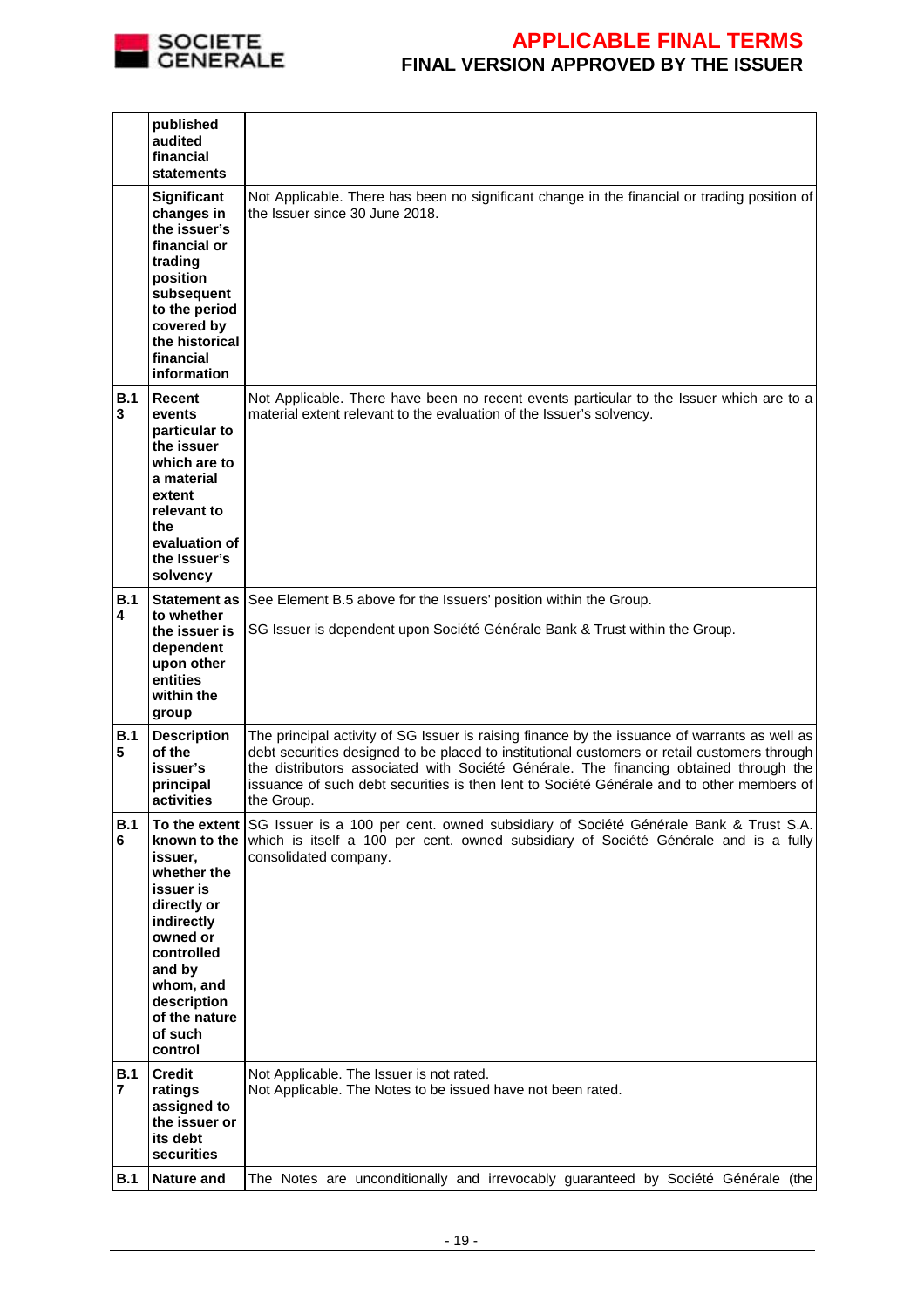| | | |
|---|---|---|
| | **published audited financial statements** | |
| | **Significant changes in the issuer's financial or trading position subsequent to the period covered by the historical financial information** | Not Applicable. There has been no significant change in the financial or trading position of the Issuer since 30 June 2018. |
| **B.13** | **Recent events particular to the issuer which are to a material extent relevant to the evaluation of the Issuer's solvency** | Not Applicable. There have been no recent events particular to the Issuer which are to a material extent relevant to the evaluation of the Issuer's solvency. |
| **B.14** | **Statement as to whether the issuer is dependent upon other entities within the group** | See Element B.5 above for the Issuers' position within the Group.<br><br>SG Issuer is dependent upon Société Générale Bank & Trust within the Group. |
| **B.15** | **Description of the issuer's principal activities** | The principal activity of SG Issuer is raising finance by the issuance of warrants as well as debt securities designed to be placed to institutional customers or retail customers through the distributors associated with Société Générale. The financing obtained through the issuance of such debt securities is then lent to Société Générale and to other members of the Group. |
| **B.16** | **To the extent known to the issuer, whether the issuer is directly or indirectly owned or controlled and by whom, and description of the nature of such control** | SG Issuer is a 100 per cent. owned subsidiary of Société Générale Bank & Trust S.A. which is itself a 100 per cent. owned subsidiary of Société Générale and is a fully consolidated company. |
| **B.17** | **Credit ratings assigned to the issuer or its debt securities** | Not Applicable. The Issuer is not rated.<br>Not Applicable. The Notes to be issued have not been rated. |
| **B.1** | **Nature and** | The Notes are unconditionally and irrevocably guaranteed by Société Générale (the |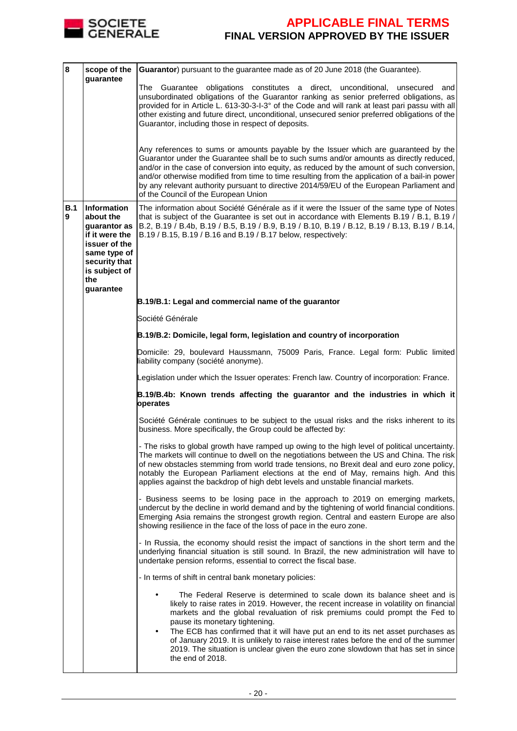| | | |
|---|---|---|
| 8 | scope of the guarantee | **Guarantor**) pursuant to the guarantee made as of 20 June 2018 (the Guarantee).<br><br>The Guarantee obligations constitutes a direct, unconditional, unsecured and unsubordinated obligations of the Guarantor ranking as senior preferred obligations, as provided for in Article L. 613-30-3-I-3° of the Code and will rank at least pari passu with all other existing and future direct, unconditional, unsecured senior preferred obligations of the Guarantor, including those in respect of deposits.<br><br>Any references to sums or amounts payable by the Issuer which are guaranteed by the Guarantor under the Guarantee shall be to such sums and/or amounts as directly reduced, and/or in the case of conversion into equity, as reduced by the amount of such conversion, and/or otherwise modified from time to time resulting from the application of a bail-in power by any relevant authority pursuant to directive 2014/59/EU of the European Parliament and of the Council of the European Union |
| **B.19** | **Information about the guarantor as if it were the issuer of the same type of security that is subject of the guarantee** | The information about Société Générale as if it were the Issuer of the same type of Notes that is subject of the Guarantee is set out in accordance with Elements B.19 / B.1, B.19 / B.2, B.19 / B.4b, B.19 / B.5, B.19 / B.9, B.19 / B.10, B.19 / B.12, B.19 / B.13, B.19 / B.14, B.19 / B.15, B.19 / B.16 and B.19 / B.17 below, respectively:<br><br>**B.19/B.1: Legal and commercial name of the guarantor**<br><br>Société Générale<br><br>**B.19/B.2: Domicile, legal form, legislation and country of incorporation**<br><br>Domicile: 29, boulevard Haussmann, 75009 Paris, France. Legal form: Public limited liability company (société anonyme).<br><br>Legislation under which the Issuer operates: French law. Country of incorporation: France.<br><br>**B.19/B.4b: Known trends affecting the guarantor and the industries in which it operates**<br><br>Société Générale continues to be subject to the usual risks and the risks inherent to its business. More specifically, the Group could be affected by:<br><br>- The risks to global growth have ramped up owing to the high level of political uncertainty. The markets will continue to dwell on the negotiations between the US and China. The risk of new obstacles stemming from world trade tensions, no Brexit deal and euro zone policy, notably the European Parliament elections at the end of May, remains high. And this applies against the backdrop of high debt levels and unstable financial markets.<br><br>- Business seems to be losing pace in the approach to 2019 on emerging markets, undercut by the decline in world demand and by the tightening of world financial conditions. Emerging Asia remains the strongest growth region. Central and eastern Europe are also showing resilience in the face of the loss of pace in the euro zone.<br><br>- In Russia, the economy should resist the impact of sanctions in the short term and the underlying financial situation is still sound. In Brazil, the new administration will have to undertake pension reforms, essential to correct the fiscal base.<br><br>- In terms of shift in central bank monetary policies:<br><br>• The Federal Reserve is determined to scale down its balance sheet and is likely to raise rates in 2019. However, the recent increase in volatility on financial markets and the global revaluation of risk premiums could prompt the Fed to pause its monetary tightening.<br>• The ECB has confirmed that it will have put an end to its net asset purchases as of January 2019. It is unlikely to raise interest rates before the end of the summer 2019. The situation is unclear given the euro zone slowdown that has set in since the end of 2018. |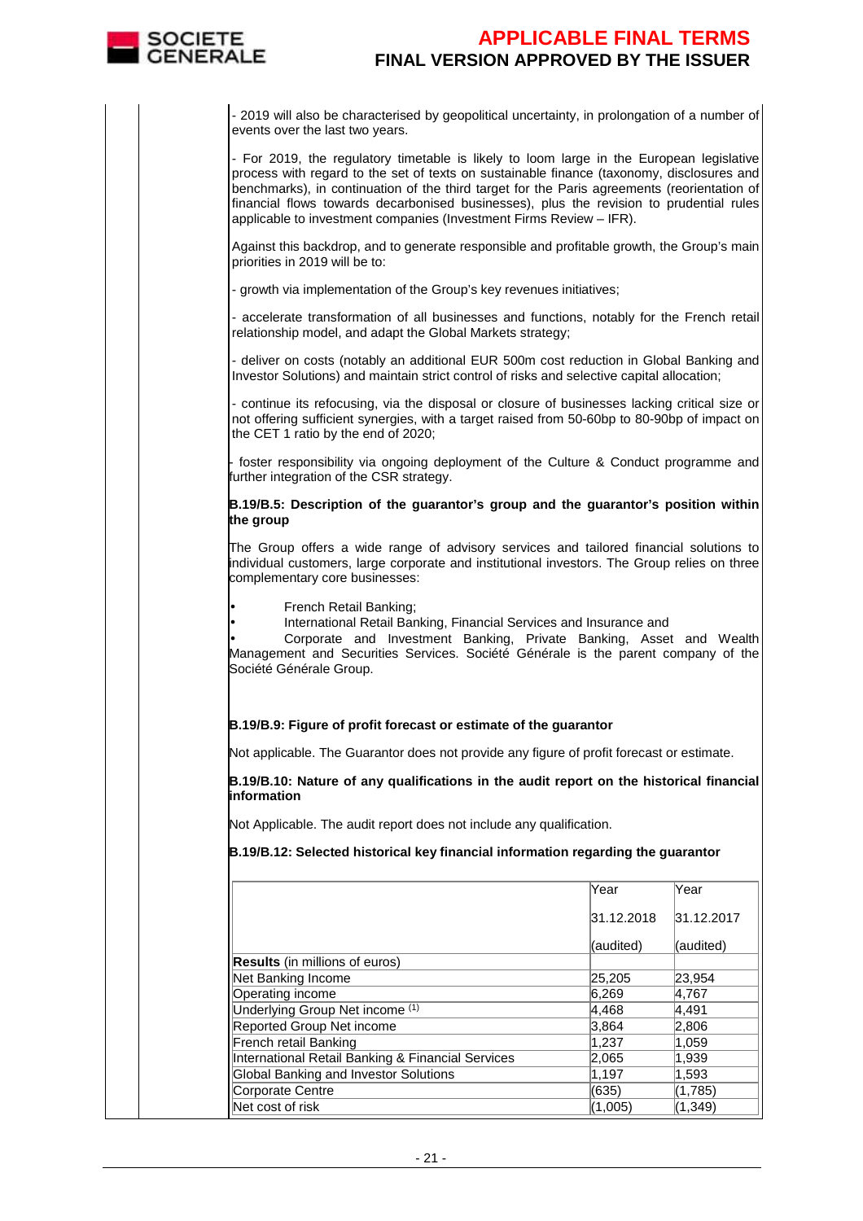- 2019 will also be characterised by geopolitical uncertainty, in prolongation of a number of events over the last two years.

- For 2019, the regulatory timetable is likely to loom large in the European legislative process with regard to the set of texts on sustainable finance (taxonomy, disclosures and benchmarks), in continuation of the third target for the Paris agreements (reorientation of financial flows towards decarbonised businesses), plus the revision to prudential rules applicable to investment companies (Investment Firms Review – IFR).

Against this backdrop, and to generate responsible and profitable growth, the Group's main priorities in 2019 will be to:

- growth via implementation of the Group's key revenues initiatives;

- accelerate transformation of all businesses and functions, notably for the French retail relationship model, and adapt the Global Markets strategy;

- deliver on costs (notably an additional EUR 500m cost reduction in Global Banking and Investor Solutions) and maintain strict control of risks and selective capital allocation;

- continue its refocusing, via the disposal or closure of businesses lacking critical size or not offering sufficient synergies, with a target raised from 50-60bp to 80-90bp of impact on the CET 1 ratio by the end of 2020;

- foster responsibility via ongoing deployment of the Culture & Conduct programme and further integration of the CSR strategy.

**B.19/B.5: Description of the guarantor's group and the guarantor's position within the group**

The Group offers a wide range of advisory services and tailored financial solutions to individual customers, large corporate and institutional investors. The Group relies on three complementary core businesses:

- French Retail Banking;
- International Retail Banking, Financial Services and Insurance and
- Corporate and Investment Banking, Private Banking, Asset and Wealth Management and Securities Services. Société Générale is the parent company of the Société Générale Group.

**B.19/B.9: Figure of profit forecast or estimate of the guarantor**

Not applicable. The Guarantor does not provide any figure of profit forecast or estimate.

**B.19/B.10: Nature of any qualifications in the audit report on the historical financial information**

Not Applicable. The audit report does not include any qualification.

**B.19/B.12: Selected historical key financial information regarding the guarantor**

| | Year 31.12.2018 (audited) | Year 31.12.2017 (audited) |
|---|---|---|
| **Results** (in millions of euros) | | |
| Net Banking Income | 25,205 | 23,954 |
| Operating income | 6,269 | 4,767 |
| Underlying Group Net income (1) | 4,468 | 4,491 |
| Reported Group Net income | 3,864 | 2,806 |
| French retail Banking | 1,237 | 1,059 |
| International Retail Banking & Financial Services | 2,065 | 1,939 |
| Global Banking and Investor Solutions | 1,197 | 1,593 |
| Corporate Centre | (635) | (1,785) |
| Net cost of risk | (1,005) | (1,349) |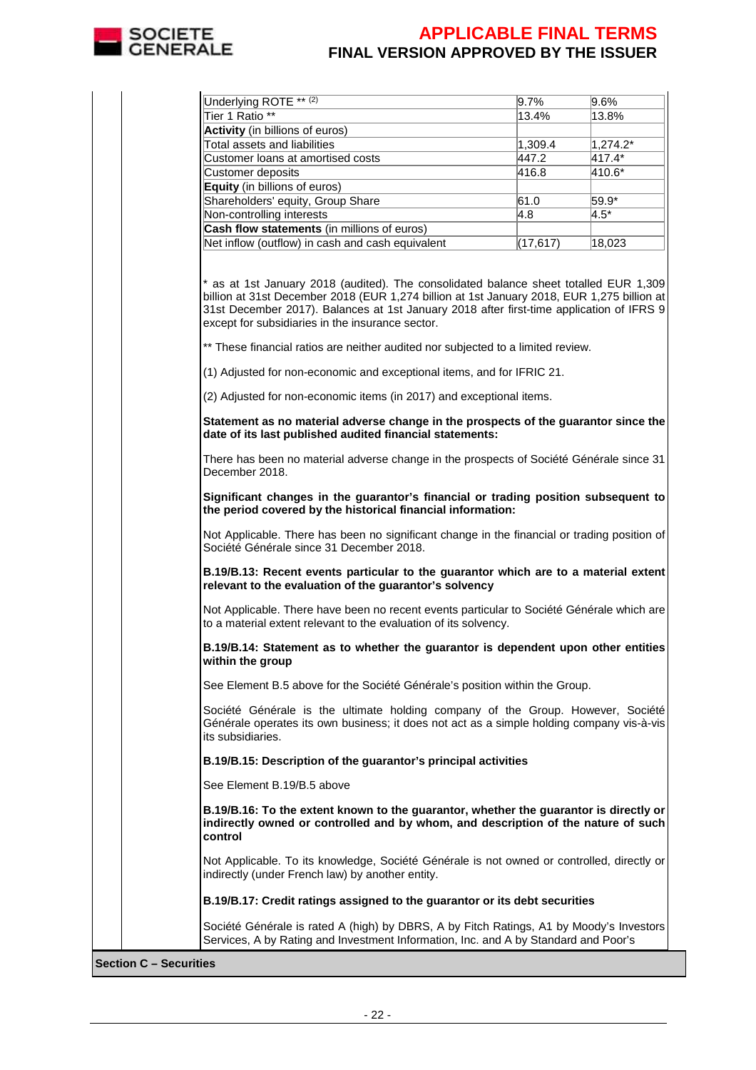| | | |
|---|---|---|
| Underlying ROTE ** (2) | 9.7% | 9.6% |
| Tier 1 Ratio ** | 13.4% | 13.8% |
| **Activity** (in billions of euros) | | |
| Total assets and liabilities | 1,309.4 | 1,274.2* |
| Customer loans at amortised costs | 447.2 | 417.4* |
| Customer deposits | 416.8 | 410.6* |
| **Equity** (in billions of euros) | | |
| Shareholders' equity, Group Share | 61.0 | 59.9* |
| Non-controlling interests | 4.8 | 4.5* |
| **Cash flow statements** (in millions of euros) | | |
| Net inflow (outflow) in cash and cash equivalent | (17,617) | 18,023 |

* as at 1st January 2018 (audited). The consolidated balance sheet totalled EUR 1,309 billion at 31st December 2018 (EUR 1,274 billion at 1st January 2018, EUR 1,275 billion at 31st December 2017). Balances at 1st January 2018 after first-time application of IFRS 9 except for subsidiaries in the insurance sector.

** These financial ratios are neither audited nor subjected to a limited review.

(1) Adjusted for non-economic and exceptional items, and for IFRIC 21.

(2) Adjusted for non-economic items (in 2017) and exceptional items.

**Statement as no material adverse change in the prospects of the guarantor since the date of its last published audited financial statements:**

There has been no material adverse change in the prospects of Société Générale since 31 December 2018.

**Significant changes in the guarantor's financial or trading position subsequent to the period covered by the historical financial information:**

Not Applicable. There has been no significant change in the financial or trading position of Société Générale since 31 December 2018.

**B.19/B.13: Recent events particular to the guarantor which are to a material extent relevant to the evaluation of the guarantor's solvency**

Not Applicable. There have been no recent events particular to Société Générale which are to a material extent relevant to the evaluation of its solvency.

**B.19/B.14: Statement as to whether the guarantor is dependent upon other entities within the group**

See Element B.5 above for the Société Générale's position within the Group.

Société Générale is the ultimate holding company of the Group. However, Société Générale operates its own business; it does not act as a simple holding company vis-à-vis its subsidiaries.

**B.19/B.15: Description of the guarantor's principal activities**

See Element B.19/B.5 above

**B.19/B.16: To the extent known to the guarantor, whether the guarantor is directly or indirectly owned or controlled and by whom, and description of the nature of such control**

Not Applicable. To its knowledge, Société Générale is not owned or controlled, directly or indirectly (under French law) by another entity.

**B.19/B.17: Credit ratings assigned to the guarantor or its debt securities**

Société Générale is rated A (high) by DBRS, A by Fitch Ratings, A1 by Moody's Investors Services, A by Rating and Investment Information, Inc. and A by Standard and Poor's

**Section C – Securities**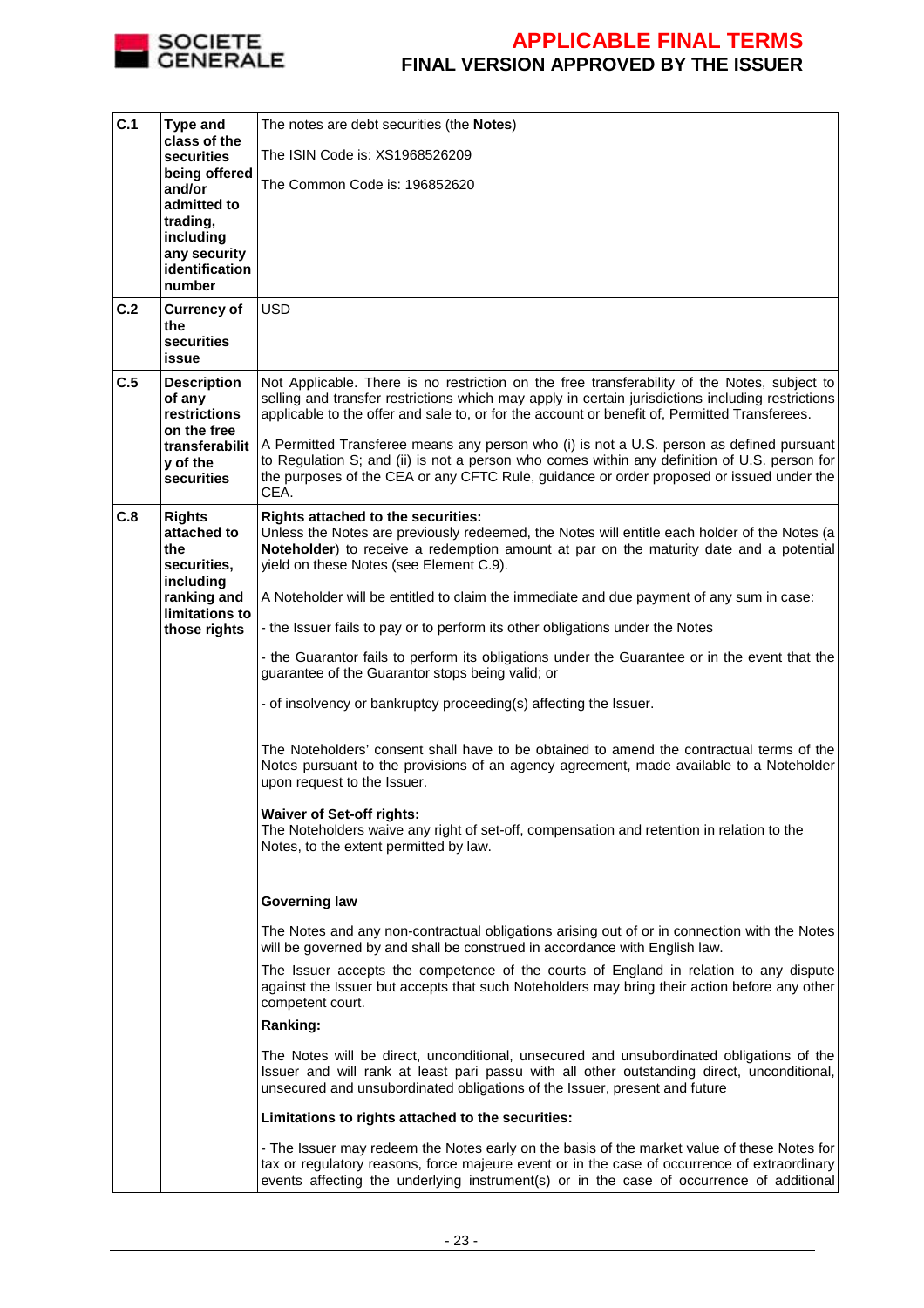| | | |
|---|---|---|
| **C.1** | **Type and class of the securities being offered and/or admitted to trading, including any security identification number** | The notes are debt securities (the **Notes**)<br><br>The ISIN Code is: XS1968526209<br><br>The Common Code is: 196852620 |
| **C.2** | **Currency of the securities issue** | USD |
| **C.5** | **Description of any restrictions on the free transferability of the securities** | Not Applicable. There is no restriction on the free transferability of the Notes, subject to selling and transfer restrictions which may apply in certain jurisdictions including restrictions applicable to the offer and sale to, or for the account or benefit of, Permitted Transferees.<br><br>A Permitted Transferee means any person who (i) is not a U.S. person as defined pursuant to Regulation S; and (ii) is not a person who comes within any definition of U.S. person for the purposes of the CEA or any CFTC Rule, guidance or order proposed or issued under the CEA. |
| **C.8** | **Rights attached to the securities, including ranking and limitations to those rights** | **Rights attached to the securities:**<br>Unless the Notes are previously redeemed, the Notes will entitle each holder of the Notes (a **Noteholder**) to receive a redemption amount at par on the maturity date and a potential yield on these Notes (see Element C.9).<br><br>A Noteholder will be entitled to claim the immediate and due payment of any sum in case:<br><br>- the Issuer fails to pay or to perform its other obligations under the Notes<br><br>- the Guarantor fails to perform its obligations under the Guarantee or in the event that the guarantee of the Guarantor stops being valid; or<br><br>- of insolvency or bankruptcy proceeding(s) affecting the Issuer.<br><br>The Noteholders' consent shall have to be obtained to amend the contractual terms of the Notes pursuant to the provisions of an agency agreement, made available to a Noteholder upon request to the Issuer.<br><br>**Waiver of Set-off rights:**<br>The Noteholders waive any right of set-off, compensation and retention in relation to the Notes, to the extent permitted by law.<br><br>**Governing law**<br><br>The Notes and any non-contractual obligations arising out of or in connection with the Notes will be governed by and shall be construed in accordance with English law.<br><br>The Issuer accepts the competence of the courts of England in relation to any dispute against the Issuer but accepts that such Noteholders may bring their action before any other competent court.<br><br>**Ranking:**<br><br>The Notes will be direct, unconditional, unsecured and unsubordinated obligations of the Issuer and will rank at least pari passu with all other outstanding direct, unconditional, unsecured and unsubordinated obligations of the Issuer, present and future<br><br>**Limitations to rights attached to the securities:**<br><br>- The Issuer may redeem the Notes early on the basis of the market value of these Notes for tax or regulatory reasons, force majeure event or in the case of occurrence of extraordinary events affecting the underlying instrument(s) or in the case of occurrence of additional |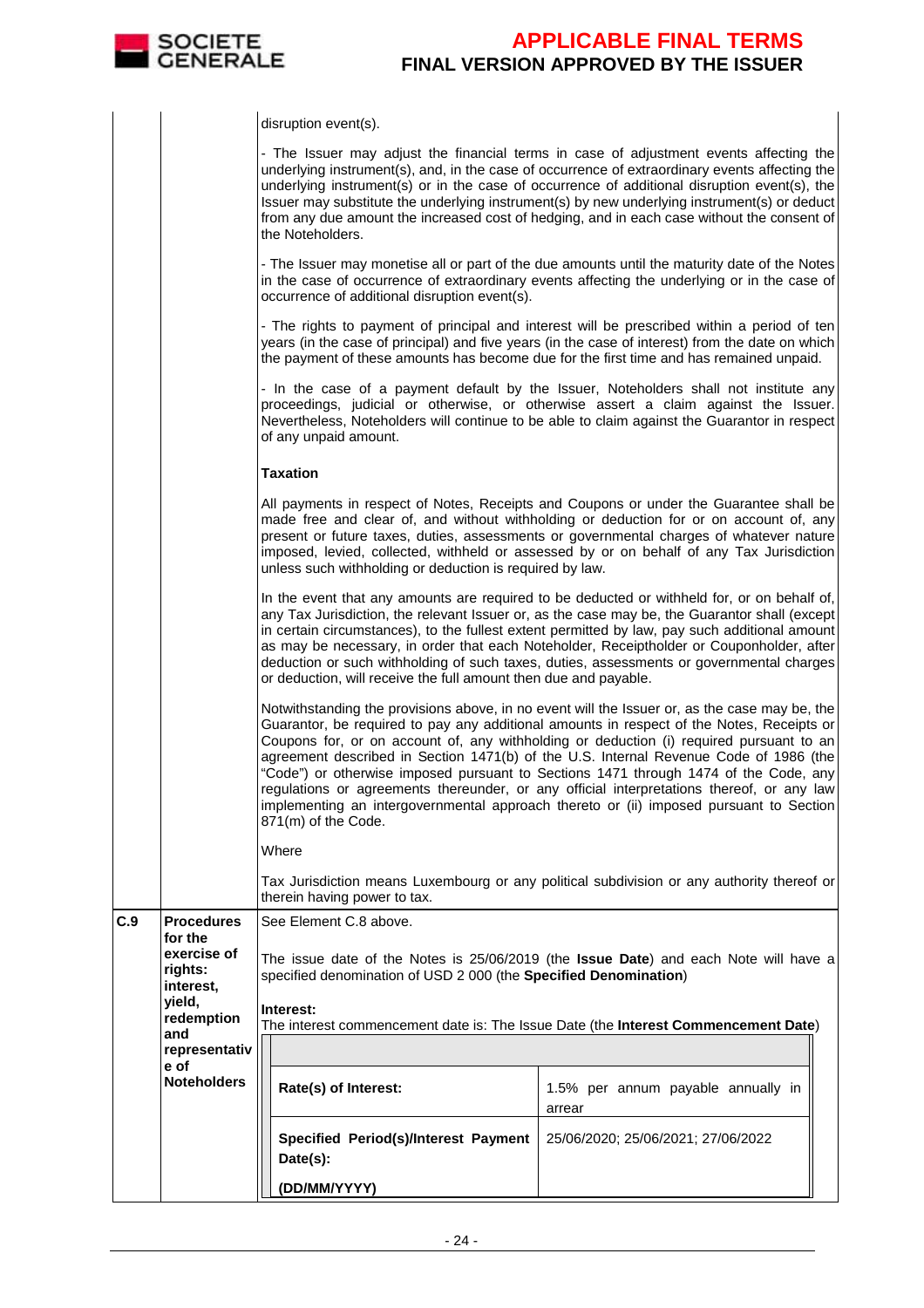| | | disruption event(s).<br><br>- The Issuer may adjust the financial terms in case of adjustment events affecting the underlying instrument(s), and, in the case of occurrence of extraordinary events affecting the underlying instrument(s) or in the case of occurrence of additional disruption event(s), the Issuer may substitute the underlying instrument(s) by new underlying instrument(s) or deduct from any due amount the increased cost of hedging, and in each case without the consent of the Noteholders.<br><br>- The Issuer may monetise all or part of the due amounts until the maturity date of the Notes in the case of occurrence of extraordinary events affecting the underlying or in the case of occurrence of additional disruption event(s).<br><br>- The rights to payment of principal and interest will be prescribed within a period of ten years (in the case of principal) and five years (in the case of interest) from the date on which the payment of these amounts has become due for the first time and has remained unpaid.<br><br>- In the case of a payment default by the Issuer, Noteholders shall not institute any proceedings, judicial or otherwise, or otherwise assert a claim against the Issuer. Nevertheless, Noteholders will continue to be able to claim against the Guarantor in respect of any unpaid amount.<br><br>**Taxation**<br><br>All payments in respect of Notes, Receipts and Coupons or under the Guarantee shall be made free and clear of, and without withholding or deduction for or on account of, any present or future taxes, duties, assessments or governmental charges of whatever nature imposed, levied, collected, withheld or assessed by or on behalf of any Tax Jurisdiction unless such withholding or deduction is required by law.<br><br>In the event that any amounts are required to be deducted or withheld for, or on behalf of, any Tax Jurisdiction, the relevant Issuer or, as the case may be, the Guarantor shall (except in certain circumstances), to the fullest extent permitted by law, pay such additional amount as may be necessary, in order that each Noteholder, Receiptholder or Couponholder, after deduction or such withholding of such taxes, duties, assessments or governmental charges or deduction, will receive the full amount then due and payable.<br><br>Notwithstanding the provisions above, in no event will the Issuer or, as the case may be, the Guarantor, be required to pay any additional amounts in respect of the Notes, Receipts or Coupons for, or on account of, any withholding or deduction (i) required pursuant to an agreement described in Section 1471(b) of the U.S. Internal Revenue Code of 1986 (the "Code") or otherwise imposed pursuant to Sections 1471 through 1474 of the Code, any regulations or agreements thereunder, or any official interpretations thereof, or any law implementing an intergovernmental approach thereto or (ii) imposed pursuant to Section 871(m) of the Code.<br><br>Where<br><br>Tax Jurisdiction means Luxembourg or any political subdivision or any authority thereof or therein having power to tax. |
|---|---|---|
| C.9 | **Procedures for the exercise of rights: interest, yield, redemption and representative of Noteholders** | See Element C.8 above.<br><br>The issue date of the Notes is 25/06/2019 (the **Issue Date**) and each Note will have a specified denomination of USD 2 000 (the **Specified Denomination**)<br><br>**Interest:**<br>The interest commencement date is: The Issue Date (the **Interest Commencement Date**)<br><br>**Rate(s) of Interest:** 1.5% per annum payable annually in arrear<br><br>**Specified Period(s)/Interest Payment Date(s): (DD/MM/YYYY)** 25/06/2020; 25/06/2021; 27/06/2022 |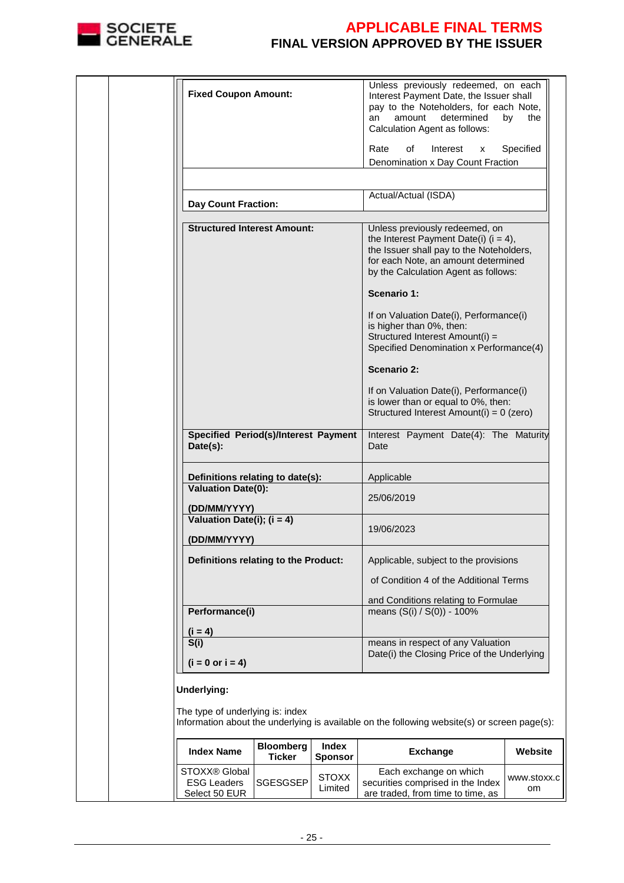| | |
|---|---|
| **Fixed Coupon Amount:** | Unless previously redeemed, on each Interest Payment Date, the Issuer shall pay to the Noteholders, for each Note, an amount determined by the Calculation Agent as follows:<br><br>Rate of Interest x Specified Denomination x Day Count Fraction |
| | |
| **Day Count Fraction:** | Actual/Actual (ISDA) |

| | |
|---|---|
| **Structured Interest Amount:** | Unless previously redeemed, on the Interest Payment Date(i) (i = 4), the Issuer shall pay to the Noteholders, for each Note, an amount determined by the Calculation Agent as follows:<br><br>**Scenario 1:**<br><br>If on Valuation Date(i), Performance(i) is higher than 0%, then:<br>Structured Interest Amount(i) = Specified Denomination x Performance(4)<br><br>**Scenario 2:**<br><br>If on Valuation Date(i), Performance(i) is lower than or equal to 0%, then:<br>Structured Interest Amount(i) = 0 (zero) |
| **Specified Period(s)/Interest Payment Date(s):** | Interest Payment Date(4): The Maturity Date |
| **Definitions relating to date(s):** | Applicable |
| **Valuation Date(0):**<br><br>**(DD/MM/YYYY)** | 25/06/2019 |
| **Valuation Date(i); (i = 4)**<br><br>**(DD/MM/YYYY)** | 19/06/2023 |
| **Definitions relating to the Product:** | Applicable, subject to the provisions of Condition 4 of the Additional Terms and Conditions relating to Formulae |
| **Performance(i)**<br><br>**(i = 4)** | means (S(i) / S(0)) - 100% |
| **S(i)**<br><br>**(i = 0 or i = 4)** | means in respect of any Valuation Date(i) the Closing Price of the Underlying |

**Underlying:**

The type of underlying is: index
Information about the underlying is available on the following website(s) or screen page(s):

| Index Name | Bloomberg Ticker | Index Sponsor | Exchange | Website |
|---|---|---|---|---|
| STOXX® Global ESG Leaders Select 50 EUR | SGESGSEP | STOXX Limited | Each exchange on which securities comprised in the Index are traded, from time to time, as | www.stoxx.com |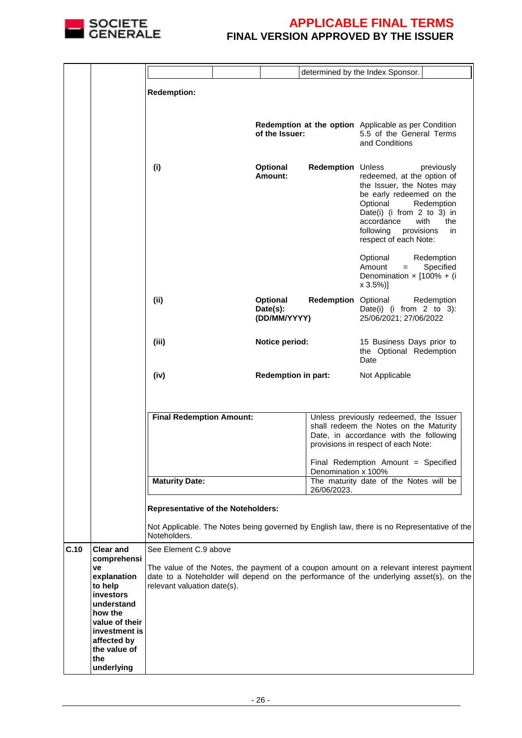| | | |
|---|---|---|
| | | determined by the Index Sponsor. |
| | | **Redemption:**<br><br>**Redemption at the option of the Issuer:** Applicable as per Condition 5.5 of the General Terms and Conditions<br><br>**(i) Optional Redemption Amount:** Unless previously redeemed, at the option of the Issuer, the Notes may be early redeemed on the Optional Redemption Date(i) (i from 2 to 3) in accordance with the following provisions in respect of each Note:<br><br>Optional Redemption Amount = Specified Denomination × [100% + (i x 3.5%)]<br><br>**(ii) Optional Redemption Date(s): (DD/MM/YYYY)** Optional Redemption Date(i) (i from 2 to 3): 25/06/2021; 27/06/2022<br><br>**(iii) Notice period:** 15 Business Days prior to the Optional Redemption Date<br><br>**(iv) Redemption in part:** Not Applicable<br><br>**Final Redemption Amount:** Unless previously redeemed, the Issuer shall redeem the Notes on the Maturity Date, in accordance with the following provisions in respect of each Note:<br><br>Final Redemption Amount = Specified Denomination x 100%<br><br>**Maturity Date:** The maturity date of the Notes will be 26/06/2023.<br><br>**Representative of the Noteholders:**<br><br>Not Applicable. The Notes being governed by English law, there is no Representative of the Noteholders. |
| **C.10** | **Clear and comprehensive explanation to help investors understand how the value of their investment is affected by the value of the underlying** | See Element C.9 above<br><br>The value of the Notes, the payment of a coupon amount on a relevant interest payment date to a Noteholder will depend on the performance of the underlying asset(s), on the relevant valuation date(s). |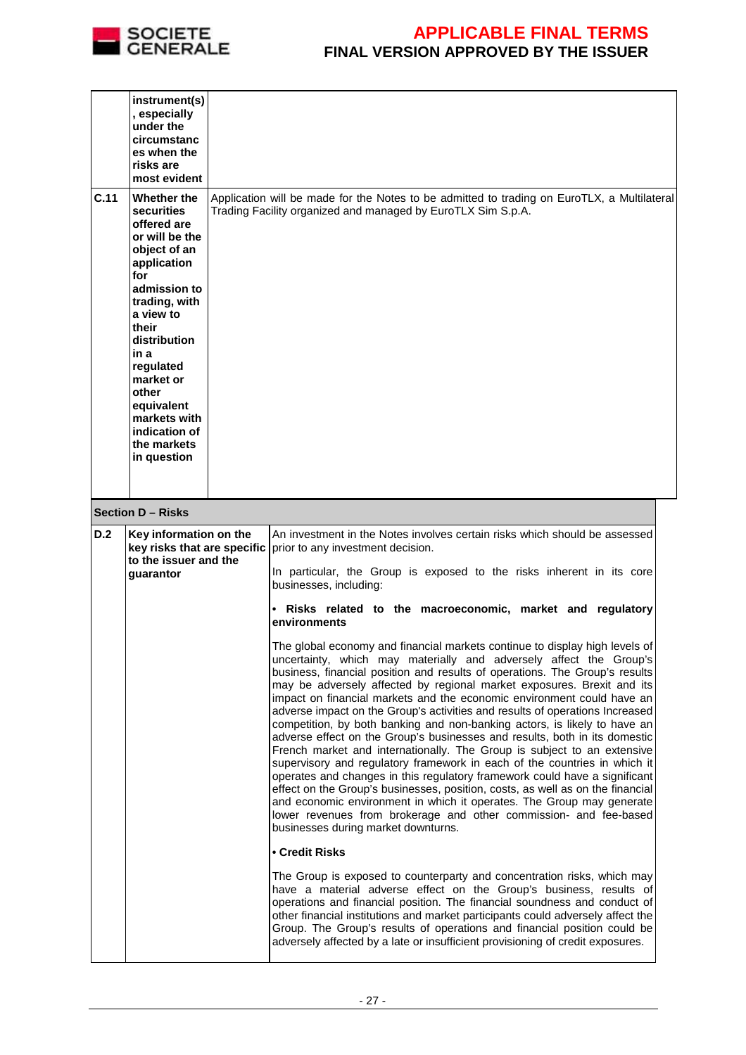| | | |
|---|---|---|
| | **instrument(s), especially under the circumstances when the risks are most evident** | |
| **C.11** | **Whether the securities offered are or will be the object of an application for admission to trading, with a view to their distribution in a regulated market or other equivalent markets with indication of the markets in question** | Application will be made for the Notes to be admitted to trading on EuroTLX, a Multilateral Trading Facility organized and managed by EuroTLX Sim S.p.A. |

**Section D – Risks**

| | | |
|---|---|---|
| **D.2** | **Key information on the key risks that are specific to the issuer and the guarantor** | An investment in the Notes involves certain risks which should be assessed prior to any investment decision.<br><br>In particular, the Group is exposed to the risks inherent in its core businesses, including:<br><br>**• Risks related to the macroeconomic, market and regulatory environments**<br><br>The global economy and financial markets continue to display high levels of uncertainty, which may materially and adversely affect the Group's business, financial position and results of operations. The Group's results may be adversely affected by regional market exposures. Brexit and its impact on financial markets and the economic environment could have an adverse impact on the Group's activities and results of operations Increased competition, by both banking and non-banking actors, is likely to have an adverse effect on the Group's businesses and results, both in its domestic French market and internationally. The Group is subject to an extensive supervisory and regulatory framework in each of the countries in which it operates and changes in this regulatory framework could have a significant effect on the Group's businesses, position, costs, as well as on the financial and economic environment in which it operates. The Group may generate lower revenues from brokerage and other commission- and fee-based businesses during market downturns.<br><br>**• Credit Risks**<br><br>The Group is exposed to counterparty and concentration risks, which may have a material adverse effect on the Group's business, results of operations and financial position. The financial soundness and conduct of other financial institutions and market participants could adversely affect the Group. The Group's results of operations and financial position could be adversely affected by a late or insufficient provisioning of credit exposures. |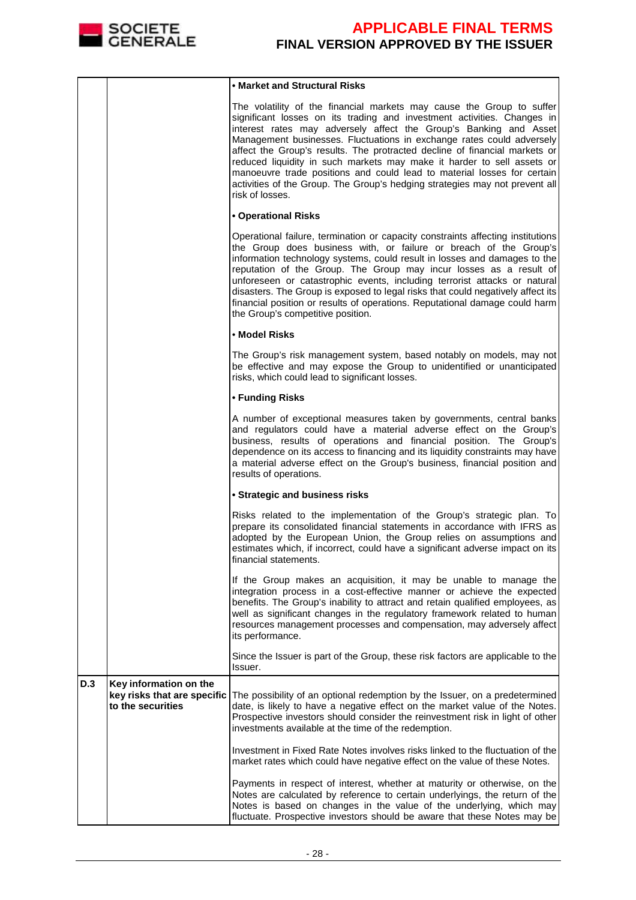| | | |
|---|---|---|
| | | **• Market and Structural Risks**<br><br>The volatility of the financial markets may cause the Group to suffer significant losses on its trading and investment activities. Changes in interest rates may adversely affect the Group's Banking and Asset Management businesses. Fluctuations in exchange rates could adversely affect the Group's results. The protracted decline of financial markets or reduced liquidity in such markets may make it harder to sell assets or manoeuvre trade positions and could lead to material losses for certain activities of the Group. The Group's hedging strategies may not prevent all risk of losses.<br><br>**• Operational Risks**<br><br>Operational failure, termination or capacity constraints affecting institutions the Group does business with, or failure or breach of the Group's information technology systems, could result in losses and damages to the reputation of the Group. The Group may incur losses as a result of unforeseen or catastrophic events, including terrorist attacks or natural disasters. The Group is exposed to legal risks that could negatively affect its financial position or results of operations. Reputational damage could harm the Group's competitive position.<br><br>**• Model Risks**<br><br>The Group's risk management system, based notably on models, may not be effective and may expose the Group to unidentified or unanticipated risks, which could lead to significant losses.<br><br>**• Funding Risks**<br><br>A number of exceptional measures taken by governments, central banks and regulators could have a material adverse effect on the Group's business, results of operations and financial position. The Group's dependence on its access to financing and its liquidity constraints may have a material adverse effect on the Group's business, financial position and results of operations.<br><br>**• Strategic and business risks**<br><br>Risks related to the implementation of the Group's strategic plan. To prepare its consolidated financial statements in accordance with IFRS as adopted by the European Union, the Group relies on assumptions and estimates which, if incorrect, could have a significant adverse impact on its financial statements.<br><br>If the Group makes an acquisition, it may be unable to manage the integration process in a cost-effective manner or achieve the expected benefits. The Group's inability to attract and retain qualified employees, as well as significant changes in the regulatory framework related to human resources management processes and compensation, may adversely affect its performance.<br><br>Since the Issuer is part of the Group, these risk factors are applicable to the Issuer. |
| **D.3** | **Key information on the key risks that are specific to the securities** | The possibility of an optional redemption by the Issuer, on a predetermined date, is likely to have a negative effect on the market value of the Notes. Prospective investors should consider the reinvestment risk in light of other investments available at the time of the redemption.<br><br>Investment in Fixed Rate Notes involves risks linked to the fluctuation of the market rates which could have negative effect on the value of these Notes.<br><br>Payments in respect of interest, whether at maturity or otherwise, on the Notes are calculated by reference to certain underlyings, the return of the Notes is based on changes in the value of the underlying, which may fluctuate. Prospective investors should be aware that these Notes may be |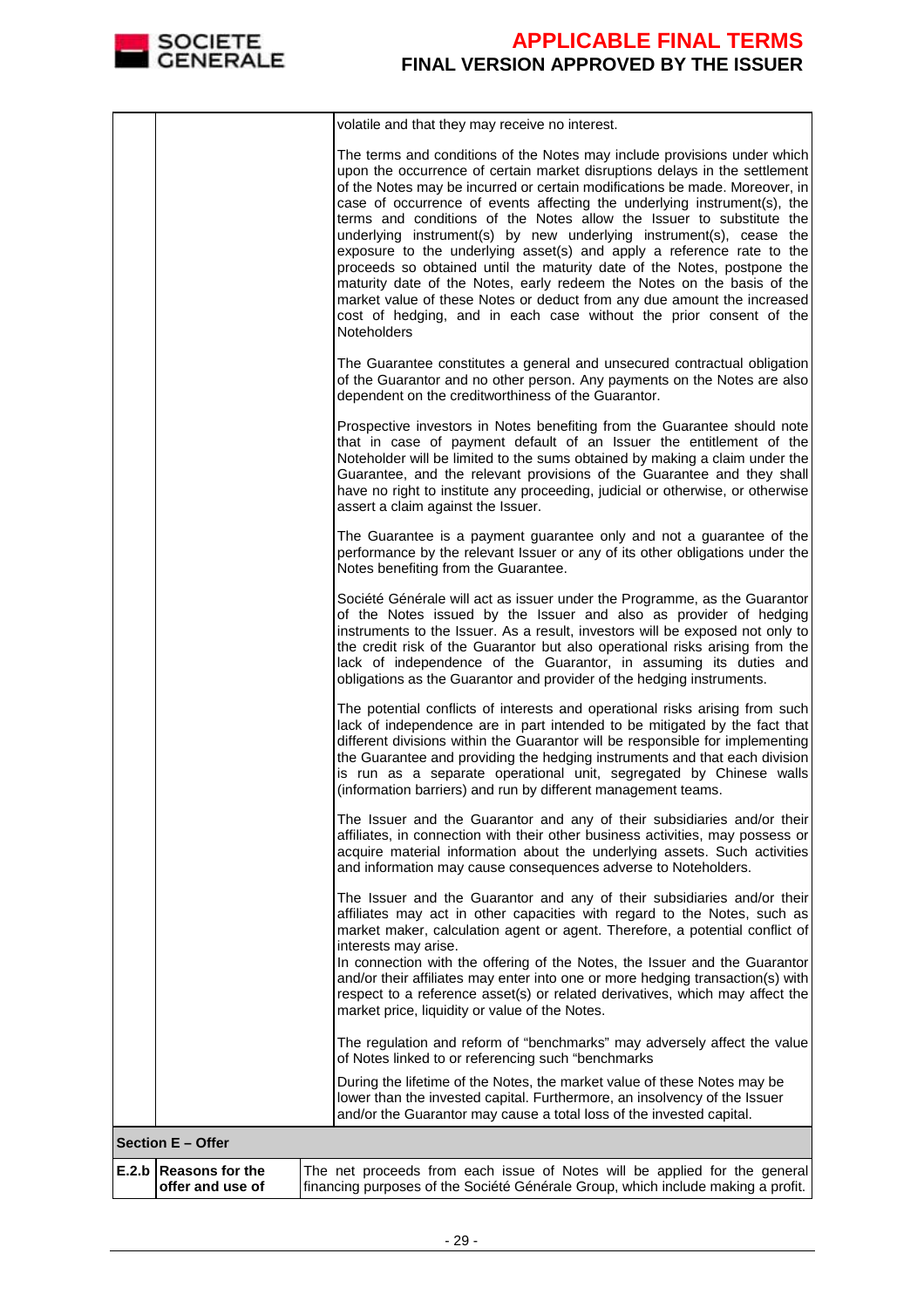| | | |
|---|---|---|
| | | volatile and that they may receive no interest.<br><br>The terms and conditions of the Notes may include provisions under which upon the occurrence of certain market disruptions delays in the settlement of the Notes may be incurred or certain modifications be made. Moreover, in case of occurrence of events affecting the underlying instrument(s), the terms and conditions of the Notes allow the Issuer to substitute the underlying instrument(s) by new underlying instrument(s), cease the exposure to the underlying asset(s) and apply a reference rate to the proceeds so obtained until the maturity date of the Notes, postpone the maturity date of the Notes, early redeem the Notes on the basis of the market value of these Notes or deduct from any due amount the increased cost of hedging, and in each case without the prior consent of the Noteholders<br><br>The Guarantee constitutes a general and unsecured contractual obligation of the Guarantor and no other person. Any payments on the Notes are also dependent on the creditworthiness of the Guarantor.<br><br>Prospective investors in Notes benefiting from the Guarantee should note that in case of payment default of an Issuer the entitlement of the Noteholder will be limited to the sums obtained by making a claim under the Guarantee, and the relevant provisions of the Guarantee and they shall have no right to institute any proceeding, judicial or otherwise, or otherwise assert a claim against the Issuer.<br><br>The Guarantee is a payment guarantee only and not a guarantee of the performance by the relevant Issuer or any of its other obligations under the Notes benefiting from the Guarantee.<br><br>Société Générale will act as issuer under the Programme, as the Guarantor of the Notes issued by the Issuer and also as provider of hedging instruments to the Issuer. As a result, investors will be exposed not only to the credit risk of the Guarantor but also operational risks arising from the lack of independence of the Guarantor, in assuming its duties and obligations as the Guarantor and provider of the hedging instruments.<br><br>The potential conflicts of interests and operational risks arising from such lack of independence are in part intended to be mitigated by the fact that different divisions within the Guarantor will be responsible for implementing the Guarantee and providing the hedging instruments and that each division is run as a separate operational unit, segregated by Chinese walls (information barriers) and run by different management teams.<br><br>The Issuer and the Guarantor and any of their subsidiaries and/or their affiliates, in connection with their other business activities, may possess or acquire material information about the underlying assets. Such activities and information may cause consequences adverse to Noteholders.<br><br>The Issuer and the Guarantor and any of their subsidiaries and/or their affiliates may act in other capacities with regard to the Notes, such as market maker, calculation agent or agent. Therefore, a potential conflict of interests may arise.<br>In connection with the offering of the Notes, the Issuer and the Guarantor and/or their affiliates may enter into one or more hedging transaction(s) with respect to a reference asset(s) or related derivatives, which may affect the market price, liquidity or value of the Notes.<br><br>The regulation and reform of "benchmarks" may adversely affect the value of Notes linked to or referencing such "benchmarks<br><br>During the lifetime of the Notes, the market value of these Notes may be lower than the invested capital. Furthermore, an insolvency of the Issuer and/or the Guarantor may cause a total loss of the invested capital. |
| **Section E – Offer** | | |
| **E.2.b** | **Reasons for the offer and use of** | The net proceeds from each issue of Notes will be applied for the general financing purposes of the Société Générale Group, which include making a profit. |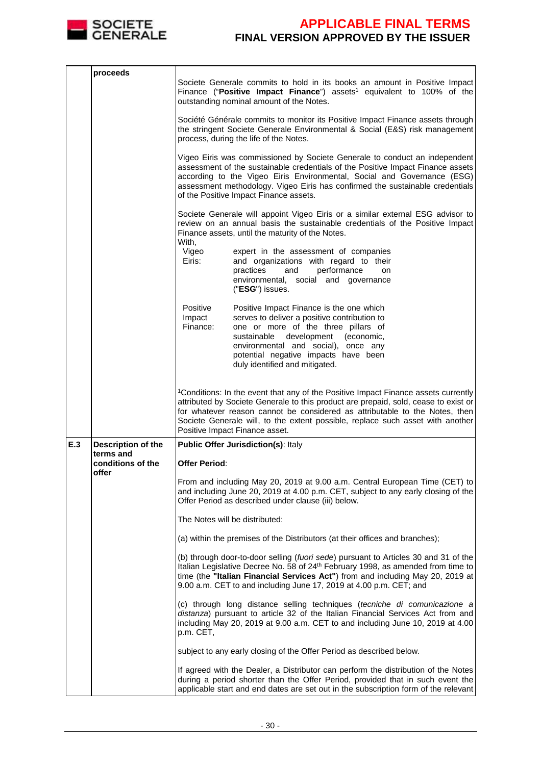| | | |
|---|---|---|
| | **proceeds** | Societe Generale commits to hold in its books an amount in Positive Impact Finance ("**Positive Impact Finance**") assets[1] equivalent to 100% of the outstanding nominal amount of the Notes.<br><br>Société Générale commits to monitor its Positive Impact Finance assets through the stringent Societe Generale Environmental & Social (E&S) risk management process, during the life of the Notes.<br><br>Vigeo Eiris was commissioned by Societe Generale to conduct an independent assessment of the sustainable credentials of the Positive Impact Finance assets according to the Vigeo Eiris Environmental, Social and Governance (ESG) assessment methodology. Vigeo Eiris has confirmed the sustainable credentials of the Positive Impact Finance assets.<br><br>Societe Generale will appoint Vigeo Eiris or a similar external ESG advisor to review on an annual basis the sustainable credentials of the Positive Impact Finance assets, until the maturity of the Notes.<br>With,<br>Vigeo Eiris: expert in the assessment of companies and organizations with regard to their practices and performance on environmental, social and governance ("**ESG**") issues.<br><br>Positive Impact Finance: Positive Impact Finance is the one which serves to deliver a positive contribution to one or more of the three pillars of sustainable development (economic, environmental and social), once any potential negative impacts have been duly identified and mitigated.<br><br>[1]Conditions: In the event that any of the Positive Impact Finance assets currently attributed by Societe Generale to this product are prepaid, sold, cease to exist or for whatever reason cannot be considered as attributable to the Notes, then Societe Generale will, to the extent possible, replace such asset with another Positive Impact Finance asset. |
| **E.3** | **Description of the terms and conditions of the offer** | **Public Offer Jurisdiction(s)**: Italy<br><br>**Offer Period**:<br><br>From and including May 20, 2019 at 9.00 a.m. Central European Time (CET) to and including June 20, 2019 at 4.00 p.m. CET, subject to any early closing of the Offer Period as described under clause (iii) below.<br><br>The Notes will be distributed:<br><br>(a) within the premises of the Distributors (at their offices and branches);<br><br>(b) through door-to-door selling (*fuori sede*) pursuant to Articles 30 and 31 of the Italian Legislative Decree No. 58 of 24th February 1998, as amended from time to time (the **"Italian Financial Services Act"**) from and including May 20, 2019 at 9.00 a.m. CET to and including June 17, 2019 at 4.00 p.m. CET; and<br><br>(c) through long distance selling techniques (*tecniche di comunicazione a distanza*) pursuant to article 32 of the Italian Financial Services Act from and including May 20, 2019 at 9.00 a.m. CET to and including June 10, 2019 at 4.00 p.m. CET,<br><br>subject to any early closing of the Offer Period as described below.<br><br>If agreed with the Dealer, a Distributor can perform the distribution of the Notes during a period shorter than the Offer Period, provided that in such event the applicable start and end dates are set out in the subscription form of the relevant |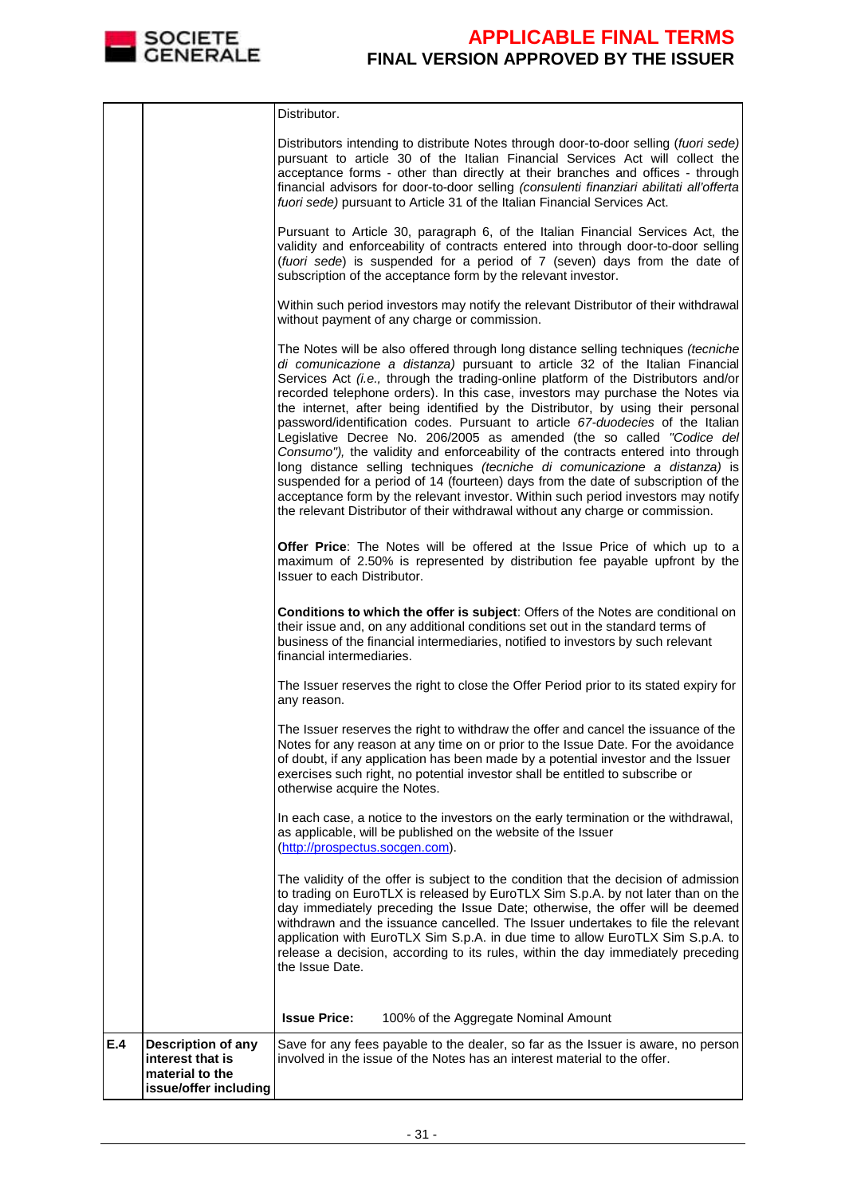| | | |
|---|---|---|
| | | Distributor.<br><br>Distributors intending to distribute Notes through door-to-door selling (*fuori sede)* pursuant to article 30 of the Italian Financial Services Act will collect the acceptance forms - other than directly at their branches and offices - through financial advisors for door-to-door selling *(consulenti finanziari abilitati all'offerta fuori sede)* pursuant to Article 31 of the Italian Financial Services Act.<br><br>Pursuant to Article 30, paragraph 6, of the Italian Financial Services Act, the validity and enforceability of contracts entered into through door-to-door selling (*fuori sede*) is suspended for a period of 7 (seven) days from the date of subscription of the acceptance form by the relevant investor.<br><br>Within such period investors may notify the relevant Distributor of their withdrawal without payment of any charge or commission.<br><br>The Notes will be also offered through long distance selling techniques *(tecniche di comunicazione a distanza)* pursuant to article 32 of the Italian Financial Services Act *(i.e.,* through the trading-online platform of the Distributors and/or recorded telephone orders). In this case, investors may purchase the Notes via the internet, after being identified by the Distributor, by using their personal password/identification codes. Pursuant to article *67-duodecies* of the Italian Legislative Decree No. 206/2005 as amended (the so called *"Codice del Consumo"),* the validity and enforceability of the contracts entered into through long distance selling techniques *(tecniche di comunicazione a distanza)* is suspended for a period of 14 (fourteen) days from the date of subscription of the acceptance form by the relevant investor. Within such period investors may notify the relevant Distributor of their withdrawal without any charge or commission.<br><br>**Offer Price**: The Notes will be offered at the Issue Price of which up to a maximum of 2.50% is represented by distribution fee payable upfront by the Issuer to each Distributor.<br><br>**Conditions to which the offer is subject**: Offers of the Notes are conditional on their issue and, on any additional conditions set out in the standard terms of business of the financial intermediaries, notified to investors by such relevant financial intermediaries.<br><br>The Issuer reserves the right to close the Offer Period prior to its stated expiry for any reason.<br><br>The Issuer reserves the right to withdraw the offer and cancel the issuance of the Notes for any reason at any time on or prior to the Issue Date. For the avoidance of doubt, if any application has been made by a potential investor and the Issuer exercises such right, no potential investor shall be entitled to subscribe or otherwise acquire the Notes.<br><br>In each case, a notice to the investors on the early termination or the withdrawal, as applicable, will be published on the website of the Issuer (http://prospectus.socgen.com).<br><br>The validity of the offer is subject to the condition that the decision of admission to trading on EuroTLX is released by EuroTLX Sim S.p.A. by not later than on the day immediately preceding the Issue Date; otherwise, the offer will be deemed withdrawn and the issuance cancelled. The Issuer undertakes to file the relevant application with EuroTLX Sim S.p.A. in due time to allow EuroTLX Sim S.p.A. to release a decision, according to its rules, within the day immediately preceding the Issue Date.<br><br>**Issue Price:** 100% of the Aggregate Nominal Amount |
| **E.4** | **Description of any interest that is material to the issue/offer including** | Save for any fees payable to the dealer, so far as the Issuer is aware, no person involved in the issue of the Notes has an interest material to the offer. |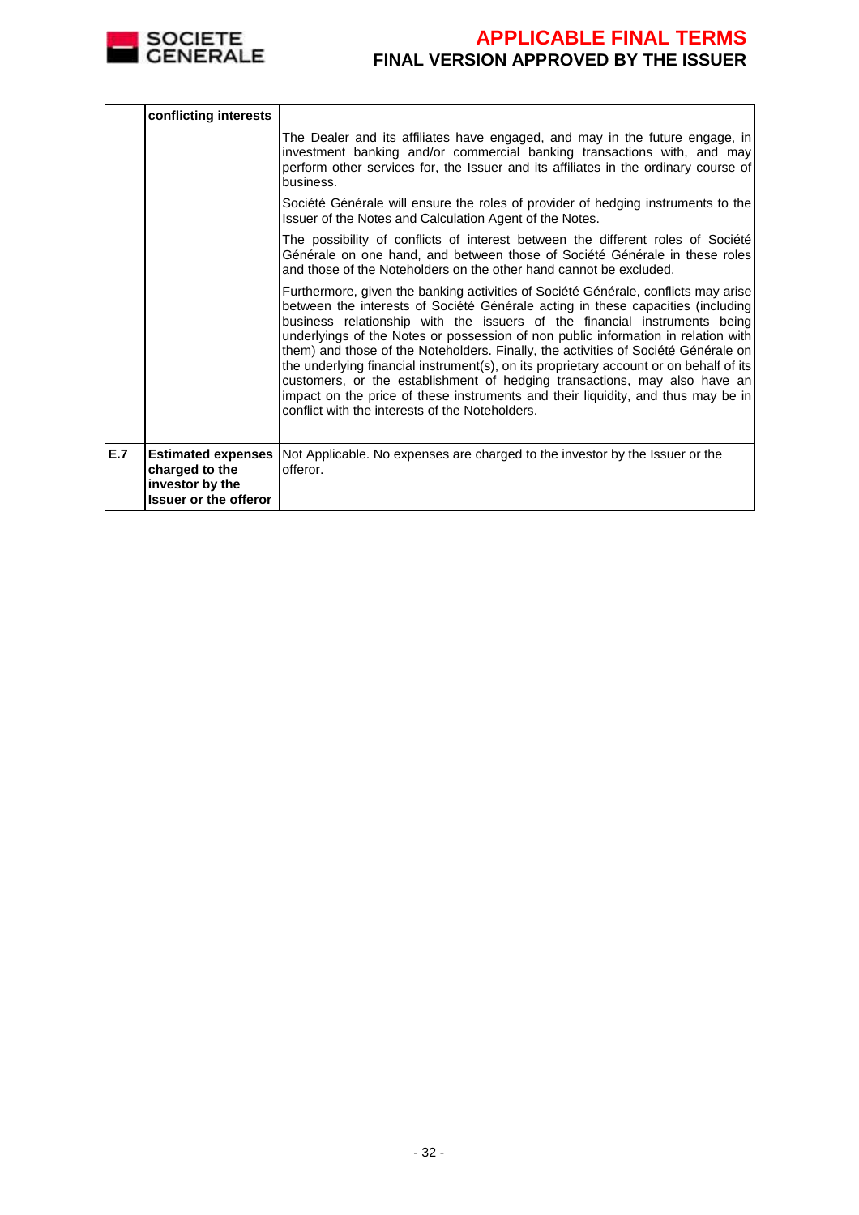| | **conflicting interests** | The Dealer and its affiliates have engaged, and may in the future engage, in investment banking and/or commercial banking transactions with, and may perform other services for, the Issuer and its affiliates in the ordinary course of business.<br><br>Société Générale will ensure the roles of provider of hedging instruments to the Issuer of the Notes and Calculation Agent of the Notes.<br><br>The possibility of conflicts of interest between the different roles of Société Générale on one hand, and between those of Société Générale in these roles and those of the Noteholders on the other hand cannot be excluded.<br><br>Furthermore, given the banking activities of Société Générale, conflicts may arise between the interests of Société Générale acting in these capacities (including business relationship with the issuers of the financial instruments being underlyings of the Notes or possession of non public information in relation with them) and those of the Noteholders. Finally, the activities of Société Générale on the underlying financial instrument(s), on its proprietary account or on behalf of its customers, or the establishment of hedging transactions, may also have an impact on the price of these instruments and their liquidity, and thus may be in conflict with the interests of the Noteholders. |
|---|---|---|
| **E.7** | **Estimated expenses charged to the investor by the Issuer or the offeror** | Not Applicable. No expenses are charged to the investor by the Issuer or the offeror. |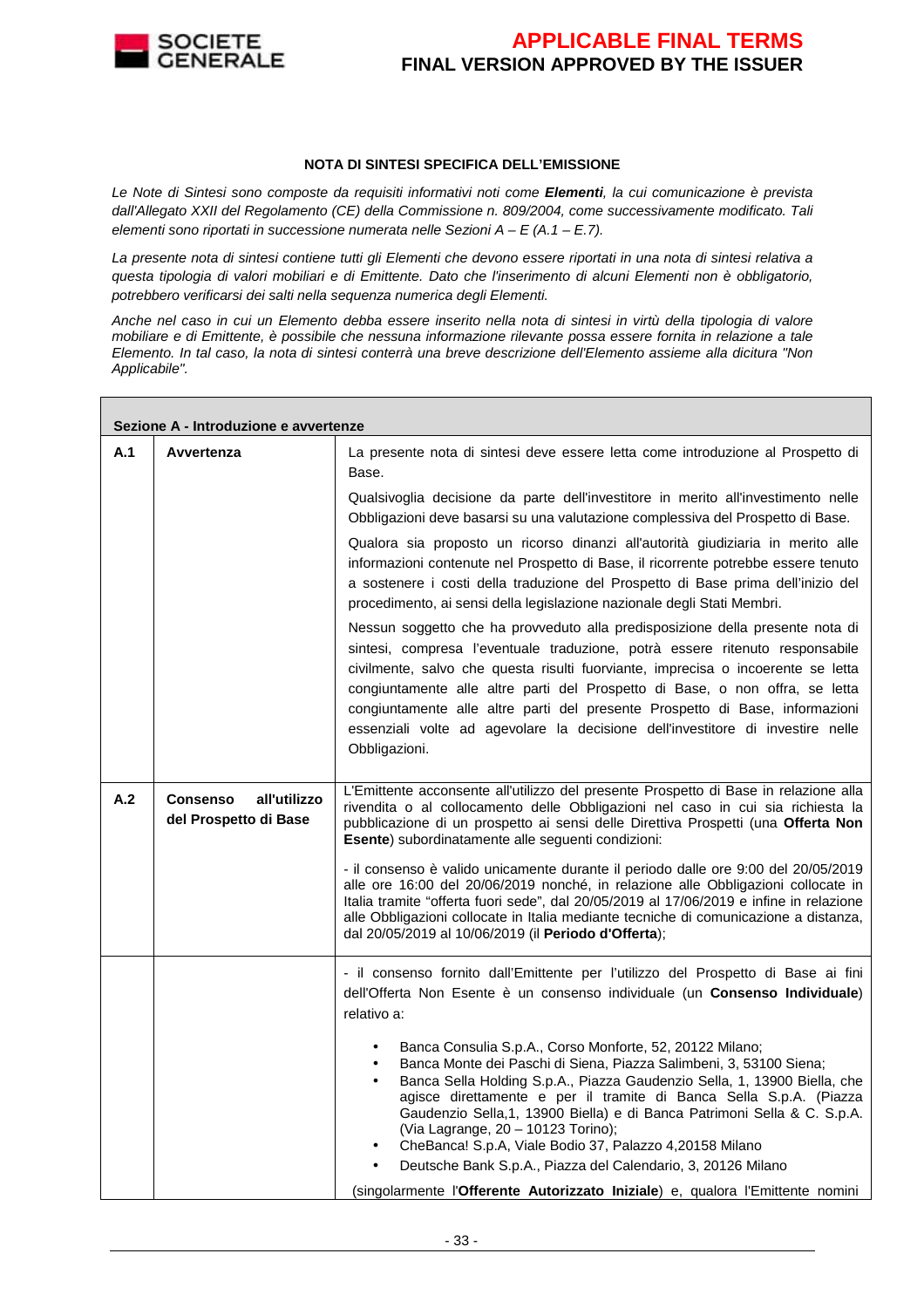### NOTA DI SINTESI SPECIFICA DELL'EMISSIONE

*Le Note di Sintesi sono composte da requisiti informativi noti come **Elementi**, la cui comunicazione è prevista dall'Allegato XXII del Regolamento (CE) della Commissione n. 809/2004, come successivamente modificato. Tali elementi sono riportati in successione numerata nelle Sezioni A – E (A.1 – E.7).*

*La presente nota di sintesi contiene tutti gli Elementi che devono essere riportati in una nota di sintesi relativa a questa tipologia di valori mobiliari e di Emittente. Dato che l'inserimento di alcuni Elementi non è obbligatorio, potrebbero verificarsi dei salti nella sequenza numerica degli Elementi.*

*Anche nel caso in cui un Elemento debba essere inserito nella nota di sintesi in virtù della tipologia di valore mobiliare e di Emittente, è possibile che nessuna informazione rilevante possa essere fornita in relazione a tale Elemento. In tal caso, la nota di sintesi conterrà una breve descrizione dell'Elemento assieme alla dicitura "Non Applicabile".*

| **Sezione A - Introduzione e avvertenze** | | |
|---|---|---|
| **A.1** | **Avvertenza** | La presente nota di sintesi deve essere letta come introduzione al Prospetto di Base.<br><br>Qualsivoglia decisione da parte dell'investitore in merito all'investimento nelle Obbligazioni deve basarsi su una valutazione complessiva del Prospetto di Base.<br><br>Qualora sia proposto un ricorso dinanzi all'autorità giudiziaria in merito alle informazioni contenute nel Prospetto di Base, il ricorrente potrebbe essere tenuto a sostenere i costi della traduzione del Prospetto di Base prima dell'inizio del procedimento, ai sensi della legislazione nazionale degli Stati Membri.<br><br>Nessun soggetto che ha provveduto alla predisposizione della presente nota di sintesi, compresa l'eventuale traduzione, potrà essere ritenuto responsabile civilmente, salvo che questa risulti fuorviante, imprecisa o incoerente se letta congiuntamente alle altre parti del Prospetto di Base, o non offra, se letta congiuntamente alle altre parti del presente Prospetto di Base, informazioni essenziali volte ad agevolare la decisione dell'investitore di investire nelle Obbligazioni. |
| **A.2** | **Consenso all'utilizzo del Prospetto di Base** | L'Emittente acconsente all'utilizzo del presente Prospetto di Base in relazione alla rivendita o al collocamento delle Obbligazioni nel caso in cui sia richiesta la pubblicazione di un prospetto ai sensi delle Direttiva Prospetti (una **Offerta Non Esente**) subordinatamente alle seguenti condizioni:<br><br>- il consenso è valido unicamente durante il periodo dalle ore 9:00 del 20/05/2019 alle ore 16:00 del 20/06/2019 nonché, in relazione alle Obbligazioni collocate in Italia tramite "offerta fuori sede", dal 20/05/2019 al 17/06/2019 e infine in relazione alle Obbligazioni collocate in Italia mediante tecniche di comunicazione a distanza, dal 20/05/2019 al 10/06/2019 (il **Periodo d'Offerta**); |
| | | - il consenso fornito dall'Emittente per l'utilizzo del Prospetto di Base ai fini dell'Offerta Non Esente è un consenso individuale (un **Consenso Individuale**) relativo a:<br><br>• Banca Consulia S.p.A., Corso Monforte, 52, 20122 Milano;<br>• Banca Monte dei Paschi di Siena, Piazza Salimbeni, 3, 53100 Siena;<br>• Banca Sella Holding S.p.A., Piazza Gaudenzio Sella, 1, 13900 Biella, che agisce direttamente e per il tramite di Banca Sella S.p.A. (Piazza Gaudenzio Sella,1, 13900 Biella) e di Banca Patrimoni Sella & C. S.p.A. (Via Lagrange, 20 – 10123 Torino);<br>• CheBanca! S.p.A, Viale Bodio 37, Palazzo 4,20158 Milano<br>• Deutsche Bank S.p.A., Piazza del Calendario, 3, 20126 Milano<br><br>(singolarmente l'**Offerente Autorizzato Iniziale**) e, qualora l'Emittente nomini |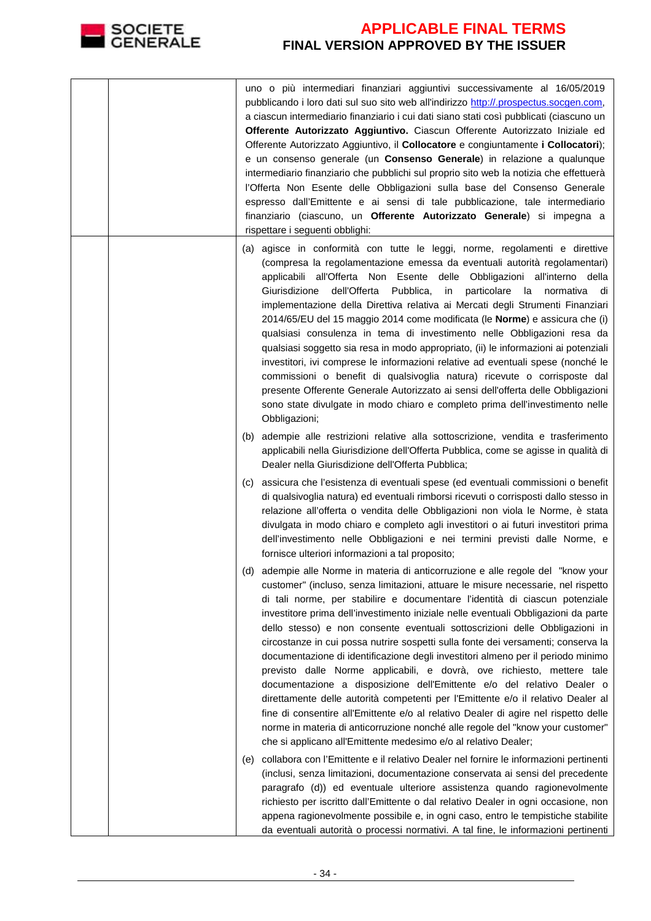| | | |
|---|---|---|
| | | uno o più intermediari finanziari aggiuntivi successivamente al 16/05/2019 pubblicando i loro dati sul suo sito web all'indirizzo http://.prospectus.socgen.com, a ciascun intermediario finanziario i cui dati siano stati così pubblicati (ciascuno un **Offerente Autorizzato Aggiuntivo.** Ciascun Offerente Autorizzato Iniziale ed Offerente Autorizzato Aggiuntivo, il **Collocatore** e congiuntamente **i Collocatori**); e un consenso generale (un **Consenso Generale**) in relazione a qualunque intermediario finanziario che pubblichi sul proprio sito web la notizia che effettuerà l'Offerta Non Esente delle Obbligazioni sulla base del Consenso Generale espresso dall'Emittente e ai sensi di tale pubblicazione, tale intermediario finanziario (ciascuno, un **Offerente Autorizzato Generale**) si impegna a rispettare i seguenti obblighi: |
| | | (a) agisce in conformità con tutte le leggi, norme, regolamenti e direttive (compresa la regolamentazione emessa da eventuali autorità regolamentari) applicabili all'Offerta Non Esente delle Obbligazioni all'interno della Giurisdizione dell'Offerta Pubblica, in particolare la normativa di implementazione della Direttiva relativa ai Mercati degli Strumenti Finanziari 2014/65/EU del 15 maggio 2014 come modificata (le **Norme**) e assicura che (i) qualsiasi consulenza in tema di investimento nelle Obbligazioni resa da qualsiasi soggetto sia resa in modo appropriato, (ii) le informazioni ai potenziali investitori, ivi comprese le informazioni relative ad eventuali spese (nonché le commissioni o benefit di qualsivoglia natura) ricevute o corrisposte dal presente Offerente Generale Autorizzato ai sensi dell'offerta delle Obbligazioni sono state divulgate in modo chiaro e completo prima dell'investimento nelle Obbligazioni;<br><br>(b) adempie alle restrizioni relative alla sottoscrizione, vendita e trasferimento applicabili nella Giurisdizione dell'Offerta Pubblica, come se agisse in qualità di Dealer nella Giurisdizione dell'Offerta Pubblica;<br><br>(c) assicura che l'esistenza di eventuali spese (ed eventuali commissioni o benefit di qualsivoglia natura) ed eventuali rimborsi ricevuti o corrisposti dallo stesso in relazione all'offerta o vendita delle Obbligazioni non viola le Norme, è stata divulgata in modo chiaro e completo agli investitori o ai futuri investitori prima dell'investimento nelle Obbligazioni e nei termini previsti dalle Norme, e fornisce ulteriori informazioni a tal proposito;<br><br>(d) adempie alle Norme in materia di anticorruzione e alle regole del "know your customer" (incluso, senza limitazioni, attuare le misure necessarie, nel rispetto di tali norme, per stabilire e documentare l'identità di ciascun potenziale investitore prima dell'investimento iniziale nelle eventuali Obbligazioni da parte dello stesso) e non consente eventuali sottoscrizioni delle Obbligazioni in circostanze in cui possa nutrire sospetti sulla fonte dei versamenti; conserva la documentazione di identificazione degli investitori almeno per il periodo minimo previsto dalle Norme applicabili, e dovrà, ove richiesto, mettere tale documentazione a disposizione dell'Emittente e/o del relativo Dealer o direttamente delle autorità competenti per l'Emittente e/o il relativo Dealer al fine di consentire all'Emittente e/o al relativo Dealer di agire nel rispetto delle norme in materia di anticorruzione nonché alle regole del "know your customer" che si applicano all'Emittente medesimo e/o al relativo Dealer;<br><br>(e) collabora con l'Emittente e il relativo Dealer nel fornire le informazioni pertinenti (inclusi, senza limitazioni, documentazione conservata ai sensi del precedente paragrafo (d)) ed eventuale ulteriore assistenza quando ragionevolmente richiesto per iscritto dall'Emittente o dal relativo Dealer in ogni occasione, non appena ragionevolmente possibile e, in ogni caso, entro le tempistiche stabilite da eventuali autorità o processi normativi. A tal fine, le informazioni pertinenti |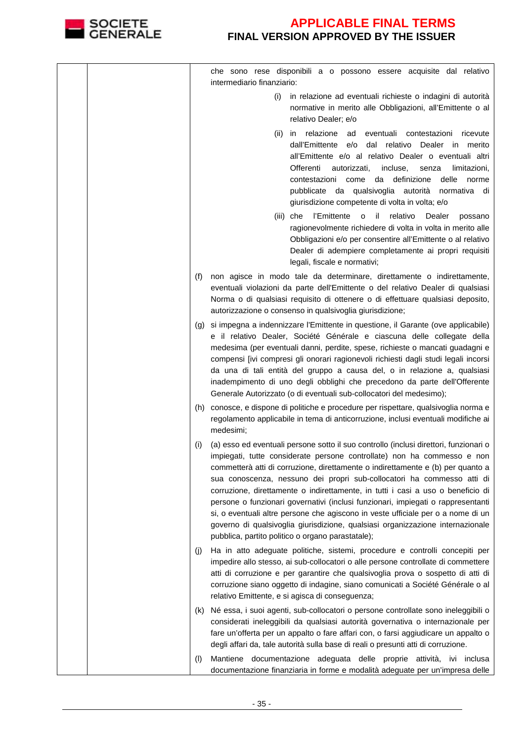che sono rese disponibili a o possono essere acquisite dal relativo intermediario finanziario:

(i) in relazione ad eventuali richieste o indagini di autorità normative in merito alle Obbligazioni, all'Emittente o al relativo Dealer; e/o

(ii) in relazione ad eventuali contestazioni ricevute dall'Emittente e/o dal relativo Dealer in merito all'Emittente e/o al relativo Dealer o eventuali altri Offerenti autorizzati, incluse, senza limitazioni, contestazioni come da definizione delle norme pubblicate da qualsivoglia autorità normativa di giurisdizione competente di volta in volta; e/o

(iii) che l'Emittente o il relativo Dealer possano ragionevolmente richiedere di volta in volta in merito alle Obbligazioni e/o per consentire all'Emittente o al relativo Dealer di adempiere completamente ai propri requisiti legali, fiscale e normativi;

(f) non agisce in modo tale da determinare, direttamente o indirettamente, eventuali violazioni da parte dell'Emittente o del relativo Dealer di qualsiasi Norma o di qualsiasi requisito di ottenere o di effettuare qualsiasi deposito, autorizzazione o consenso in qualsivoglia giurisdizione;

(g) si impegna a indennizzare l'Emittente in questione, il Garante (ove applicabile) e il relativo Dealer, Société Générale e ciascuna delle collegate della medesima (per eventuali danni, perdite, spese, richieste o mancati guadagni e compensi [ivi compresi gli onorari ragionevoli richiesti dagli studi legali incorsi da una di tali entità del gruppo a causa del, o in relazione a, qualsiasi inadempimento di uno degli obblighi che precedono da parte dell'Offerente Generale Autorizzato (o di eventuali sub-collocatori del medesimo);

(h) conosce, e dispone di politiche e procedure per rispettare, qualsivoglia norma e regolamento applicabile in tema di anticorruzione, inclusi eventuali modifiche ai medesimi;

(i) (a) esso ed eventuali persone sotto il suo controllo (inclusi direttori, funzionari o impiegati, tutte considerate persone controllate) non ha commesso e non commetterà atti di corruzione, direttamente o indirettamente e (b) per quanto a sua conoscenza, nessuno dei propri sub-collocatori ha commesso atti di corruzione, direttamente o indirettamente, in tutti i casi a uso o beneficio di persone o funzionari governativi (inclusi funzionari, impiegati o rappresentanti si, o eventuali altre persone che agiscono in veste ufficiale per o a nome di un governo di qualsivoglia giurisdizione, qualsiasi organizzazione internazionale pubblica, partito politico o organo parastatale);

(j) Ha in atto adeguate politiche, sistemi, procedure e controlli concepiti per impedire allo stesso, ai sub-collocatori o alle persone controllate di commettere atti di corruzione e per garantire che qualsivoglia prova o sospetto di atti di corruzione siano oggetto di indagine, siano comunicati a Société Générale o al relativo Emittente, e si agisca di conseguenza;

(k) Né essa, i suoi agenti, sub-collocatori o persone controllate sono ineleggibili o considerati ineleggibili da qualsiasi autorità governativa o internazionale per fare un'offerta per un appalto o fare affari con, o farsi aggiudicare un appalto o degli affari da, tale autorità sulla base di reali o presunti atti di corruzione.

(l) Mantiene documentazione adeguata delle proprie attività, ivi inclusa documentazione finanziaria in forme e modalità adeguate per un'impresa delle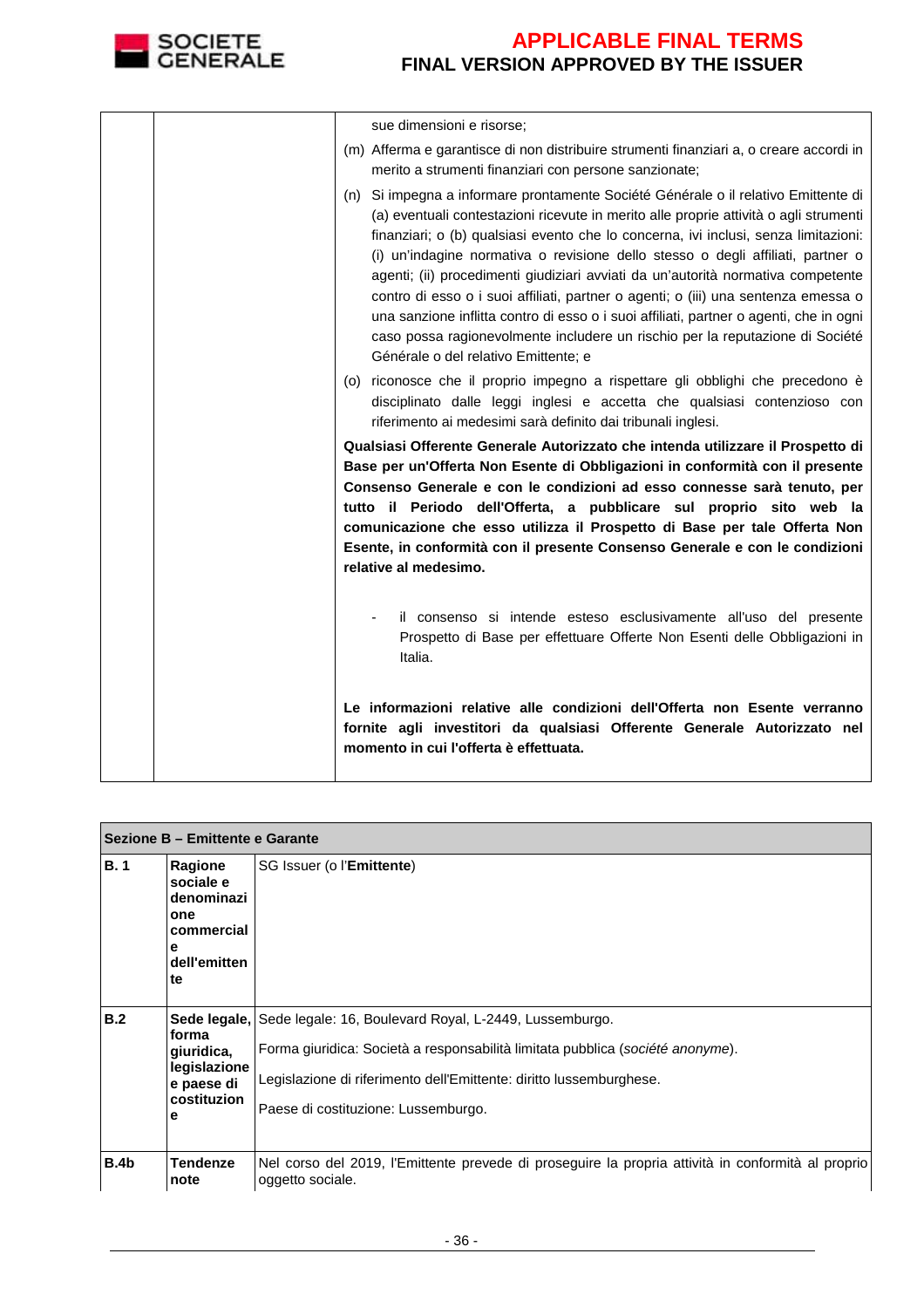| | | sue dimensioni e risorse;<br>(m) Afferma e garantisce di non distribuire strumenti finanziari a, o creare accordi in merito a strumenti finanziari con persone sanzionate;<br>(n) Si impegna a informare prontamente Société Générale o il relativo Emittente di (a) eventuali contestazioni ricevute in merito alle proprie attività o agli strumenti finanziari; o (b) qualsiasi evento che lo concerna, ivi inclusi, senza limitazioni: (i) un'indagine normativa o revisione dello stesso o degli affiliati, partner o agenti; (ii) procedimenti giudiziari avviati da un'autorità normativa competente contro di esso o i suoi affiliati, partner o agenti; o (iii) una sentenza emessa o una sanzione inflitta contro di esso o i suoi affiliati, partner o agenti, che in ogni caso possa ragionevolmente includere un rischio per la reputazione di Société Générale o del relativo Emittente; e<br>(o) riconosce che il proprio impegno a rispettare gli obblighi che precedono è disciplinato dalle leggi inglesi e accetta che qualsiasi contenzioso con riferimento ai medesimi sarà definito dai tribunali inglesi.<br>**Qualsiasi Offerente Generale Autorizzato che intenda utilizzare il Prospetto di Base per un'Offerta Non Esente di Obbligazioni in conformità con il presente Consenso Generale e con le condizioni ad esso connesse sarà tenuto, per tutto il Periodo dell'Offerta, a pubblicare sul proprio sito web la comunicazione che esso utilizza il Prospetto di Base per tale Offerta Non Esente, in conformità con il presente Consenso Generale e con le condizioni relative al medesimo.**<br>- il consenso si intende esteso esclusivamente all'uso del presente Prospetto di Base per effettuare Offerte Non Esenti delle Obbligazioni in Italia.<br>**Le informazioni relative alle condizioni dell'Offerta non Esente verranno fornite agli investitori da qualsiasi Offerente Generale Autorizzato nel momento in cui l'offerta è effettuata.** |
|---|---|---|

| **Sezione B – Emittente e Garante** | | |
|---|---|---|
| **B. 1** | **Ragione sociale e denominazione commerciale dell'emittente** | SG Issuer (o l'**Emittente**) |
| **B.2** | **Sede legale, forma giuridica, legislazione e paese di costituzione** | Sede legale: 16, Boulevard Royal, L-2449, Lussemburgo.<br>Forma giuridica: Società a responsabilità limitata pubblica (*société anonyme*).<br>Legislazione di riferimento dell'Emittente: diritto lussemburghese.<br>Paese di costituzione: Lussemburgo. |
| **B.4b** | **Tendenze note** | Nel corso del 2019, l'Emittente prevede di proseguire la propria attività in conformità al proprio oggetto sociale. |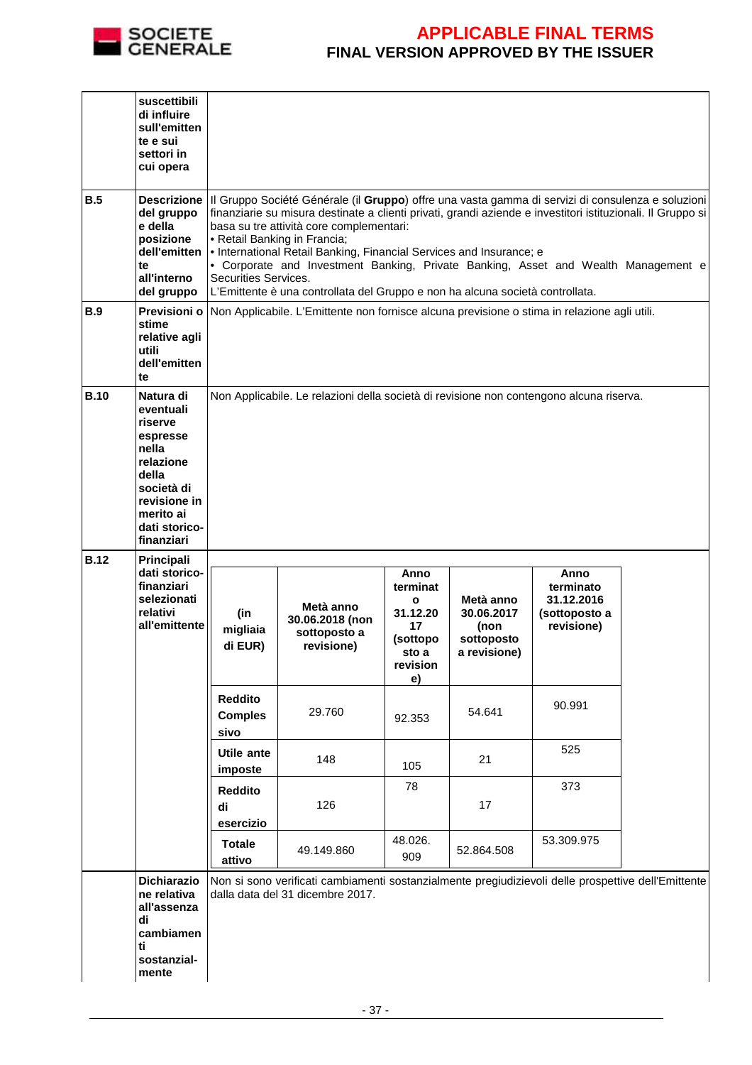| | | |
|---|---|---|
| | **suscettibili di influire sull'emittente e sui settori in cui opera** | |
| **B.5** | **Descrizione del gruppo e della posizione dell'emittente all'interno del gruppo** | Il Gruppo Société Générale (il **Gruppo**) offre una vasta gamma di servizi di consulenza e soluzioni finanziarie su misura destinate a clienti privati, grandi aziende e investitori istituzionali. Il Gruppo si basa su tre attività core complementari:<br>• Retail Banking in Francia;<br>• International Retail Banking, Financial Services and Insurance; e<br>• Corporate and Investment Banking, Private Banking, Asset and Wealth Management e Securities Services.<br>L'Emittente è una controllata del Gruppo e non ha alcuna società controllata. |
| **B.9** | **Previsioni o stime relative agli utili dell'emittente** | Non Applicabile. L'Emittente non fornisce alcuna previsione o stima in relazione agli utili. |
| **B.10** | **Natura di eventuali riserve espresse nella relazione della società di revisione in merito ai dati storico-finanziari** | Non Applicabile. Le relazioni della società di revisione non contengono alcuna riserva. |
| **B.12** | **Principali dati storico-finanziari selezionati relativi all'emittente** | (see table below) |
| | **Dichiarazione relativa all'assenza di cambiamenti sostanzial-mente** | Non si sono verificati cambiamenti sostanzialmente pregiudizievoli delle prospettive dell'Emittente dalla data del 31 dicembre 2017. |

| **(in migliaia di EUR)** | **Metà anno 30.06.2018 (non sottoposto a revisione)** | **Anno terminato 31.12.2017 (sottoposto a revisione)** | **Metà anno 30.06.2017 (non sottoposto a revisione)** | **Anno terminato 31.12.2016 (sottoposto a revisione)** |
|---|---|---|---|---|
| **Reddito Complessivo** | 29.760 | 92.353 | 54.641 | 90.991 |
| **Utile ante imposte** | 148 | 105 | 21 | 525 |
| **Reddito di esercizio** | 126 | 78 | 17 | 373 |
| **Totale attivo** | 49.149.860 | 48.026.909 | 52.864.508 | 53.309.975 |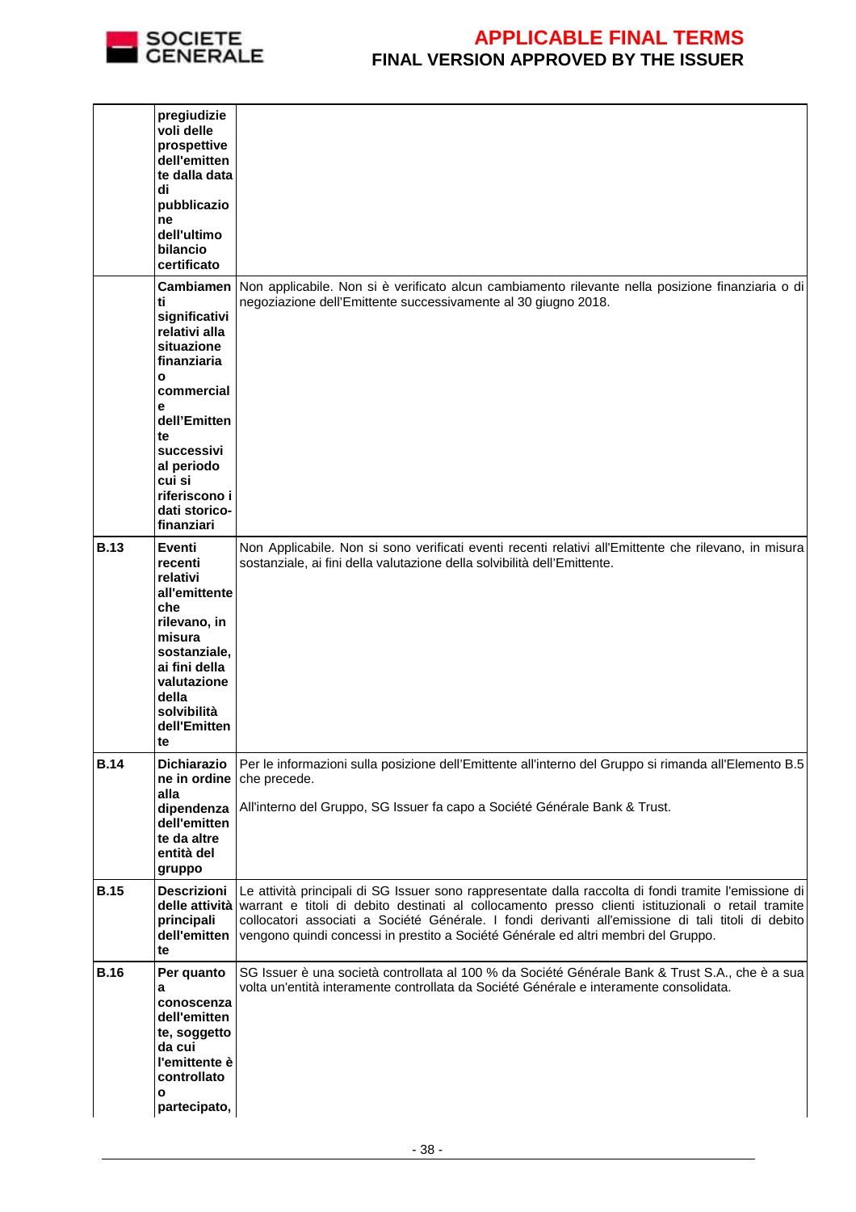| | | |
|---|---|---|
| | **pregiudizievoli delle prospettive dell'emittente dalla data di pubblicazione dell'ultimo bilancio certificato** | |
| | **Cambiamenti significativi relativi alla situazione finanziaria o commerciale dell'Emittente successivi al periodo cui si riferiscono i dati storico-finanziari** | Non applicabile. Non si è verificato alcun cambiamento rilevante nella posizione finanziaria o di negoziazione dell'Emittente successivamente al 30 giugno 2018. |
| **B.13** | **Eventi recenti relativi all'emittente che rilevano, in misura sostanziale, ai fini della valutazione della solvibilità dell'Emittente** | Non Applicabile. Non si sono verificati eventi recenti relativi all'Emittente che rilevano, in misura sostanziale, ai fini della valutazione della solvibilità dell'Emittente. |
| **B.14** | **Dichiarazione in ordine alla dipendenza dell'emittente da altre entità del gruppo** | Per le informazioni sulla posizione dell'Emittente all'interno del Gruppo si rimanda all'Elemento B.5 che precede.<br><br>All'interno del Gruppo, SG Issuer fa capo a Société Générale Bank & Trust. |
| **B.15** | **Descrizioni delle attività principali dell'emittente** | Le attività principali di SG Issuer sono rappresentate dalla raccolta di fondi tramite l'emissione di warrant e titoli di debito destinati al collocamento presso clienti istituzionali o retail tramite collocatori associati a Société Générale. I fondi derivanti all'emissione di tali titoli di debito vengono quindi concessi in prestito a Société Générale ed altri membri del Gruppo. |
| **B.16** | **Per quanto a conoscenza dell'emittente, soggetto da cui l'emittente è controllato o partecipato,** | SG Issuer è una società controllata al 100 % da Société Générale Bank & Trust S.A., che è a sua volta un'entità interamente controllata da Société Générale e interamente consolidata. |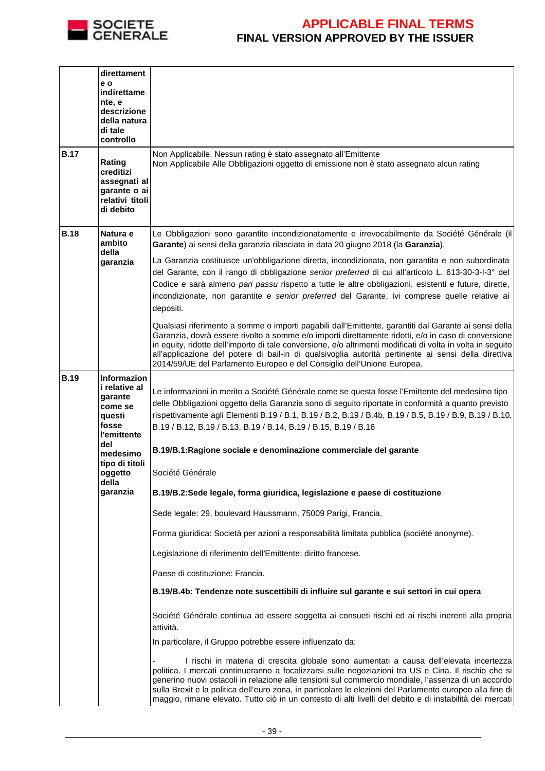| | | |
|---|---|---|
| | **direttamente o indirettamente, e descrizione della natura di tale controllo** | |
| **B.17** | **Rating creditizi assegnati al garante o ai relativi titoli di debito** | Non Applicabile. Nessun rating è stato assegnato all'Emittente<br>Non Applicabile Alle Obbligazioni oggetto di emissione non è stato assegnato alcun rating |
| **B.18** | **Natura e ambito della garanzia** | Le Obbligazioni sono garantite incondizionatamente e irrevocabilmente da Société Générale (il **Garante**) ai sensi della garanzia rilasciata in data 20 giugno 2018 (la **Garanzia**).<br><br>La Garanzia costituisce un'obbligazione diretta, incondizionata, non garantita e non subordinata del Garante, con il rango di obbligazione *senior preferred* di cui all'articolo L. 613-30-3-I-3° del Codice e sarà almeno *pari passu* rispetto a tutte le altre obbligazioni, esistenti e future, dirette, incondizionate, non garantite e *senior preferred* del Garante, ivi comprese quelle relative ai depositi.<br><br>Qualsiasi riferimento a somme o importi pagabili dall'Emittente, garantiti dal Garante ai sensi della Garanzia, dovrà essere rivolto a somme e/o importi direttamente ridotti, e/o in caso di conversione in equity, ridotte dell'importo di tale conversione, e/o altrimenti modificati di volta in volta in seguito all'applicazione del potere di bail-in di qualsivoglia autorità pertinente ai sensi della direttiva 2014/59/UE del Parlamento Europeo e del Consiglio dell'Unione Europea. |
| **B.19** | **Informazioni relative al garante come se questi fosse l'emittente del medesimo tipo di titoli oggetto della garanzia** | Le informazioni in merito a Société Générale come se questa fosse l'Emittente del medesimo tipo delle Obbligazioni oggetto della Garanzia sono di seguito riportate in conformità a quanto previsto rispettivamente agli Elementi B.19 / B.1, B.19 / B.2, B.19 / B.4b, B.19 / B.5, B.19 / B.9, B.19 / B.10, B.19 / B.12, B.19 / B.13, B.19 / B.14, B.19 / B.15, B.19 / B.16<br><br>**B.19/B.1:Ragione sociale e denominazione commerciale del garante**<br><br>Société Générale<br><br>**B.19/B.2:Sede legale, forma giuridica, legislazione e paese di costituzione**<br><br>Sede legale: 29, boulevard Haussmann, 75009 Parigi, Francia.<br><br>Forma giuridica: Società per azioni a responsabilità limitata pubblica (société anonyme).<br><br>Legislazione di riferimento dell'Emittente: diritto francese.<br><br>Paese di costituzione: Francia.<br><br>**B.19/B.4b: Tendenze note suscettibili di influire sul garante e sui settori in cui opera**<br><br>Société Générale continua ad essere soggetta ai consueti rischi ed ai rischi inerenti alla propria attività.<br><br>In particolare, il Gruppo potrebbe essere influenzato da:<br><br>- I rischi in materia di crescita globale sono aumentati a causa dell'elevata incertezza politica. I mercati continueranno a focalizzarsi sulle negoziazioni tra US e Cina. Il rischio che si generino nuovi ostacoli in relazione alle tensioni sul commercio mondiale, l'assenza di un accordo sulla Brexit e la politica dell'euro zona, in particolare le elezioni del Parlamento europeo alla fine di maggio, rimane elevato. Tutto ciò in un contesto di alti livelli del debito e di instabilità dei mercati |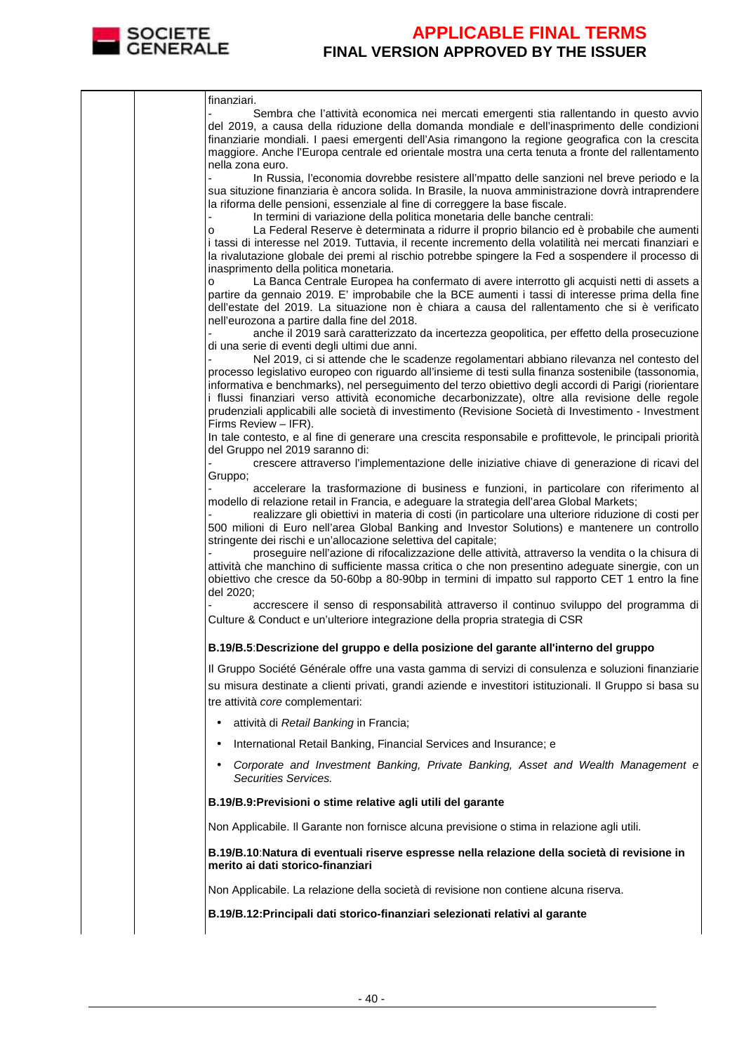finanziari.

- Sembra che l'attività economica nei mercati emergenti stia rallentando in questo avvio del 2019, a causa della riduzione della domanda mondiale e dell'inasprimento delle condizioni finanziarie mondiali. I paesi emergenti dell'Asia rimangono la regione geografica con la crescita maggiore. Anche l'Europa centrale ed orientale mostra una certa tenuta a fronte del rallentamento nella zona euro.
- In Russia, l'economia dovrebbe resistere all'mpatto delle sanzioni nel breve periodo e la sua situazione finanziaria è ancora solida. In Brasile, la nuova amministrazione dovrà intraprendere la riforma delle pensioni, essenziale al fine di correggere la base fiscale.
- In termini di variazione della politica monetaria delle banche centrali:
  - o La Federal Reserve è determinata a ridurre il proprio bilancio ed è probabile che aumenti i tassi di interesse nel 2019. Tuttavia, il recente incremento della volatilità nei mercati finanziari e la rivalutazione globale dei premi al rischio potrebbe spingere la Fed a sospendere il processo di inasprimento della politica monetaria.
  - o La Banca Centrale Europea ha confermato di avere interrotto gli acquisti netti di assets a partire da gennaio 2019. E' improbabile che la BCE aumenti i tassi di interesse prima della fine dell'estate del 2019. La situazione non è chiara a causa del rallentamento che si è verificato nell'eurozona a partire dalla fine del 2018.
- anche il 2019 sarà caratterizzato da incertezza geopolitica, per effetto della prosecuzione di una serie di eventi degli ultimi due anni.
- Nel 2019, ci si attende che le scadenze regolamentari abbiano rilevanza nel contesto del processo legislativo europeo con riguardo all'insieme di testi sulla finanza sostenibile (tassonomia, informativa e benchmarks), nel perseguimento del terzo obiettivo degli accordi di Parigi (riorientare i flussi finanziari verso attività economiche decarbonizzate), oltre alla revisione delle regole prudenziali applicabili alle società di investimento (Revisione Società di Investimento - Investment Firms Review – IFR).

In tale contesto, e al fine di generare una crescita responsabile e profittevole, le principali priorità del Gruppo nel 2019 saranno di:

- crescere attraverso l'implementazione delle iniziative chiave di generazione di ricavi del Gruppo;
- accelerare la trasformazione di business e funzioni, in particolare con riferimento al modello di relazione retail in Francia, e adeguare la strategia dell'area Global Markets;
- realizzare gli obiettivi in materia di costi (in particolare una ulteriore riduzione di costi per 500 milioni di Euro nell'area Global Banking and Investor Solutions) e mantenere un controllo stringente dei rischi e un'allocazione selettiva del capitale;
- proseguire nell'azione di rifocalizzazione delle attività, attraverso la vendita o la chisura di attività che manchino di sufficiente massa critica o che non presentino adeguate sinergie, con un obiettivo che cresce da 50-60bp a 80-90bp in termini di impatto sul rapporto CET 1 entro la fine del 2020;
- accrescere il senso di responsabilità attraverso il continuo sviluppo del programma di Culture & Conduct e un'ulteriore integrazione della propria strategia di CSR

**B.19/B.5**:**Descrizione del gruppo e della posizione del garante all'interno del gruppo**

Il Gruppo Société Générale offre una vasta gamma di servizi di consulenza e soluzioni finanziarie su misura destinate a clienti privati, grandi aziende e investitori istituzionali. Il Gruppo si basa su tre attività *core* complementari:

- attività di *Retail Banking* in Francia;
- International Retail Banking, Financial Services and Insurance; e
- *Corporate and Investment Banking, Private Banking, Asset and Wealth Management e Securities Services.*

**B.19/B.9:Previsioni o stime relative agli utili del garante**

Non Applicabile. Il Garante non fornisce alcuna previsione o stima in relazione agli utili.

**B.19/B.10**:**Natura di eventuali riserve espresse nella relazione della società di revisione in merito ai dati storico-finanziari**

Non Applicabile. La relazione della società di revisione non contiene alcuna riserva.

**B.19/B.12:Principali dati storico-finanziari selezionati relativi al garante**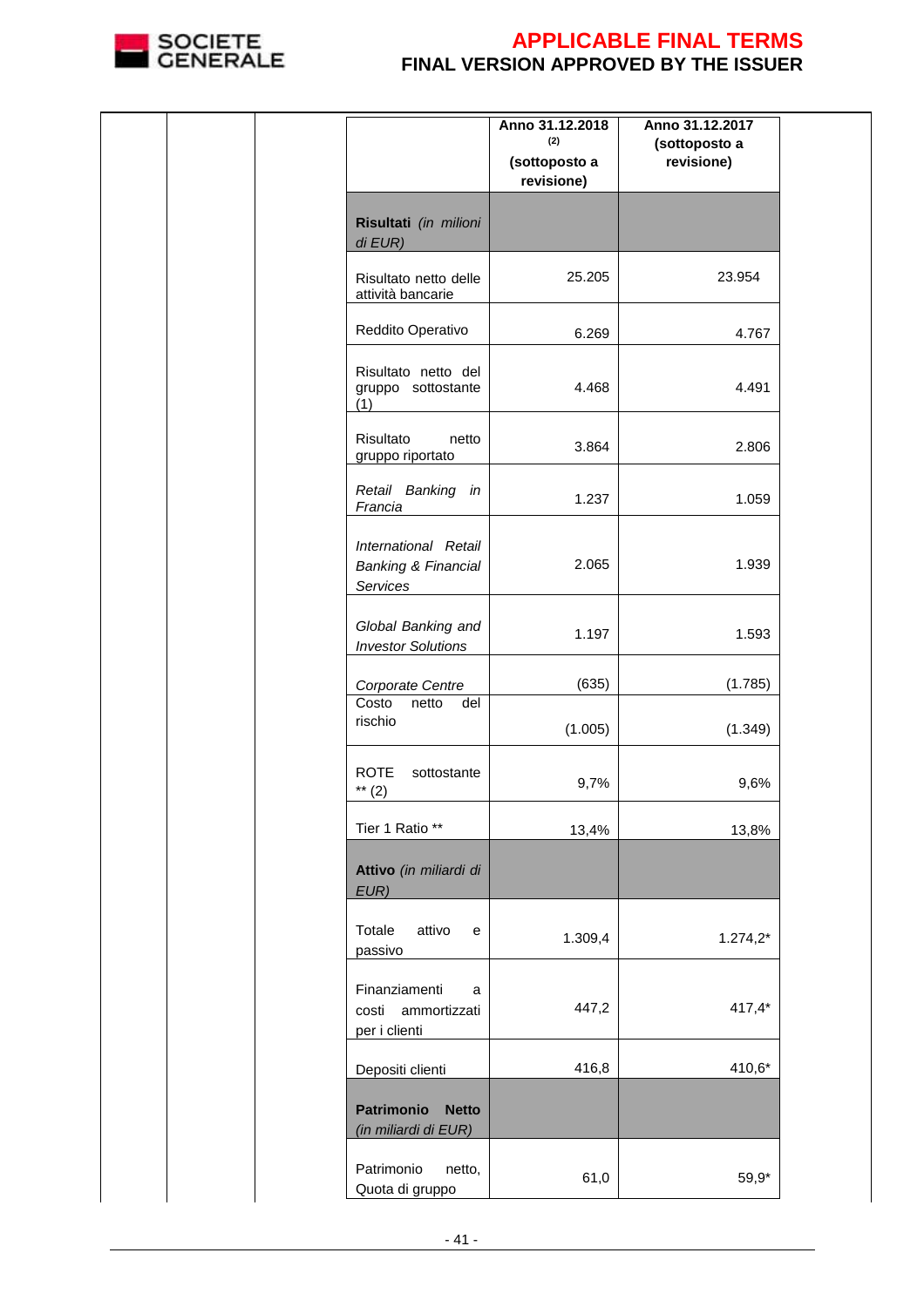| | Anno 31.12.2018 (2) (sottoposto a revisione) | Anno 31.12.2017 (sottoposto a revisione) |
|---|---|---|
| **Risultati** *(in milioni di EUR)* | | |
| Risultato netto delle attività bancarie | 25.205 | 23.954 |
| Reddito Operativo | 6.269 | 4.767 |
| Risultato netto del gruppo sottostante (1) | 4.468 | 4.491 |
| Risultato netto gruppo riportato | 3.864 | 2.806 |
| *Retail Banking in Francia* | 1.237 | 1.059 |
| *International Retail Banking & Financial Services* | 2.065 | 1.939 |
| *Global Banking and Investor Solutions* | 1.197 | 1.593 |
| *Corporate Centre* | (635) | (1.785) |
| Costo netto del rischio | (1.005) | (1.349) |
| ROTE sottostante ** (2) | 9,7% | 9,6% |
| Tier 1 Ratio ** | 13,4% | 13,8% |
| **Attivo** *(in miliardi di EUR)* | | |
| Totale attivo e passivo | 1.309,4 | 1.274,2* |
| Finanziamenti a costi ammortizzati per i clienti | 447,2 | 417,4* |
| Depositi clienti | 416,8 | 410,6* |
| **Patrimonio Netto** *(in miliardi di EUR)* | | |
| Patrimonio netto, Quota di gruppo | 61,0 | 59,9* |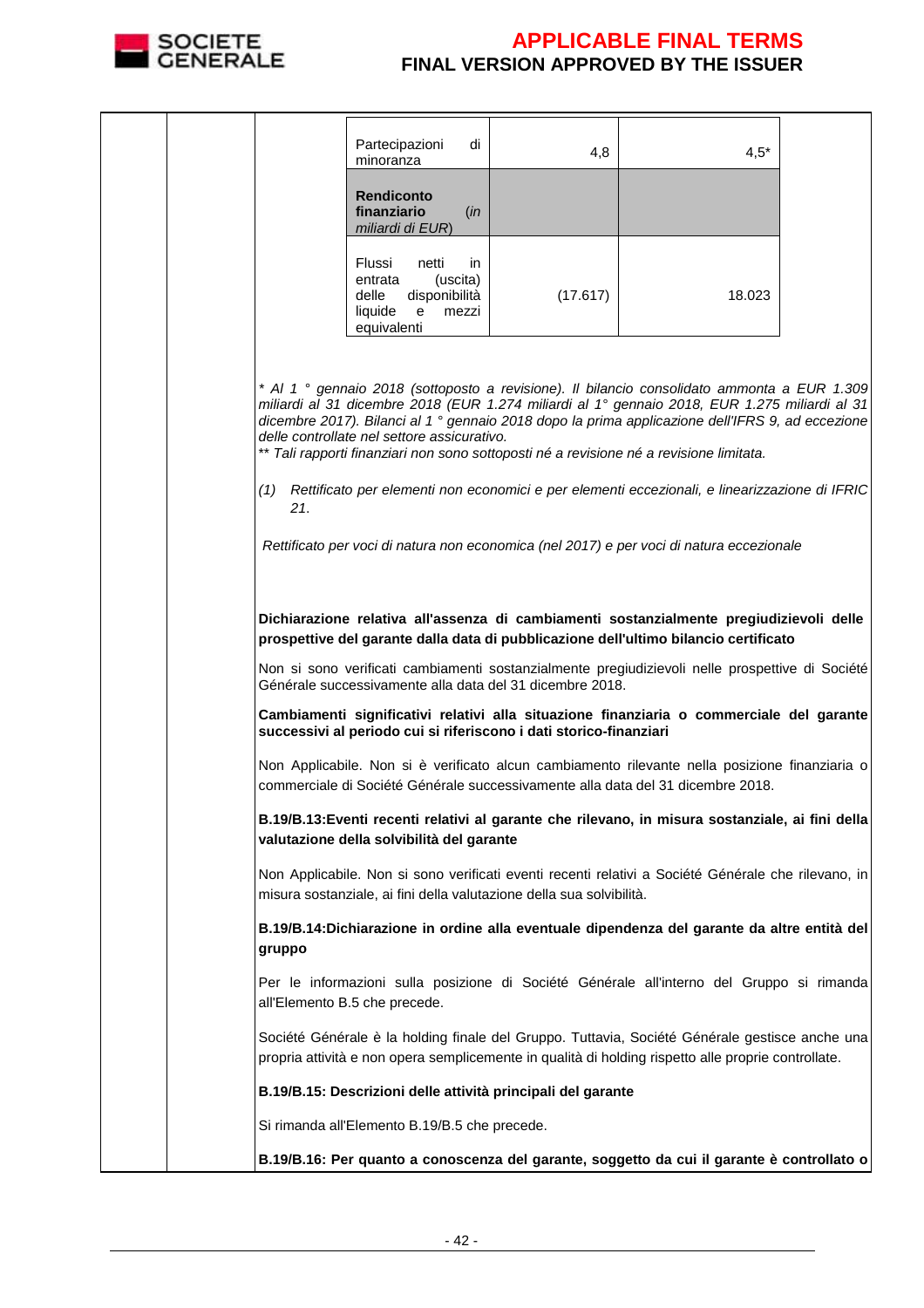| | | |
|---|---|---|
| Partecipazioni di minoranza | 4,8 | 4,5* |
| **Rendiconto finanziario** (*in miliardi di EUR*) | | |
| Flussi netti in entrata (uscita) delle disponibilità liquide e mezzi equivalenti | (17.617) | 18.023 |

*\* Al 1 ° gennaio 2018 (sottoposto a revisione). Il bilancio consolidato ammonta a EUR 1.309 miliardi al 31 dicembre 2018 (EUR 1.274 miliardi al 1° gennaio 2018, EUR 1.275 miliardi al 31 dicembre 2017). Bilanci al 1 ° gennaio 2018 dopo la prima applicazione dell'IFRS 9, ad eccezione delle controllate nel settore assicurativo.*

*\*\* Tali rapporti finanziari non sono sottoposti né a revisione né a revisione limitata.*

*(1) Rettificato per elementi non economici e per elementi eccezionali, e linearizzazione di IFRIC 21.*

*Rettificato per voci di natura non economica (nel 2017) e per voci di natura eccezionale*

**Dichiarazione relativa all'assenza di cambiamenti sostanzialmente pregiudizievoli delle prospettive del garante dalla data di pubblicazione dell'ultimo bilancio certificato**

Non si sono verificati cambiamenti sostanzialmente pregiudizievoli nelle prospettive di Société Générale successivamente alla data del 31 dicembre 2018.

**Cambiamenti significativi relativi alla situazione finanziaria o commerciale del garante successivi al periodo cui si riferiscono i dati storico-finanziari**

Non Applicabile. Non si è verificato alcun cambiamento rilevante nella posizione finanziaria o commerciale di Société Générale successivamente alla data del 31 dicembre 2018.

**B.19/B.13:Eventi recenti relativi al garante che rilevano, in misura sostanziale, ai fini della valutazione della solvibilità del garante**

Non Applicabile. Non si sono verificati eventi recenti relativi a Société Générale che rilevano, in misura sostanziale, ai fini della valutazione della sua solvibilità.

**B.19/B.14:Dichiarazione in ordine alla eventuale dipendenza del garante da altre entità del gruppo**

Per le informazioni sulla posizione di Société Générale all'interno del Gruppo si rimanda all'Elemento B.5 che precede.

Société Générale è la holding finale del Gruppo. Tuttavia, Société Générale gestisce anche una propria attività e non opera semplicemente in qualità di holding rispetto alle proprie controllate.

**B.19/B.15: Descrizioni delle attività principali del garante**

Si rimanda all'Elemento B.19/B.5 che precede.

**B.19/B.16: Per quanto a conoscenza del garante, soggetto da cui il garante è controllato o**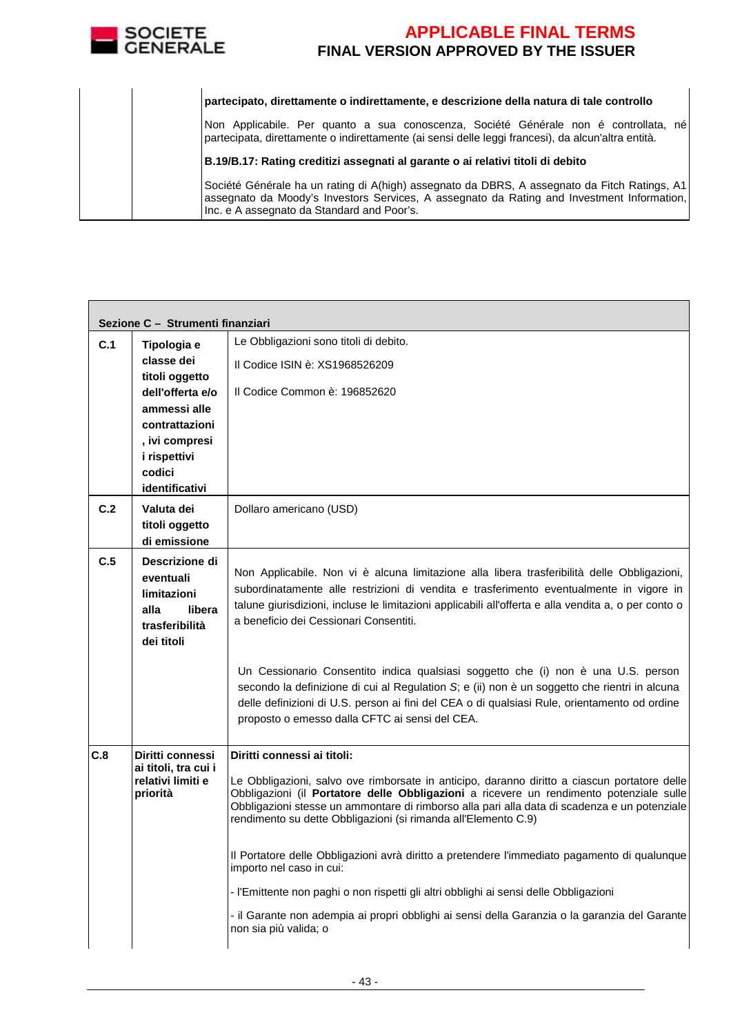| | | **partecipato, direttamente o indirettamente, e descrizione della natura di tale controllo**<br><br>Non Applicabile. Per quanto a sua conoscenza, Société Générale non é controllata, né partecipata, direttamente o indirettamente (ai sensi delle leggi francesi), da alcun'altra entità.<br><br>**B.19/B.17: Rating creditizi assegnati al garante o ai relativi titoli di debito**<br><br>Société Générale ha un rating di A(high) assegnato da DBRS, A assegnato da Fitch Ratings, A1 assegnato da Moody's Investors Services, A assegnato da Rating and Investment Information, Inc. e A assegnato da Standard and Poor's. |
|---|---|---|

| **Sezione C – Strumenti finanziari** | | |
|---|---|---|
| **C.1** | **Tipologia e classe dei titoli oggetto dell'offerta e/o ammessi alle contrattazioni, ivi compresi i rispettivi codici identificativi** | Le Obbligazioni sono titoli di debito.<br><br>Il Codice ISIN è: XS1968526209<br><br>Il Codice Common è: 196852620 |
| **C.2** | **Valuta dei titoli oggetto di emissione** | Dollaro americano (USD) |
| **C.5** | **Descrizione di eventuali limitazioni alla libera trasferibilità dei titoli** | Non Applicabile. Non vi è alcuna limitazione alla libera trasferibilità delle Obbligazioni, subordinatamente alle restrizioni di vendita e trasferimento eventualmente in vigore in talune giurisdizioni, incluse le limitazioni applicabili all'offerta e alla vendita a, o per conto o a beneficio dei Cessionari Consentiti.<br><br>Un Cessionario Consentito indica qualsiasi soggetto che (i) non è una U.S. person secondo la definizione di cui al Regulation S; e (ii) non è un soggetto che rientri in alcuna delle definizioni di U.S. person ai fini del CEA o di qualsiasi Rule, orientamento od ordine proposto o emesso dalla CFTC ai sensi del CEA. |
| **C.8** | **Diritti connessi ai titoli, tra cui i relativi limiti e priorità** | **Diritti connessi ai titoli:**<br><br>Le Obbligazioni, salvo ove rimborsate in anticipo, daranno diritto a ciascun portatore delle Obbligazioni (il **Portatore delle Obbligazioni** a ricevere un rendimento potenziale sulle Obbligazioni stesse un ammontare di rimborso alla pari alla data di scadenza e un potenziale rendimento su dette Obbligazioni (si rimanda all'Elemento C.9)<br><br>Il Portatore delle Obbligazioni avrà diritto a pretendere l'immediato pagamento di qualunque importo nel caso in cui:<br><br>- l'Emittente non paghi o non rispetti gli altri obblighi ai sensi delle Obbligazioni<br><br>- il Garante non adempia ai propri obblighi ai sensi della Garanzia o la garanzia del Garante non sia più valida; o |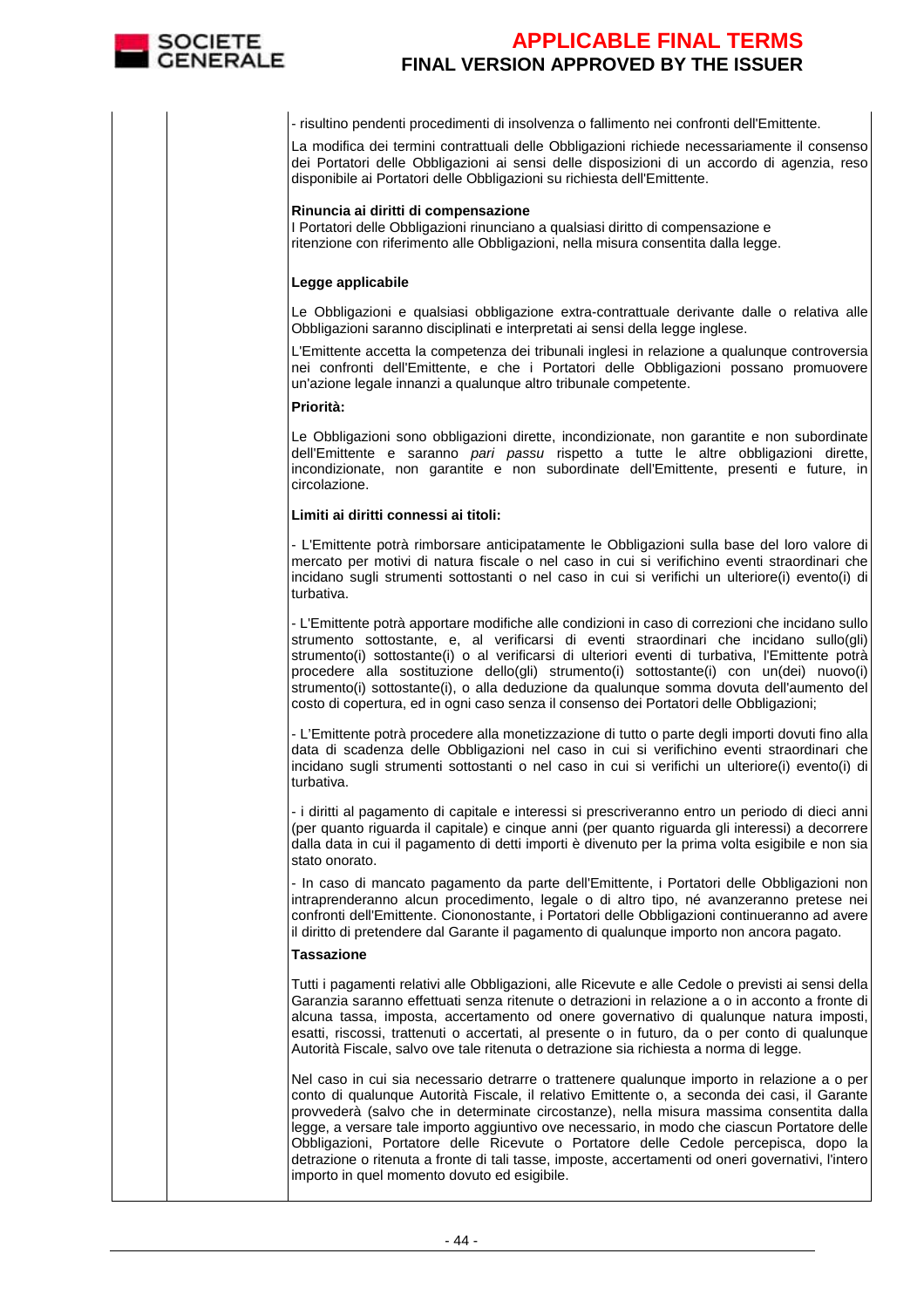- risultino pendenti procedimenti di insolvenza o fallimento nei confronti dell'Emittente.

La modifica dei termini contrattuali delle Obbligazioni richiede necessariamente il consenso dei Portatori delle Obbligazioni ai sensi delle disposizioni di un accordo di agenzia, reso disponibile ai Portatori delle Obbligazioni su richiesta dell'Emittente.

**Rinuncia ai diritti di compensazione**
I Portatori delle Obbligazioni rinunciano a qualsiasi diritto di compensazione e ritenzione con riferimento alle Obbligazioni, nella misura consentita dalla legge.

**Legge applicabile**

Le Obbligazioni e qualsiasi obbligazione extra-contrattuale derivante dalle o relativa alle Obbligazioni saranno disciplinati e interpretati ai sensi della legge inglese.

L'Emittente accetta la competenza dei tribunali inglesi in relazione a qualunque controversia nei confronti dell'Emittente, e che i Portatori delle Obbligazioni possano promuovere un'azione legale innanzi a qualunque altro tribunale competente.

**Priorità:**

Le Obbligazioni sono obbligazioni dirette, incondizionate, non garantite e non subordinate dell'Emittente e saranno *pari passu* rispetto a tutte le altre obbligazioni dirette, incondizionate, non garantite e non subordinate dell'Emittente, presenti e future, in circolazione.

**Limiti ai diritti connessi ai titoli:**

- L'Emittente potrà rimborsare anticipatamente le Obbligazioni sulla base del loro valore di mercato per motivi di natura fiscale o nel caso in cui si verifichino eventi straordinari che incidano sugli strumenti sottostanti o nel caso in cui si verifichi un ulteriore(i) evento(i) di turbativa.

- L'Emittente potrà apportare modifiche alle condizioni in caso di correzioni che incidano sullo strumento sottostante, e, al verificarsi di eventi straordinari che incidano sullo(gli) strumento(i) sottostante(i) o al verificarsi di ulteriori eventi di turbativa, l'Emittente potrà procedere alla sostituzione dello(gli) strumento(i) sottostante(i) con un(dei) nuovo(i) strumento(i) sottostante(i), o alla deduzione da qualunque somma dovuta dell'aumento del costo di copertura, ed in ogni caso senza il consenso dei Portatori delle Obbligazioni;

- L'Emittente potrà procedere alla monetizzazione di tutto o parte degli importi dovuti fino alla data di scadenza delle Obbligazioni nel caso in cui si verifichino eventi straordinari che incidano sugli strumenti sottostanti o nel caso in cui si verifichi un ulteriore(i) evento(i) di turbativa.

- i diritti al pagamento di capitale e interessi si prescriveranno entro un periodo di dieci anni (per quanto riguarda il capitale) e cinque anni (per quanto riguarda gli interessi) a decorrere dalla data in cui il pagamento di detti importi è divenuto per la prima volta esigibile e non sia stato onorato.

- In caso di mancato pagamento da parte dell'Emittente, i Portatori delle Obbligazioni non intraprenderanno alcun procedimento, legale o di altro tipo, né avanzeranno pretese nei confronti dell'Emittente. Ciononostante, i Portatori delle Obbligazioni continueranno ad avere il diritto di pretendere dal Garante il pagamento di qualunque importo non ancora pagato.

**Tassazione**

Tutti i pagamenti relativi alle Obbligazioni, alle Ricevute e alle Cedole o previsti ai sensi della Garanzia saranno effettuati senza ritenute o detrazioni in relazione a o in acconto a fronte di alcuna tassa, imposta, accertamento od onere governativo di qualunque natura imposti, esatti, riscossi, trattenuti o accertati, al presente o in futuro, da o per conto di qualunque Autorità Fiscale, salvo ove tale ritenuta o detrazione sia richiesta a norma di legge.

Nel caso in cui sia necessario detrarre o trattenere qualunque importo in relazione a o per conto di qualunque Autorità Fiscale, il relativo Emittente o, a seconda dei casi, il Garante provvederà (salvo che in determinate circostanze), nella misura massima consentita dalla legge, a versare tale importo aggiuntivo ove necessario, in modo che ciascun Portatore delle Obbligazioni, Portatore delle Ricevute o Portatore delle Cedole percepisca, dopo la detrazione o ritenuta a fronte di tali tasse, imposte, accertamenti od oneri governativi, l'intero importo in quel momento dovuto ed esigibile.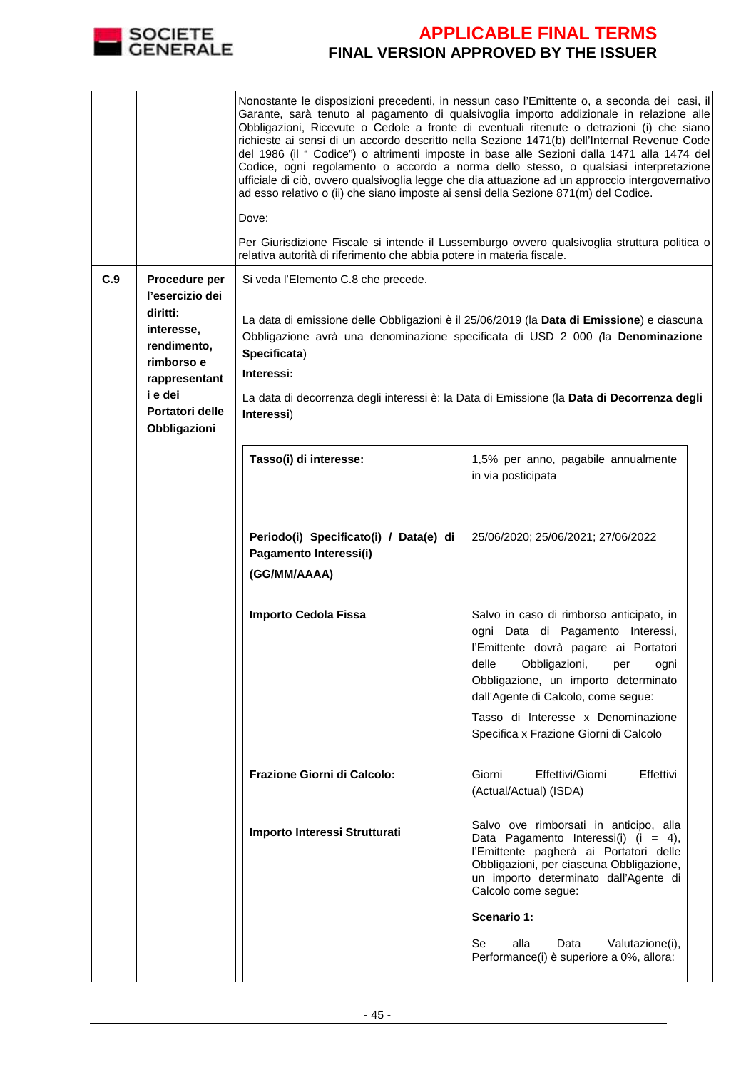| | | |
|---|---|---|
| | | Nonostante le disposizioni precedenti, in nessun caso l'Emittente o, a seconda dei casi, il Garante, sarà tenuto al pagamento di qualsivoglia importo addizionale in relazione alle Obbligazioni, Ricevute o Cedole a fronte di eventuali ritenute o detrazioni (i) che siano richieste ai sensi di un accordo descritto nella Sezione 1471(b) dell'Internal Revenue Code del 1986 (il " Codice") o altrimenti imposte in base alle Sezioni dalla 1471 alla 1474 del Codice, ogni regolamento o accordo a norma dello stesso, o qualsiasi interpretazione ufficiale di ciò, ovvero qualsivoglia legge che dia attuazione ad un approccio intergovernativo ad esso relativo o (ii) che siano imposte ai sensi della Sezione 871(m) del Codice.<br><br>Dove:<br><br>Per Giurisdizione Fiscale si intende il Lussemburgo ovvero qualsivoglia struttura politica o relativa autorità di riferimento che abbia potere in materia fiscale. |
| **C.9** | **Procedure per l'esercizio dei diritti: interesse, rendimento, rimborso e rappresentanti e dei Portatori delle Obbligazioni** | Si veda l'Elemento C.8 che precede.<br><br>La data di emissione delle Obbligazioni è il 25/06/2019 (la **Data di Emissione**) e ciascuna Obbligazione avrà una denominazione specificata di USD 2 000 (la **Denominazione Specificata**)<br><br>**Interessi:**<br><br>La data di decorrenza degli interessi è: la Data di Emissione (la **Data di Decorrenza degli Interessi**)<br><br>**Tasso(i) di interesse:** 1,5% per anno, pagabile annualmente in via posticipata<br><br>**Periodo(i) Specificato(i) / Data(e) di Pagamento Interessi(i) (GG/MM/AAAA)**: 25/06/2020; 25/06/2021; 27/06/2022<br><br>**Importo Cedola Fissa**: Salvo in caso di rimborso anticipato, in ogni Data di Pagamento Interessi, l'Emittente dovrà pagare ai Portatori delle Obbligazioni, per ogni Obbligazione, un importo determinato dall'Agente di Calcolo, come segue:<br>Tasso di Interesse x Denominazione Specifica x Frazione Giorni di Calcolo<br><br>**Frazione Giorni di Calcolo:** Giorni Effettivi/Giorni Effettivi (Actual/Actual) (ISDA)<br><br>**Importo Interessi Strutturati**: Salvo ove rimborsati in anticipo, alla Data Pagamento Interessi(i) (i = 4), l'Emittente pagherà ai Portatori delle Obbligazioni, per ciascuna Obbligazione, un importo determinato dall'Agente di Calcolo come segue:<br>**Scenario 1:**<br>Se alla Data Valutazione(i), Performance(i) è superiore a 0%, allora: |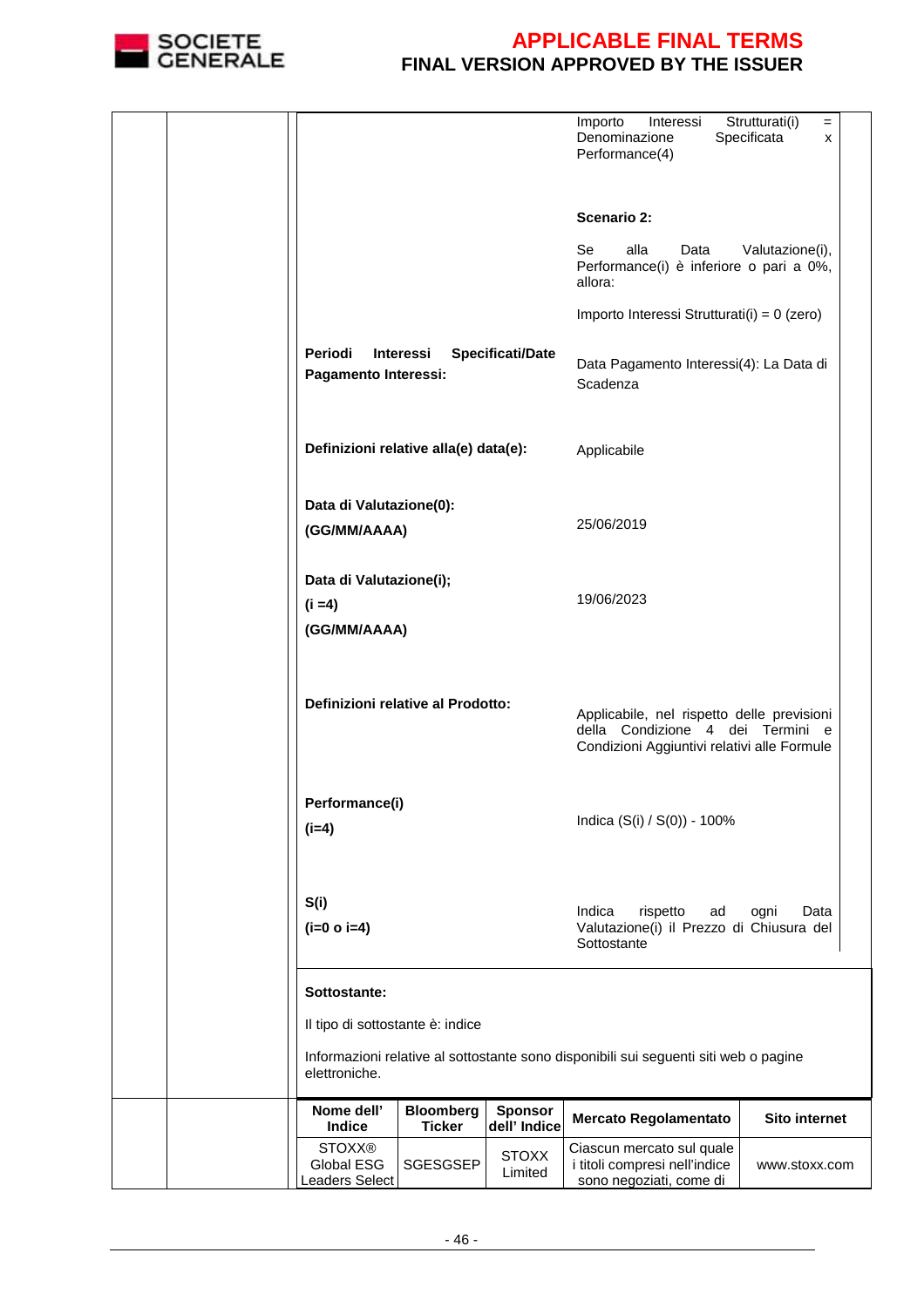| | |
|---|---|
| | Importo Interessi Strutturati(i) = Denominazione Specificata x Performance(4) |
| | **Scenario 2:** |
| | Se alla Data Valutazione(i), Performance(i) è inferiore o pari a 0%, allora: |
| | Importo Interessi Strutturati(i) = 0 (zero) |
| **Periodi Interessi Specificati/Date Pagamento Interessi:** | Data Pagamento Interessi(4): La Data di Scadenza |
| **Definizioni relative alla(e) data(e):** | Applicabile |
| **Data di Valutazione(0): (GG/MM/AAAA)** | 25/06/2019 |
| **Data di Valutazione(i); (i =4) (GG/MM/AAAA)** | 19/06/2023 |
| **Definizioni relative al Prodotto:** | Applicabile, nel rispetto delle previsioni della Condizione 4 dei Termini e Condizioni Aggiuntivi relativi alle Formule |
| **Performance(i) (i=4)** | Indica (S(i) / S(0)) - 100% |
| **S(i) (i=0 o i=4)** | Indica rispetto ad ogni Data Valutazione(i) il Prezzo di Chiusura del Sottostante |

**Sottostante:**

Il tipo di sottostante è: indice

Informazioni relative al sottostante sono disponibili sui seguenti siti web o pagine elettroniche.

| Nome dell' Indice | Bloomberg Ticker | Sponsor dell' Indice | Mercato Regolamentato | Sito internet |
|---|---|---|---|---|
| STOXX® Global ESG Leaders Select | SGESGSEP | STOXX Limited | Ciascun mercato sul quale i titoli compresi nell'indice sono negoziati, come di | www.stoxx.com |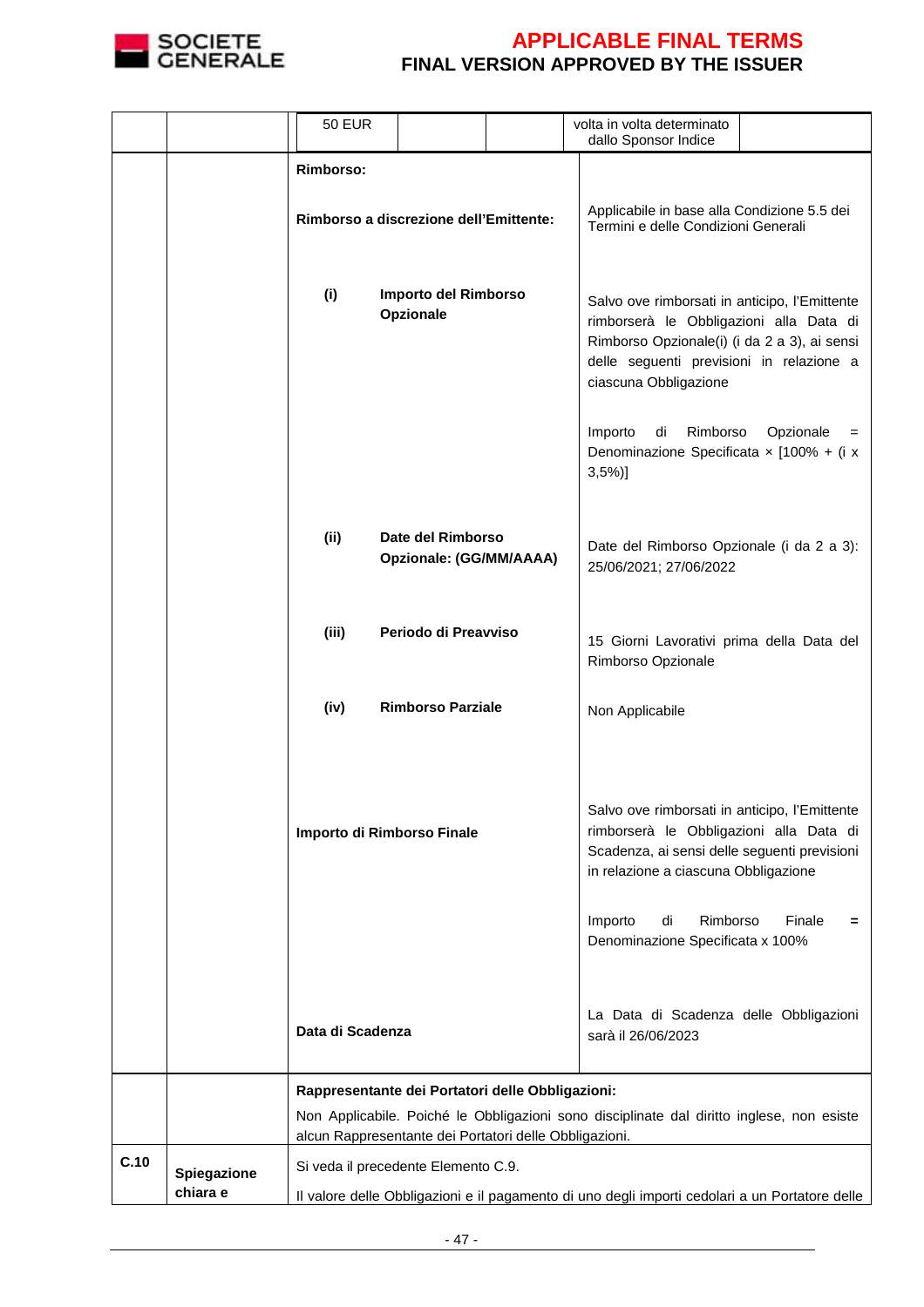| | | | |
|---|---|---|---|
| | | 50 EUR | volta in volta determinato dallo Sponsor Indice |
| | | **Rimborso:** | |
| | | **Rimborso a discrezione dell'Emittente:** | Applicabile in base alla Condizione 5.5 dei Termini e delle Condizioni Generali |
| | | **(i) Importo del Rimborso Opzionale** | Salvo ove rimborsati in anticipo, l'Emittente rimborserà le Obbligazioni alla Data di Rimborso Opzionale(i) (i da 2 a 3), ai sensi delle seguenti previsioni in relazione a ciascuna Obbligazione<br><br>Importo di Rimborso Opzionale = Denominazione Specificata × [100% + (i x 3,5%)] |
| | | **(ii) Date del Rimborso Opzionale: (GG/MM/AAAA)** | Date del Rimborso Opzionale (i da 2 a 3): 25/06/2021; 27/06/2022 |
| | | **(iii) Periodo di Preavviso** | 15 Giorni Lavorativi prima della Data del Rimborso Opzionale |
| | | **(iv) Rimborso Parziale** | Non Applicabile |
| | | **Importo di Rimborso Finale** | Salvo ove rimborsati in anticipo, l'Emittente rimborserà le Obbligazioni alla Data di Scadenza, ai sensi delle seguenti previsioni in relazione a ciascuna Obbligazione<br><br>Importo di Rimborso Finale = Denominazione Specificata x 100% |
| | | **Data di Scadenza** | La Data di Scadenza delle Obbligazioni sarà il 26/06/2023 |
| | | **Rappresentante dei Portatori delle Obbligazioni:**<br>Non Applicabile. Poiché le Obbligazioni sono disciplinate dal diritto inglese, non esiste alcun Rappresentante dei Portatori delle Obbligazioni. | |
| **C.10** | **Spiegazione chiara e** | Si veda il precedente Elemento C.9.<br><br>Il valore delle Obbligazioni e il pagamento di uno degli importi cedolari a un Portatore delle | |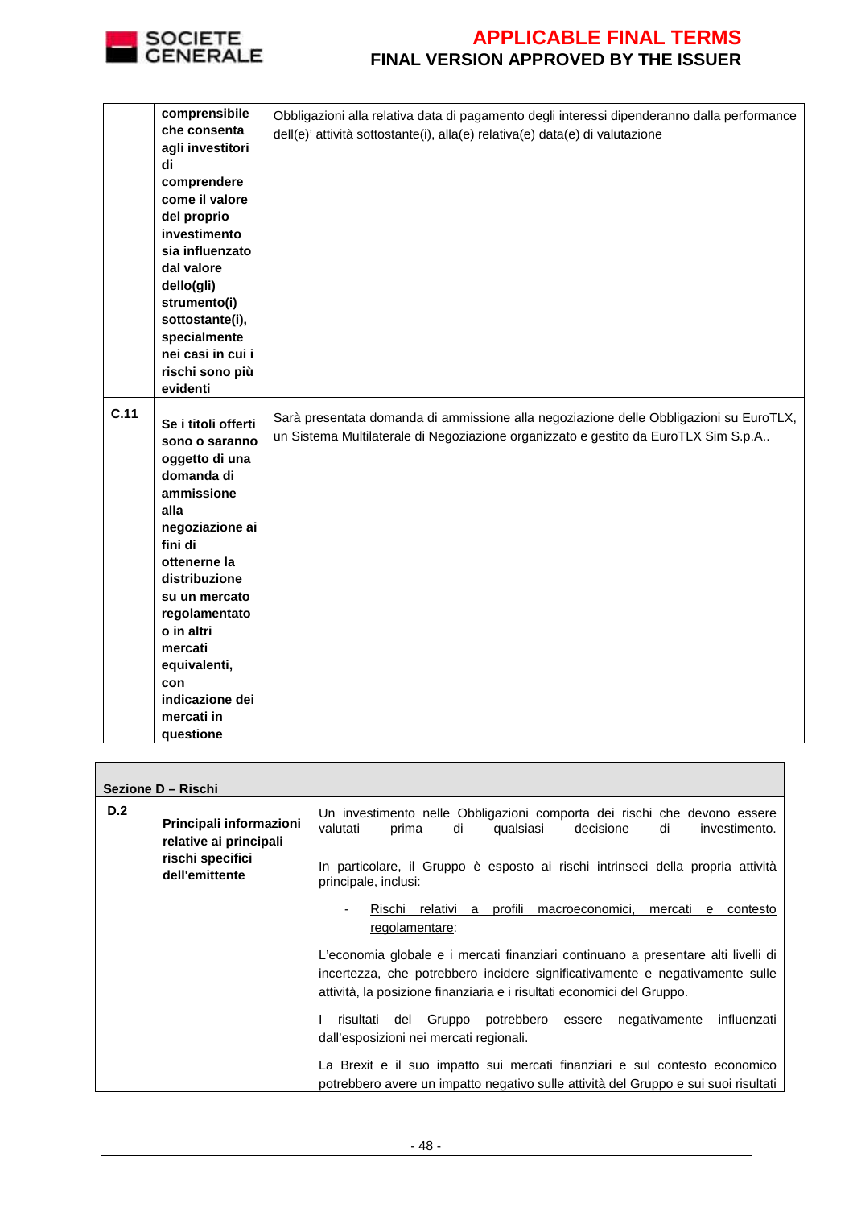| | | |
|---|---|---|
| | **comprensibile che consenta agli investitori di comprendere come il valore del proprio investimento sia influenzato dal valore dello(gli) strumento(i) sottostante(i), specialmente nei casi in cui i rischi sono più evidenti** | Obbligazioni alla relativa data di pagamento degli interessi dipenderanno dalla performance dell(e)' attività sottostante(i), alla(e) relativa(e) data(e) di valutazione |
| **C.11** | **Se i titoli offerti sono o saranno oggetto di una domanda di ammissione alla negoziazione ai fini di ottenerne la distribuzione su un mercato regolamentato o in altri mercati equivalenti, con indicazione dei mercati in questione** | Sarà presentata domanda di ammissione alla negoziazione delle Obbligazioni su EuroTLX, un Sistema Multilaterale di Negoziazione organizzato e gestito da EuroTLX Sim S.p.A.. |

| **Sezione D – Rischi** | | |
|---|---|---|
| **D.2** | **Principali informazioni relative ai principali rischi specifici dell'emittente** | Un investimento nelle Obbligazioni comporta dei rischi che devono essere valutati prima di qualsiasi decisione di investimento.<br><br>In particolare, il Gruppo è esposto ai rischi intrinseci della propria attività principale, inclusi:<br><br>- Rischi relativi a profili macroeconomici, mercati e contesto regolamentare:<br><br>L'economia globale e i mercati finanziari continuano a presentare alti livelli di incertezza, che potrebbero incidere significativamente e negativamente sulle attività, la posizione finanziaria e i risultati economici del Gruppo.<br><br>I risultati del Gruppo potrebbero essere negativamente influenzati dall'esposizioni nei mercati regionali.<br><br>La Brexit e il suo impatto sui mercati finanziari e sul contesto economico potrebbero avere un impatto negativo sulle attività del Gruppo e sui suoi risultati |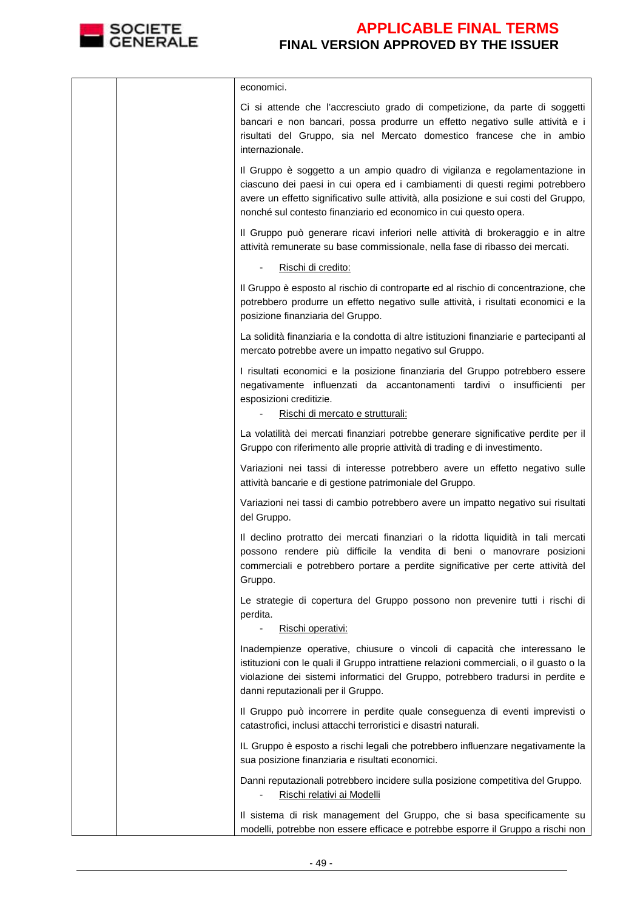| | | economici.<br><br>Ci si attende che l'accresciuto grado di competizione, da parte di soggetti bancari e non bancari, possa produrre un effetto negativo sulle attività e i risultati del Gruppo, sia nel Mercato domestico francese che in ambio internazionale.<br><br>Il Gruppo è soggetto a un ampio quadro di vigilanza e regolamentazione in ciascuno dei paesi in cui opera ed i cambiamenti di questi regimi potrebbero avere un effetto significativo sulle attività, alla posizione e sui costi del Gruppo, nonché sul contesto finanziario ed economico in cui questo opera.<br><br>Il Gruppo può generare ricavi inferiori nelle attività di brokeraggio e in altre attività remunerate su base commissionale, nella fase di ribasso dei mercati.<br><br>- <u>Rischi di credito:</u><br><br>Il Gruppo è esposto al rischio di controparte ed al rischio di concentrazione, che potrebbero produrre un effetto negativo sulle attività, i risultati economici e la posizione finanziaria del Gruppo.<br><br>La solidità finanziaria e la condotta di altre istituzioni finanziarie e partecipanti al mercato potrebbe avere un impatto negativo sul Gruppo.<br><br>I risultati economici e la posizione finanziaria del Gruppo potrebbero essere negativamente influenzati da accantonamenti tardivi o insufficienti per esposizioni creditizie.<br>- <u>Rischi di mercato e strutturali:</u><br><br>La volatilità dei mercati finanziari potrebbe generare significative perdite per il Gruppo con riferimento alle proprie attività di trading e di investimento.<br><br>Variazioni nei tassi di interesse potrebbero avere un effetto negativo sulle attività bancarie e di gestione patrimoniale del Gruppo.<br><br>Variazioni nei tassi di cambio potrebbero avere un impatto negativo sui risultati del Gruppo.<br><br>Il declino protratto dei mercati finanziari o la ridotta liquidità in tali mercati possono rendere più difficile la vendita di beni o manovrare posizioni commerciali e potrebbero portare a perdite significative per certe attività del Gruppo.<br><br>Le strategie di copertura del Gruppo possono non prevenire tutti i rischi di perdita.<br>- <u>Rischi operativi:</u><br><br>Inadempienze operative, chiusure o vincoli di capacità che interessano le istituzioni con le quali il Gruppo intrattiene relazioni commerciali, o il guasto o la violazione dei sistemi informatici del Gruppo, potrebbero tradursi in perdite e danni reputazionali per il Gruppo.<br><br>Il Gruppo può incorrere in perdite quale conseguenza di eventi imprevisti o catastrofici, inclusi attacchi terroristici e disastri naturali.<br><br>IL Gruppo è esposto a rischi legali che potrebbero influenzare negativamente la sua posizione finanziaria e risultati economici.<br><br>Danni reputazionali potrebbero incidere sulla posizione competitiva del Gruppo.<br>- <u>Rischi relativi ai Modelli</u><br><br>Il sistema di risk management del Gruppo, che si basa specificamente su modelli, potrebbe non essere efficace e potrebbe esporre il Gruppo a rischi non |
|---|---|---|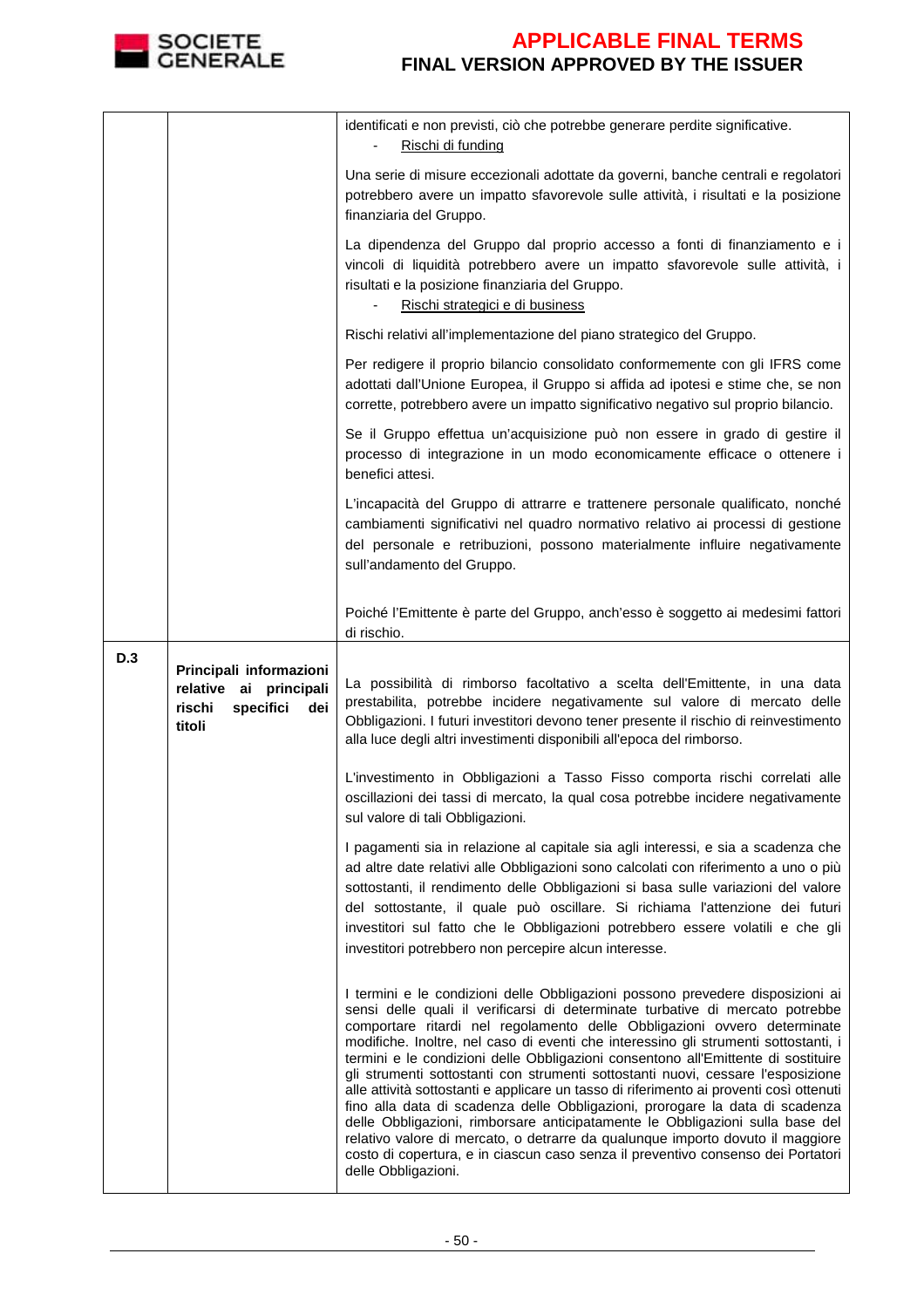| | | |
|---|---|---|
| | | identificati e non previsti, ciò che potrebbe generare perdite significative.<br>- <u>Rischi di funding</u><br><br>Una serie di misure eccezionali adottate da governi, banche centrali e regolatori potrebbero avere un impatto sfavorevole sulle attività, i risultati e la posizione finanziaria del Gruppo.<br><br>La dipendenza del Gruppo dal proprio accesso a fonti di finanziamento e i vincoli di liquidità potrebbero avere un impatto sfavorevole sulle attività, i risultati e la posizione finanziaria del Gruppo.<br>- <u>Rischi strategici e di business</u><br><br>Rischi relativi all'implementazione del piano strategico del Gruppo.<br><br>Per redigere il proprio bilancio consolidato conformemente con gli IFRS come adottati dall'Unione Europea, il Gruppo si affida ad ipotesi e stime che, se non corrette, potrebbero avere un impatto significativo negativo sul proprio bilancio.<br><br>Se il Gruppo effettua un'acquisizione può non essere in grado di gestire il processo di integrazione in un modo economicamente efficace o ottenere i benefici attesi.<br><br>L'incapacità del Gruppo di attrarre e trattenere personale qualificato, nonché cambiamenti significativi nel quadro normativo relativo ai processi di gestione del personale e retribuzioni, possono materialmente influire negativamente sull'andamento del Gruppo.<br><br>Poiché l'Emittente è parte del Gruppo, anch'esso è soggetto ai medesimi fattori di rischio. |
| **D.3** | **Principali informazioni relative ai principali rischi specifici dei titoli** | La possibilità di rimborso facoltativo a scelta dell'Emittente, in una data prestabilita, potrebbe incidere negativamente sul valore di mercato delle Obbligazioni. I futuri investitori devono tener presente il rischio di reinvestimento alla luce degli altri investimenti disponibili all'epoca del rimborso.<br><br>L'investimento in Obbligazioni a Tasso Fisso comporta rischi correlati alle oscillazioni dei tassi di mercato, la qual cosa potrebbe incidere negativamente sul valore di tali Obbligazioni.<br><br>I pagamenti sia in relazione al capitale sia agli interessi, e sia a scadenza che ad altre date relativi alle Obbligazioni sono calcolati con riferimento a uno o più sottostanti, il rendimento delle Obbligazioni si basa sulle variazioni del valore del sottostante, il quale può oscillare. Si richiama l'attenzione dei futuri investitori sul fatto che le Obbligazioni potrebbero essere volatili e che gli investitori potrebbero non percepire alcun interesse.<br><br>I termini e le condizioni delle Obbligazioni possono prevedere disposizioni ai sensi delle quali il verificarsi di determinate turbative di mercato potrebbe comportare ritardi nel regolamento delle Obbligazioni ovvero determinate modifiche. Inoltre, nel caso di eventi che interessino gli strumenti sottostanti, i termini e le condizioni delle Obbligazioni consentono all'Emittente di sostituire gli strumenti sottostanti con strumenti sottostanti nuovi, cessare l'esposizione alle attività sottostanti e applicare un tasso di riferimento ai proventi così ottenuti fino alla data di scadenza delle Obbligazioni, prorogare la data di scadenza delle Obbligazioni, rimborsare anticipatamente le Obbligazioni sulla base del relativo valore di mercato, o detrarre da qualunque importo dovuto il maggiore costo di copertura, e in ciascun caso senza il preventivo consenso dei Portatori delle Obbligazioni. |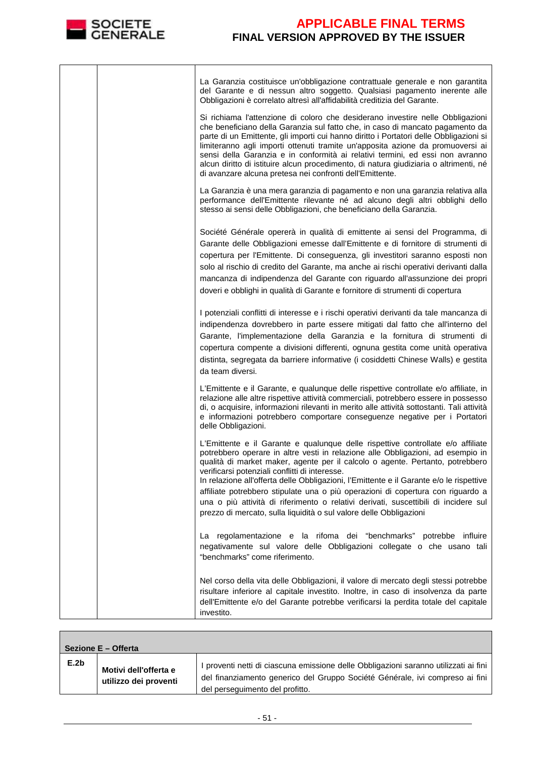| | | |
|---|---|---|
| | | La Garanzia costituisce un'obbligazione contrattuale generale e non garantita del Garante e di nessun altro soggetto. Qualsiasi pagamento inerente alle Obbligazioni è correlato altresì all'affidabilità creditizia del Garante.<br><br>Si richiama l'attenzione di coloro che desiderano investire nelle Obbligazioni che beneficiano della Garanzia sul fatto che, in caso di mancato pagamento da parte di un Emittente, gli importi cui hanno diritto i Portatori delle Obbligazioni si limiteranno agli importi ottenuti tramite un'apposita azione da promuoversi ai sensi della Garanzia e in conformità ai relativi termini, ed essi non avranno alcun diritto di istituire alcun procedimento, di natura giudiziaria o altrimenti, né di avanzare alcuna pretesa nei confronti dell'Emittente.<br><br>La Garanzia è una mera garanzia di pagamento e non una garanzia relativa alla performance dell'Emittente rilevante né ad alcuno degli altri obblighi dello stesso ai sensi delle Obbligazioni, che beneficiano della Garanzia.<br><br>Société Générale opererà in qualità di emittente ai sensi del Programma, di Garante delle Obbligazioni emesse dall'Emittente e di fornitore di strumenti di copertura per l'Emittente. Di conseguenza, gli investitori saranno esposti non solo al rischio di credito del Garante, ma anche ai rischi operativi derivanti dalla mancanza di indipendenza del Garante con riguardo all'assunzione dei propri doveri e obblighi in qualità di Garante e fornitore di strumenti di copertura<br><br>I potenziali conflitti di interesse e i rischi operativi derivanti da tale mancanza di indipendenza dovrebbero in parte essere mitigati dal fatto che all'interno del Garante, l'implementazione della Garanzia e la fornitura di strumenti di copertura compente a divisioni differenti, ognuna gestita come unità operativa distinta, segregata da barriere informative (i cosiddetti Chinese Walls) e gestita da team diversi.<br><br>L'Emittente e il Garante, e qualunque delle rispettive controllate e/o affiliate, in relazione alle altre rispettive attività commerciali, potrebbero essere in possesso di, o acquisire, informazioni rilevanti in merito alle attività sottostanti. Tali attività e informazioni potrebbero comportare conseguenze negative per i Portatori delle Obbligazioni.<br><br>L'Emittente e il Garante e qualunque delle rispettive controllate e/o affiliate potrebbero operare in altre vesti in relazione alle Obbligazioni, ad esempio in qualità di market maker, agente per il calcolo o agente. Pertanto, potrebbero verificarsi potenziali conflitti di interesse.<br>In relazione all'offerta delle Obbligazioni, l'Emittente e il Garante e/o le rispettive affiliate potrebbero stipulate una o più operazioni di copertura con riguardo a una o più attività di riferimento o relativi derivati, suscettibili di incidere sul prezzo di mercato, sulla liquidità o sul valore delle Obbligazioni<br><br>La regolamentazione e la rifoma dei "benchmarks" potrebbe influire negativamente sul valore delle Obbligazioni collegate o che usano tali "benchmarks" come riferimento.<br><br>Nel corso della vita delle Obbligazioni, il valore di mercato degli stessi potrebbe risultare inferiore al capitale investito. Inoltre, in caso di insolvenza da parte dell'Emittente e/o del Garante potrebbe verificarsi la perdita totale del capitale investito. |

| **Sezione E – Offerta** | | |
|---|---|---|
| **E.2b** | **Motivi dell'offerta e utilizzo dei proventi** | I proventi netti di ciascuna emissione delle Obbligazioni saranno utilizzati ai fini del finanziamento generico del Gruppo Société Générale, ivi compreso ai fini del perseguimento del profitto. |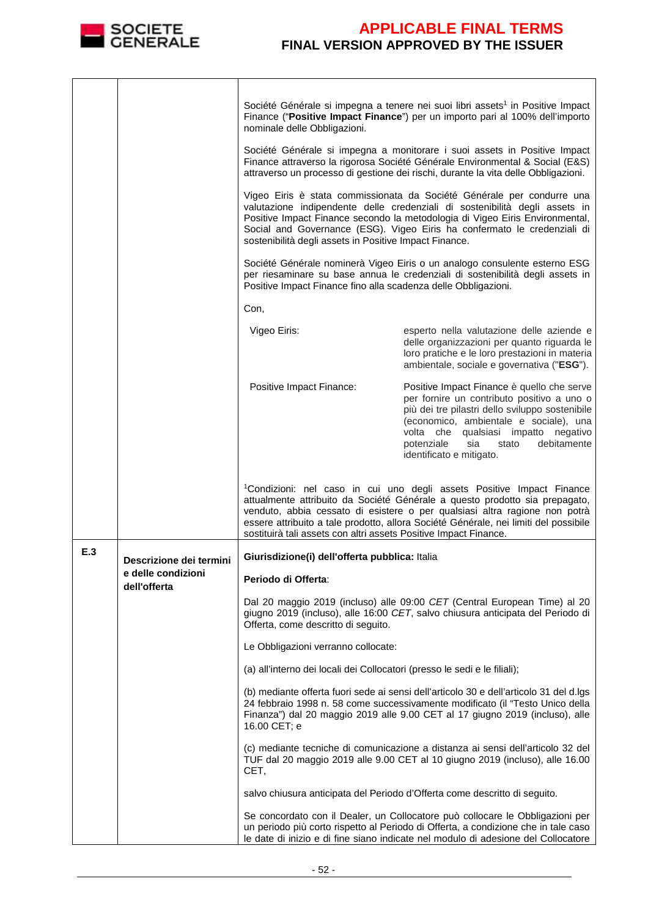| | | |
|---|---|---|
| | | Société Générale si impegna a tenere nei suoi libri assets[1] in Positive Impact Finance ("**Positive Impact Finance**") per un importo pari al 100% dell'importo nominale delle Obbligazioni.<br><br>Société Générale si impegna a monitorare i suoi assets in Positive Impact Finance attraverso la rigorosa Société Générale Environmental & Social (E&S) attraverso un processo di gestione dei rischi, durante la vita delle Obbligazioni.<br><br>Vigeo Eiris è stata commissionata da Société Générale per condurre una valutazione indipendente delle credenziali di sostenibilità degli assets in Positive Impact Finance secondo la metodologia di Vigeo Eiris Environmental, Social and Governance (ESG). Vigeo Eiris ha confermato le credenziali di sostenibilità degli assets in Positive Impact Finance.<br><br>Société Générale nominerà Vigeo Eiris o un analogo consulente esterno ESG per riesaminare su base annua le credenziali di sostenibilità degli assets in Positive Impact Finance fino alla scadenza delle Obbligazioni.<br><br>Con,<br><br>Vigeo Eiris: esperto nella valutazione delle aziende e delle organizzazioni per quanto riguarda le loro pratiche e le loro prestazioni in materia ambientale, sociale e governativa ("**ESG**").<br><br>Positive Impact Finance: Positive Impact Finance è quello che serve per fornire un contributo positivo a uno o più dei tre pilastri dello sviluppo sostenibile (economico, ambientale e sociale), una volta che qualsiasi impatto negativo potenziale sia stato debitamente identificato e mitigato.<br><br>[1]Condizioni: nel caso in cui uno degli assets Positive Impact Finance attualmente attribuito da Société Générale a questo prodotto sia prepagato, venduto, abbia cessato di esistere o per qualsiasi altra ragione non potrà essere attribuito a tale prodotto, allora Société Générale, nei limiti del possibile sostituirà tali assets con altri assets Positive Impact Finance. |
| **E.3** | **Descrizione dei termini e delle condizioni dell'offerta** | **Giurisdizione(i) dell'offerta pubblica:** Italia<br><br>**Periodo di Offerta**:<br><br>Dal 20 maggio 2019 (incluso) alle 09:00 *CET* (Central European Time) al 20 giugno 2019 (incluso), alle 16:00 *CET*, salvo chiusura anticipata del Periodo di Offerta, come descritto di seguito.<br><br>Le Obbligazioni verranno collocate:<br><br>(a) all'interno dei locali dei Collocatori (presso le sedi e le filiali);<br><br>(b) mediante offerta fuori sede ai sensi dell'articolo 30 e dell'articolo 31 del d.lgs 24 febbraio 1998 n. 58 come successivamente modificato (il "Testo Unico della Finanza") dal 20 maggio 2019 alle 9.00 CET al 17 giugno 2019 (incluso), alle 16.00 CET; e<br><br>(c) mediante tecniche di comunicazione a distanza ai sensi dell'articolo 32 del TUF dal 20 maggio 2019 alle 9.00 CET al 10 giugno 2019 (incluso), alle 16.00 CET,<br><br>salvo chiusura anticipata del Periodo d'Offerta come descritto di seguito.<br><br>Se concordato con il Dealer, un Collocatore può collocare le Obbligazioni per un periodo più corto rispetto al Periodo di Offerta, a condizione che in tale caso le date di inizio e di fine siano indicate nel modulo di adesione del Collocatore |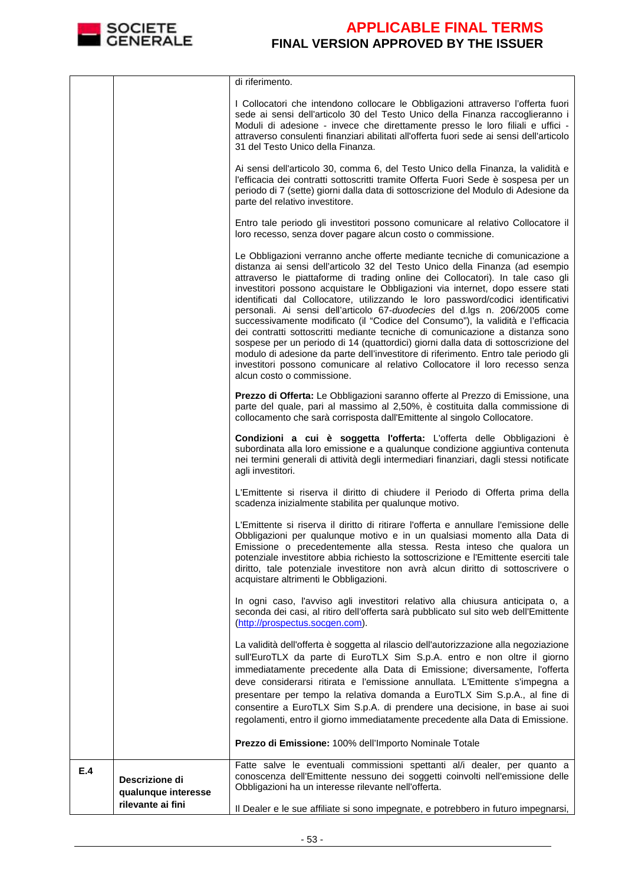| | | |
|---|---|---|
| | | di riferimento.<br><br>I Collocatori che intendono collocare le Obbligazioni attraverso l'offerta fuori sede ai sensi dell'articolo 30 del Testo Unico della Finanza raccoglieranno i Moduli di adesione - invece che direttamente presso le loro filiali e uffici - attraverso consulenti finanziari abilitati all'offerta fuori sede ai sensi dell'articolo 31 del Testo Unico della Finanza.<br><br>Ai sensi dell'articolo 30, comma 6, del Testo Unico della Finanza, la validità e l'efficacia dei contratti sottoscritti tramite Offerta Fuori Sede è sospesa per un periodo di 7 (sette) giorni dalla data di sottoscrizione del Modulo di Adesione da parte del relativo investitore.<br><br>Entro tale periodo gli investitori possono comunicare al relativo Collocatore il loro recesso, senza dover pagare alcun costo o commissione.<br><br>Le Obbligazioni verranno anche offerte mediante tecniche di comunicazione a distanza ai sensi dell'articolo 32 del Testo Unico della Finanza (ad esempio attraverso le piattaforme di trading online dei Collocatori). In tale caso gli investitori possono acquistare le Obbligazioni via internet, dopo essere stati identificati dal Collocatore, utilizzando le loro password/codici identificativi personali. Ai sensi dell'articolo 67-*duodecies* del d.lgs n. 206/2005 come successivamente modificato (il "Codice del Consumo"), la validità e l'efficacia dei contratti sottoscritti mediante tecniche di comunicazione a distanza sono sospese per un periodo di 14 (quattordici) giorni dalla data di sottoscrizione del modulo di adesione da parte dell'investitore di riferimento. Entro tale periodo gli investitori possono comunicare al relativo Collocatore il loro recesso senza alcun costo o commissione.<br><br>**Prezzo di Offerta:** Le Obbligazioni saranno offerte al Prezzo di Emissione, una parte del quale, pari al massimo al 2,50%, è costituita dalla commissione di collocamento che sarà corrisposta dall'Emittente al singolo Collocatore.<br><br>**Condizioni a cui è soggetta l'offerta:** L'offerta delle Obbligazioni è subordinata alla loro emissione e a qualunque condizione aggiuntiva contenuta nei termini generali di attività degli intermediari finanziari, dagli stessi notificate agli investitori.<br><br>L'Emittente si riserva il diritto di chiudere il Periodo di Offerta prima della scadenza inizialmente stabilita per qualunque motivo.<br><br>L'Emittente si riserva il diritto di ritirare l'offerta e annullare l'emissione delle Obbligazioni per qualunque motivo e in un qualsiasi momento alla Data di Emissione o precedentemente alla stessa. Resta inteso che qualora un potenziale investitore abbia richiesto la sottoscrizione e l'Emittente eserciti tale diritto, tale potenziale investitore non avrà alcun diritto di sottoscrivere o acquistare altrimenti le Obbligazioni.<br><br>In ogni caso, l'avviso agli investitori relativo alla chiusura anticipata o, a seconda dei casi, al ritiro dell'offerta sarà pubblicato sul sito web dell'Emittente (http://prospectus.socgen.com).<br><br>La validità dell'offerta è soggetta al rilascio dell'autorizzazione alla negoziazione sull'EuroTLX da parte di EuroTLX Sim S.p.A. entro e non oltre il giorno immediatamente precedente alla Data di Emissione; diversamente, l'offerta deve considerarsi ritirata e l'emissione annullata. L'Emittente s'impegna a presentare per tempo la relativa domanda a EuroTLX Sim S.p.A., al fine di consentire a EuroTLX Sim S.p.A. di prendere una decisione, in base ai suoi regolamenti, entro il giorno immediatamente precedente alla Data di Emissione.<br><br>**Prezzo di Emissione:** 100% dell'Importo Nominale Totale |
| **E.4** | **Descrizione di qualunque interesse rilevante ai fini** | Fatte salve le eventuali commissioni spettanti al/i dealer, per quanto a conoscenza dell'Emittente nessuno dei soggetti coinvolti nell'emissione delle Obbligazioni ha un interesse rilevante nell'offerta.<br><br>Il Dealer e le sue affiliate si sono impegnate, e potrebbero in futuro impegnarsi, |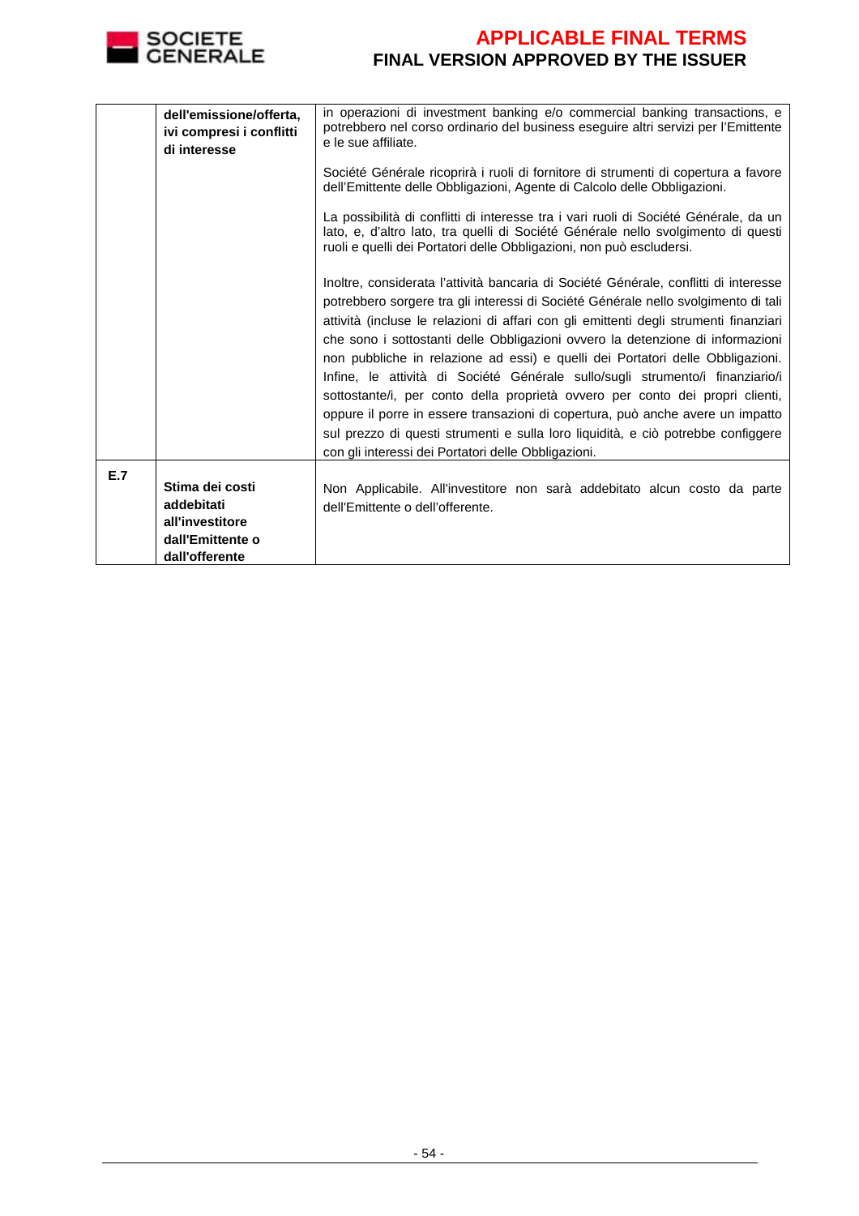| | | |
|---|---|---|
| | **dell'emissione/offerta, ivi compresi i conflitti di interesse** | in operazioni di investment banking e/o commercial banking transactions, e potrebbero nel corso ordinario del business eseguire altri servizi per l'Emittente e le sue affiliate.<br><br>Société Générale ricoprirà i ruoli di fornitore di strumenti di copertura a favore dell'Emittente delle Obbligazioni, Agente di Calcolo delle Obbligazioni.<br><br>La possibilità di conflitti di interesse tra i vari ruoli di Société Générale, da un lato, e, d'altro lato, tra quelli di Société Générale nello svolgimento di questi ruoli e quelli dei Portatori delle Obbligazioni, non può escludersi.<br><br>Inoltre, considerata l'attività bancaria di Société Générale, conflitti di interesse potrebbero sorgere tra gli interessi di Société Générale nello svolgimento di tali attività (incluse le relazioni di affari con gli emittenti degli strumenti finanziari che sono i sottostanti delle Obbligazioni ovvero la detenzione di informazioni non pubbliche in relazione ad essi) e quelli dei Portatori delle Obbligazioni. Infine, le attività di Société Générale sullo/sugli strumento/i finanziario/i sottostante/i, per conto della proprietà ovvero per conto dei propri clienti, oppure il porre in essere transazioni di copertura, può anche avere un impatto sul prezzo di questi strumenti e sulla loro liquidità, e ciò potrebbe configgere con gli interessi dei Portatori delle Obbligazioni. |
| **E.7** | **Stima dei costi addebitati all'investitore dall'Emittente o dall'offerente** | Non Applicabile. All'investitore non sarà addebitato alcun costo da parte dell'Emittente o dell'offerente. |